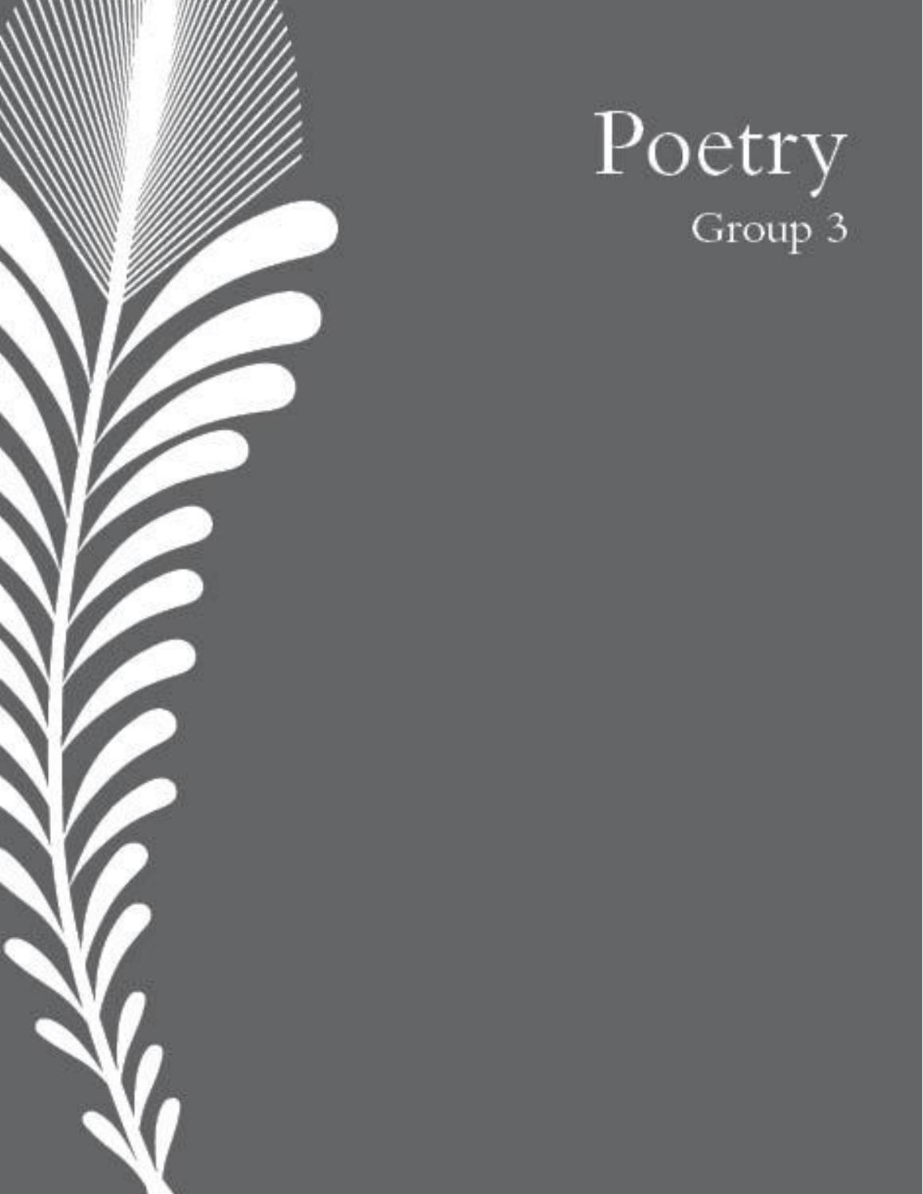# Poetry

Group 3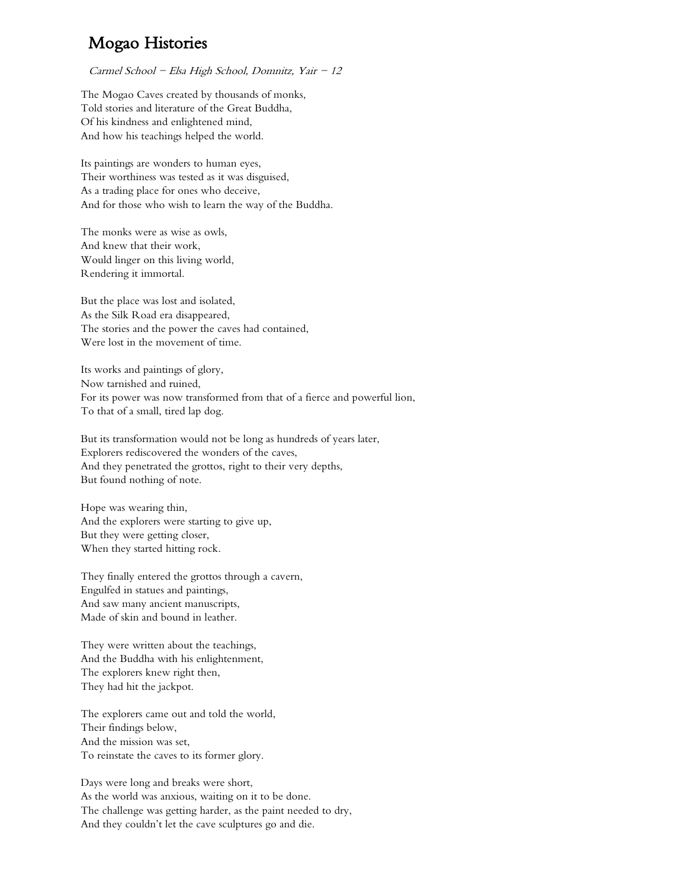# Mogao Histories

*Carmel School – Elsa High School, Domnitz, Yair – 12*

The Mogao Caves created by thousands of monks,  
Told stories and literature of the Great Buddha,  
Of his kindness and enlightened mind,  
And how his teachings helped the world.

Its paintings are wonders to human eyes,  
Their worthiness was tested as it was disguised,  
As a trading place for ones who deceive,  
And for those who wish to learn the way of the Buddha.

The monks were as wise as owls,  
And knew that their work,  
Would linger on this living world,  
Rendering it immortal.

But the place was lost and isolated,  
As the Silk Road era disappeared,  
The stories and the power the caves had contained,  
Were lost in the movement of time.

Its works and paintings of glory,  
Now tarnished and ruined,  
For its power was now transformed from that of a fierce and powerful lion,  
To that of a small, tired lap dog.

But its transformation would not be long as hundreds of years later,  
Explorers rediscovered the wonders of the caves,  
And they penetrated the grottos, right to their very depths,  
But found nothing of note.

Hope was wearing thin,  
And the explorers were starting to give up,  
But they were getting closer,  
When they started hitting rock.

They finally entered the grottos through a cavern,  
Engulfed in statues and paintings,  
And saw many ancient manuscripts,  
Made of skin and bound in leather.

They were written about the teachings,  
And the Buddha with his enlightenment,  
The explorers knew right then,  
They had hit the jackpot.

The explorers came out and told the world,  
Their findings below,  
And the mission was set,  
To reinstate the caves to its former glory.

Days were long and breaks were short,  
As the world was anxious, waiting on it to be done.  
The challenge was getting harder, as the paint needed to dry,  
And they couldn't let the cave sculptures go and die.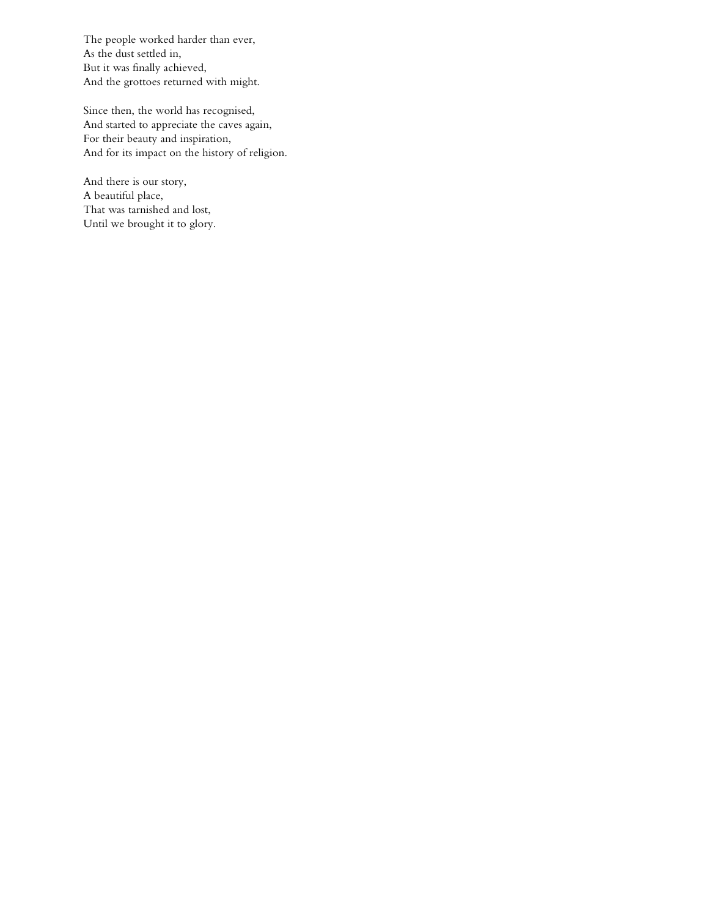The people worked harder than ever,
As the dust settled in,
But it was finally achieved,
And the grottoes returned with might.

Since then, the world has recognised,
And started to appreciate the caves again,
For their beauty and inspiration,
And for its impact on the history of religion.

And there is our story,
A beautiful place,
That was tarnished and lost,
Until we brought it to glory.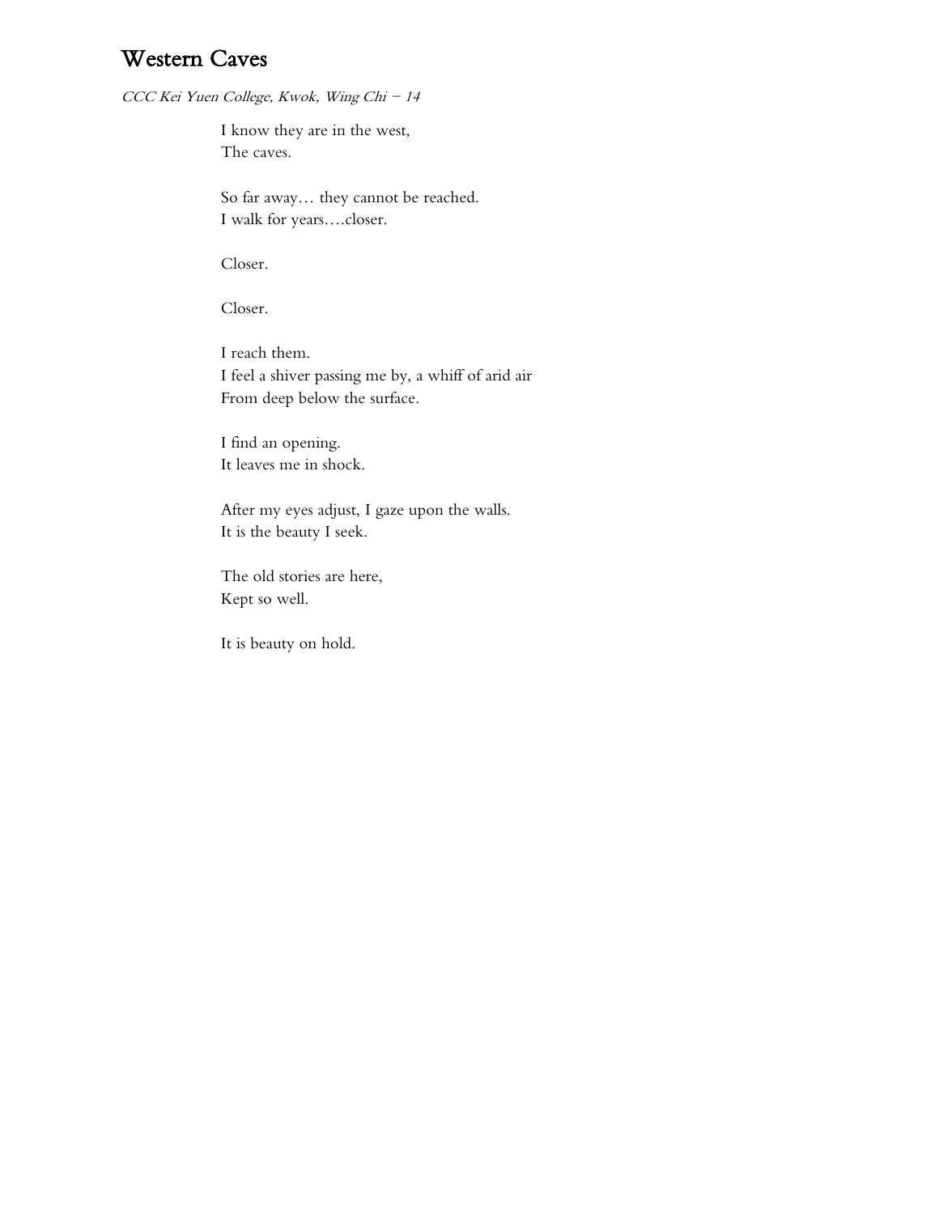## Western Caves

*CCC Kei Yuen College, Kwok, Wing Chi – 14*

I know they are in the west,
The caves.

So far away… they cannot be reached.
I walk for years….closer.

Closer.

Closer.

I reach them.
I feel a shiver passing me by, a whiff of arid air
From deep below the surface.

I find an opening.
It leaves me in shock.

After my eyes adjust, I gaze upon the walls.
It is the beauty I seek.

The old stories are here,
Kept so well.

It is beauty on hold.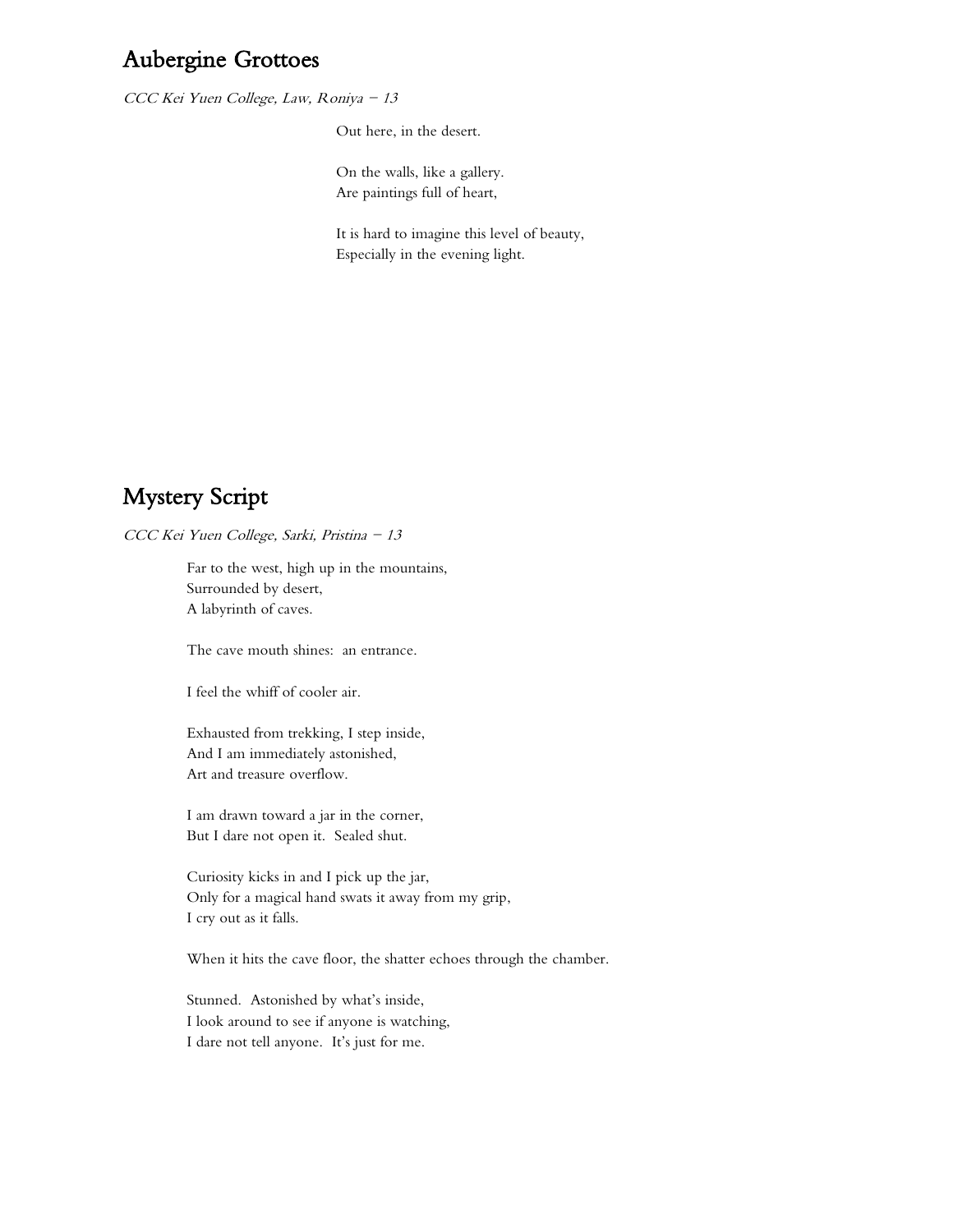## Aubergine Grottoes

*CCC Kei Yuen College, Law, Roniya – 13*

Out here, in the desert.

On the walls, like a gallery.  
Are paintings full of heart,

It is hard to imagine this level of beauty,  
Especially in the evening light.

## Mystery Script

*CCC Kei Yuen College, Sarki, Pristina – 13*

Far to the west, high up in the mountains,  
Surrounded by desert,  
A labyrinth of caves.

The cave mouth shines:  an entrance.

I feel the whiff of cooler air.

Exhausted from trekking, I step inside,  
And I am immediately astonished,  
Art and treasure overflow.

I am drawn toward a jar in the corner,  
But I dare not open it.  Sealed shut.

Curiosity kicks in and I pick up the jar,  
Only for a magical hand swats it away from my grip,  
I cry out as it falls.

When it hits the cave floor, the shatter echoes through the chamber.

Stunned.  Astonished by what's inside,  
I look around to see if anyone is watching,  
I dare not tell anyone.  It's just for me.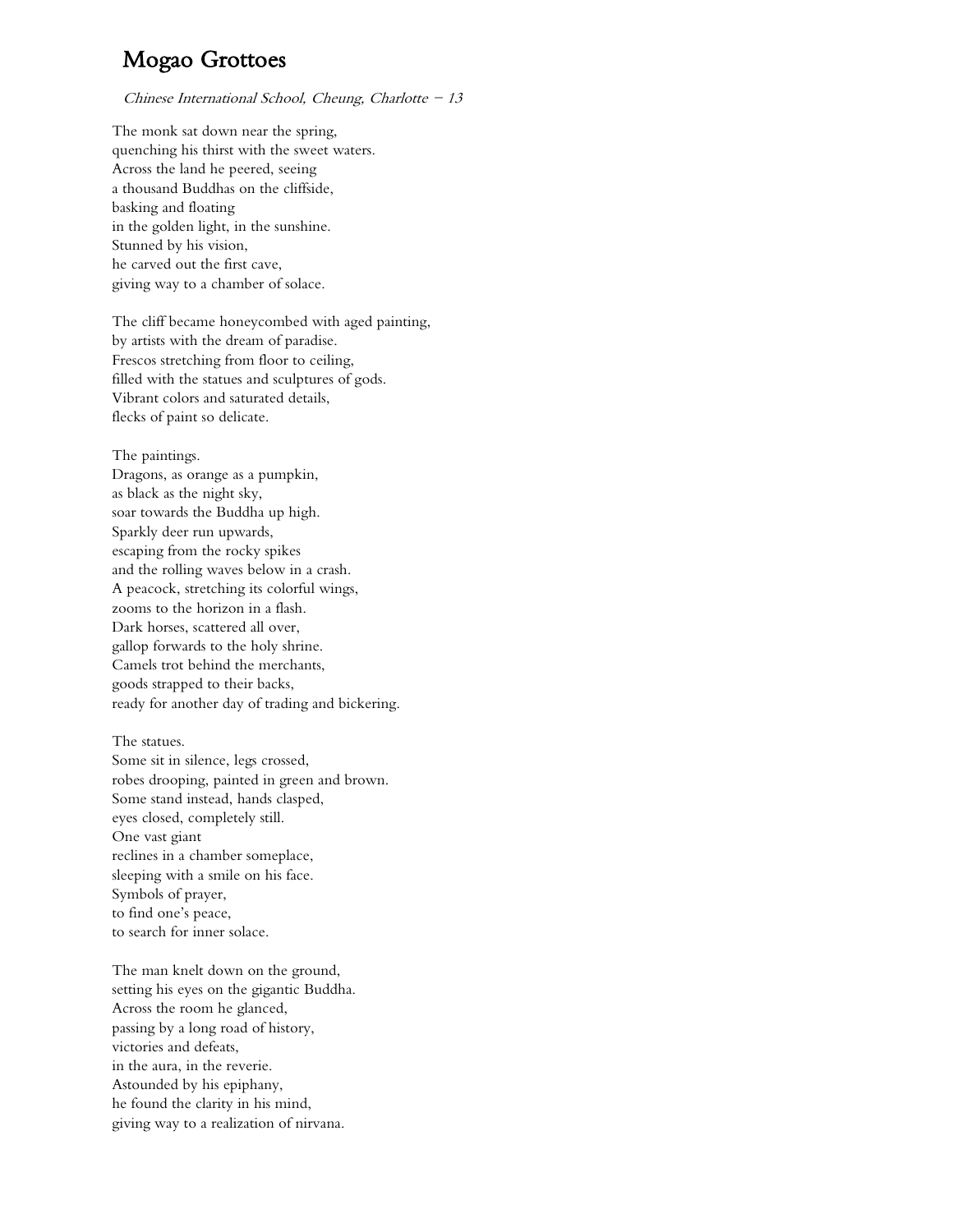# Mogao Grottoes

*Chinese International School, Cheung, Charlotte – 13*

The monk sat down near the spring,
quenching his thirst with the sweet waters.
Across the land he peered, seeing
a thousand Buddhas on the cliffside,
basking and floating
in the golden light, in the sunshine.
Stunned by his vision,
he carved out the first cave,
giving way to a chamber of solace.

The cliff became honeycombed with aged painting,
by artists with the dream of paradise.
Frescos stretching from floor to ceiling,
filled with the statues and sculptures of gods.
Vibrant colors and saturated details,
flecks of paint so delicate.

The paintings.
Dragons, as orange as a pumpkin,
as black as the night sky,
soar towards the Buddha up high.
Sparkly deer run upwards,
escaping from the rocky spikes
and the rolling waves below in a crash.
A peacock, stretching its colorful wings,
zooms to the horizon in a flash.
Dark horses, scattered all over,
gallop forwards to the holy shrine.
Camels trot behind the merchants,
goods strapped to their backs,
ready for another day of trading and bickering.

The statues.
Some sit in silence, legs crossed,
robes drooping, painted in green and brown.
Some stand instead, hands clasped,
eyes closed, completely still.
One vast giant
reclines in a chamber someplace,
sleeping with a smile on his face.
Symbols of prayer,
to find one's peace,
to search for inner solace.

The man knelt down on the ground,
setting his eyes on the gigantic Buddha.
Across the room he glanced,
passing by a long road of history,
victories and defeats,
in the aura, in the reverie.
Astounded by his epiphany,
he found the clarity in his mind,
giving way to a realization of nirvana.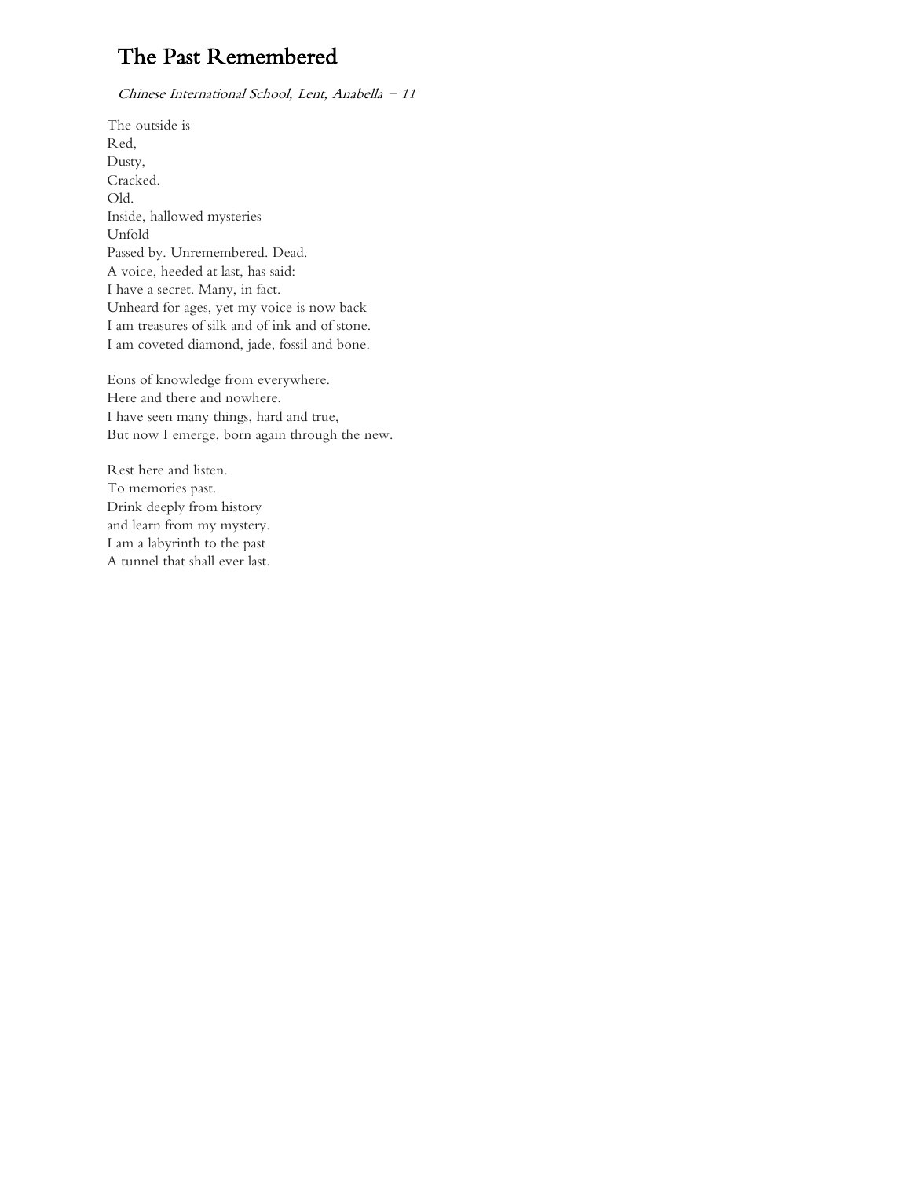# The Past Remembered

*Chinese International School, Lent, Anabella – 11*

The outside is  
Red,  
Dusty,  
Cracked.  
Old.  
Inside, hallowed mysteries  
Unfold  
Passed by. Unremembered. Dead.  
A voice, heeded at last, has said:  
I have a secret. Many, in fact.  
Unheard for ages, yet my voice is now back  
I am treasures of silk and of ink and of stone.  
I am coveted diamond, jade, fossil and bone.

Eons of knowledge from everywhere.  
Here and there and nowhere.  
I have seen many things, hard and true,  
But now I emerge, born again through the new.

Rest here and listen.  
To memories past.  
Drink deeply from history  
and learn from my mystery.  
I am a labyrinth to the past  
A tunnel that shall ever last.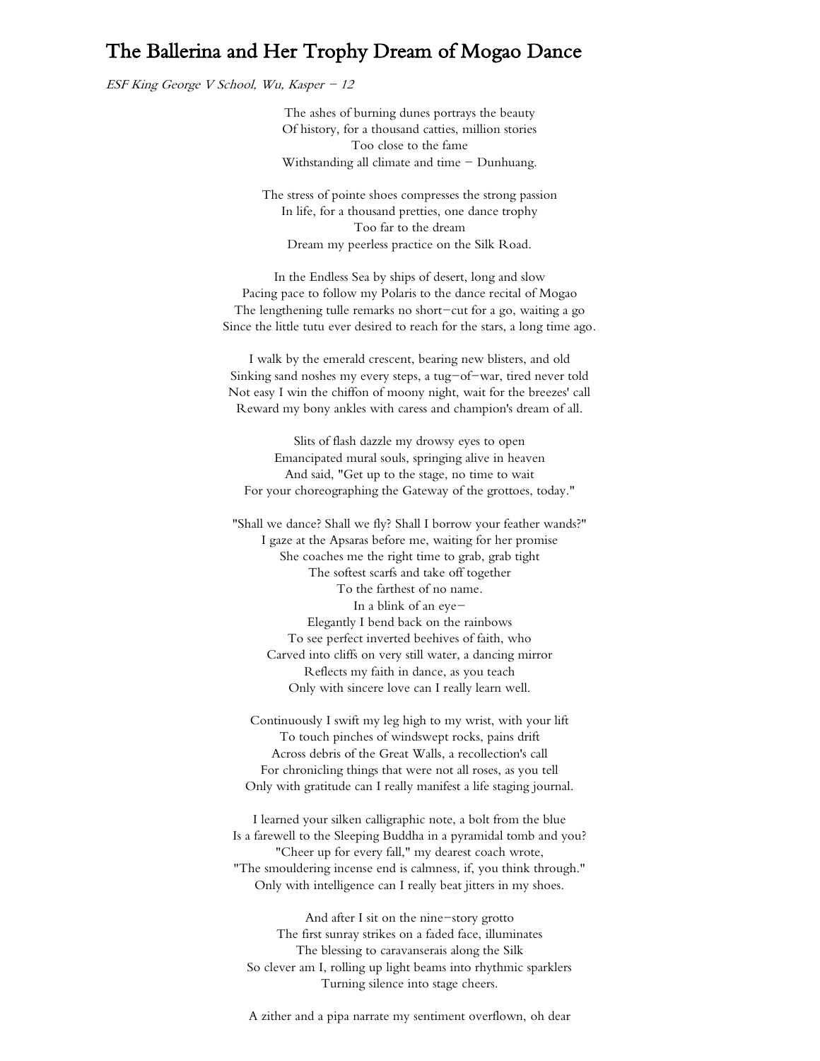# The Ballerina and Her Trophy Dream of Mogao Dance

*ESF King George V School, Wu, Kasper – 12*

The ashes of burning dunes portrays the beauty
Of history, for a thousand catties, million stories
Too close to the fame
Withstanding all climate and time – Dunhuang.

The stress of pointe shoes compresses the strong passion
In life, for a thousand pretties, one dance trophy
Too far to the dream
Dream my peerless practice on the Silk Road.

In the Endless Sea by ships of desert, long and slow
Pacing pace to follow my Polaris to the dance recital of Mogao
The lengthening tulle remarks no short-cut for a go, waiting a go
Since the little tutu ever desired to reach for the stars, a long time ago.

I walk by the emerald crescent, bearing new blisters, and old
Sinking sand noshes my every steps, a tug-of-war, tired never told
Not easy I win the chiffon of moony night, wait for the breezes' call
Reward my bony ankles with caress and champion's dream of all.

Slits of flash dazzle my drowsy eyes to open
Emancipated mural souls, springing alive in heaven
And said, "Get up to the stage, no time to wait
For your choreographing the Gateway of the grottoes, today."

"Shall we dance? Shall we fly? Shall I borrow your feather wands?"
I gaze at the Apsaras before me, waiting for her promise
She coaches me the right time to grab, grab tight
The softest scarfs and take off together
To the farthest of no name.
In a blink of an eye–
Elegantly I bend back on the rainbows
To see perfect inverted beehives of faith, who
Carved into cliffs on very still water, a dancing mirror
Reflects my faith in dance, as you teach
Only with sincere love can I really learn well.

Continuously I swift my leg high to my wrist, with your lift
To touch pinches of windswept rocks, pains drift
Across debris of the Great Walls, a recollection's call
For chronicling things that were not all roses, as you tell
Only with gratitude can I really manifest a life staging journal.

I learned your silken calligraphic note, a bolt from the blue
Is a farewell to the Sleeping Buddha in a pyramidal tomb and you?
"Cheer up for every fall," my dearest coach wrote,
"The smouldering incense end is calmness, if, you think through."
Only with intelligence can I really beat jitters in my shoes.

And after I sit on the nine-story grotto
The first sunray strikes on a faded face, illuminates
The blessing to caravanserais along the Silk
So clever am I, rolling up light beams into rhythmic sparklers
Turning silence into stage cheers.

A zither and a pipa narrate my sentiment overflown, oh dear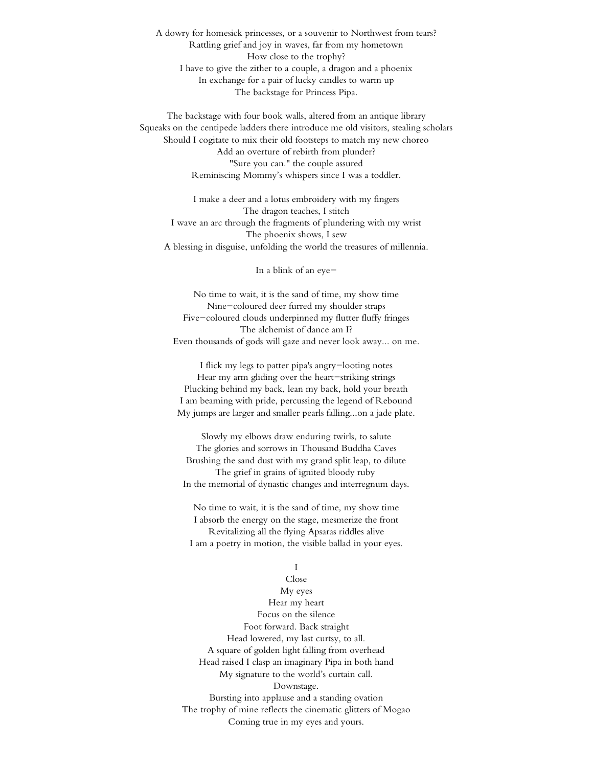A dowry for homesick princesses, or a souvenir to Northwest from tears?
Rattling grief and joy in waves, far from my hometown
How close to the trophy?
I have to give the zither to a couple, a dragon and a phoenix
In exchange for a pair of lucky candles to warm up
The backstage for Princess Pipa.

The backstage with four book walls, altered from an antique library
Squeaks on the centipede ladders there introduce me old visitors, stealing scholars
Should I cogitate to mix their old footsteps to match my new choreo
Add an overture of rebirth from plunder?
"Sure you can." the couple assured
Reminiscing Mommy's whispers since I was a toddler.

I make a deer and a lotus embroidery with my fingers
The dragon teaches, I stitch
I wave an arc through the fragments of plundering with my wrist
The phoenix shows, I sew
A blessing in disguise, unfolding the world the treasures of millennia.

In a blink of an eye—

No time to wait, it is the sand of time, my show time
Nine−coloured deer furred my shoulder straps
Five−coloured clouds underpinned my flutter fluffy fringes
The alchemist of dance am I?
Even thousands of gods will gaze and never look away... on me.

I flick my legs to patter pipa's angry−looting notes
Hear my arm gliding over the heart−striking strings
Plucking behind my back, lean my back, hold your breath
I am beaming with pride, percussing the legend of Rebound
My jumps are larger and smaller pearls falling...on a jade plate.

Slowly my elbows draw enduring twirls, to salute
The glories and sorrows in Thousand Buddha Caves
Brushing the sand dust with my grand split leap, to dilute
The grief in grains of ignited bloody ruby
In the memorial of dynastic changes and interregnum days.

No time to wait, it is the sand of time, my show time
I absorb the energy on the stage, mesmerize the front
Revitalizing all the flying Apsaras riddles alive
I am a poetry in motion, the visible ballad in your eyes.

I
Close
My eyes
Hear my heart
Focus on the silence
Foot forward. Back straight
Head lowered, my last curtsy, to all.
A square of golden light falling from overhead
Head raised I clasp an imaginary Pipa in both hand
My signature to the world's curtain call.
Downstage.
Bursting into applause and a standing ovation
The trophy of mine reflects the cinematic glitters of Mogao
Coming true in my eyes and yours.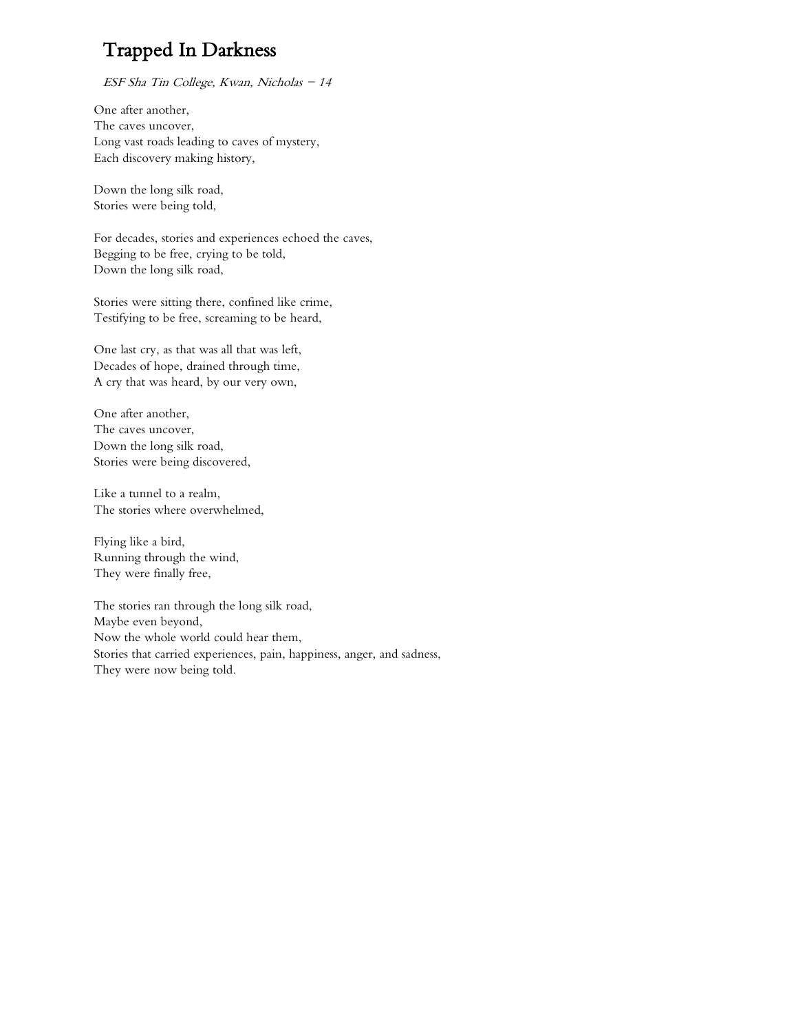# Trapped In Darkness

*ESF Sha Tin College, Kwan, Nicholas – 14*

One after another,  
The caves uncover,  
Long vast roads leading to caves of mystery,  
Each discovery making history,

Down the long silk road,  
Stories were being told,

For decades, stories and experiences echoed the caves,  
Begging to be free, crying to be told,  
Down the long silk road,

Stories were sitting there, confined like crime,  
Testifying to be free, screaming to be heard,

One last cry, as that was all that was left,  
Decades of hope, drained through time,  
A cry that was heard, by our very own,

One after another,  
The caves uncover,  
Down the long silk road,  
Stories were being discovered,

Like a tunnel to a realm,  
The stories where overwhelmed,

Flying like a bird,  
Running through the wind,  
They were finally free,

The stories ran through the long silk road,  
Maybe even beyond,  
Now the whole world could hear them,  
Stories that carried experiences, pain, happiness, anger, and sadness,  
They were now being told.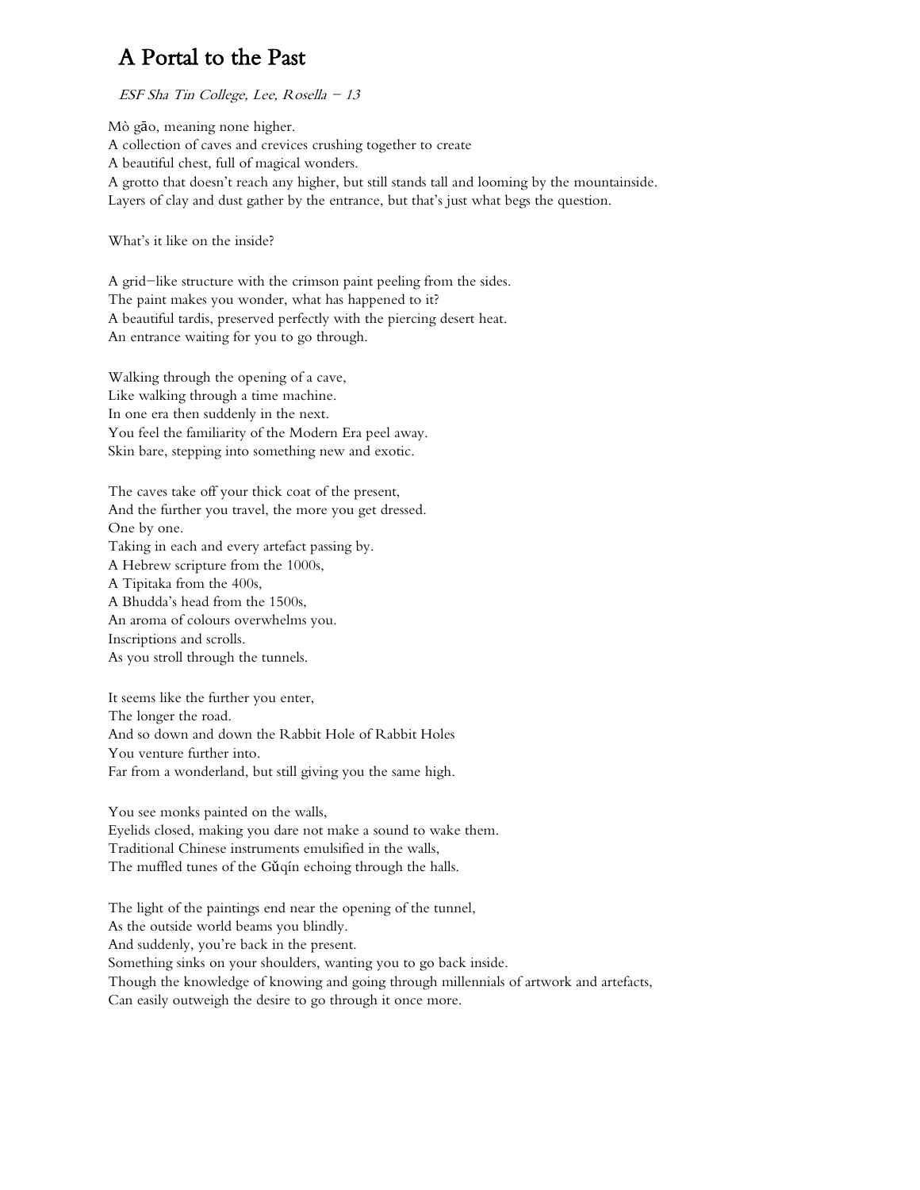# A Portal to the Past

*ESF Sha Tin College, Lee, Rosella – 13*

Mò gāo, meaning none higher.
A collection of caves and crevices crushing together to create
A beautiful chest, full of magical wonders.
A grotto that doesn't reach any higher, but still stands tall and looming by the mountainside.
Layers of clay and dust gather by the entrance, but that's just what begs the question.

What's it like on the inside?

A grid–like structure with the crimson paint peeling from the sides.
The paint makes you wonder, what has happened to it?
A beautiful tardis, preserved perfectly with the piercing desert heat.
An entrance waiting for you to go through.

Walking through the opening of a cave,
Like walking through a time machine.
In one era then suddenly in the next.
You feel the familiarity of the Modern Era peel away.
Skin bare, stepping into something new and exotic.

The caves take off your thick coat of the present,
And the further you travel, the more you get dressed.
One by one.
Taking in each and every artefact passing by.
A Hebrew scripture from the 1000s,
A Tipitaka from the 400s,
A Bhudda's head from the 1500s,
An aroma of colours overwhelms you.
Inscriptions and scrolls.
As you stroll through the tunnels.

It seems like the further you enter,
The longer the road.
And so down and down the Rabbit Hole of Rabbit Holes
You venture further into.
Far from a wonderland, but still giving you the same high.

You see monks painted on the walls,
Eyelids closed, making you dare not make a sound to wake them.
Traditional Chinese instruments emulsified in the walls,
The muffled tunes of the Gǔqín echoing through the halls.

The light of the paintings end near the opening of the tunnel,
As the outside world beams you blindly.
And suddenly, you're back in the present.
Something sinks on your shoulders, wanting you to go back inside.
Though the knowledge of knowing and going through millennials of artwork and artefacts,
Can easily outweigh the desire to go through it once more.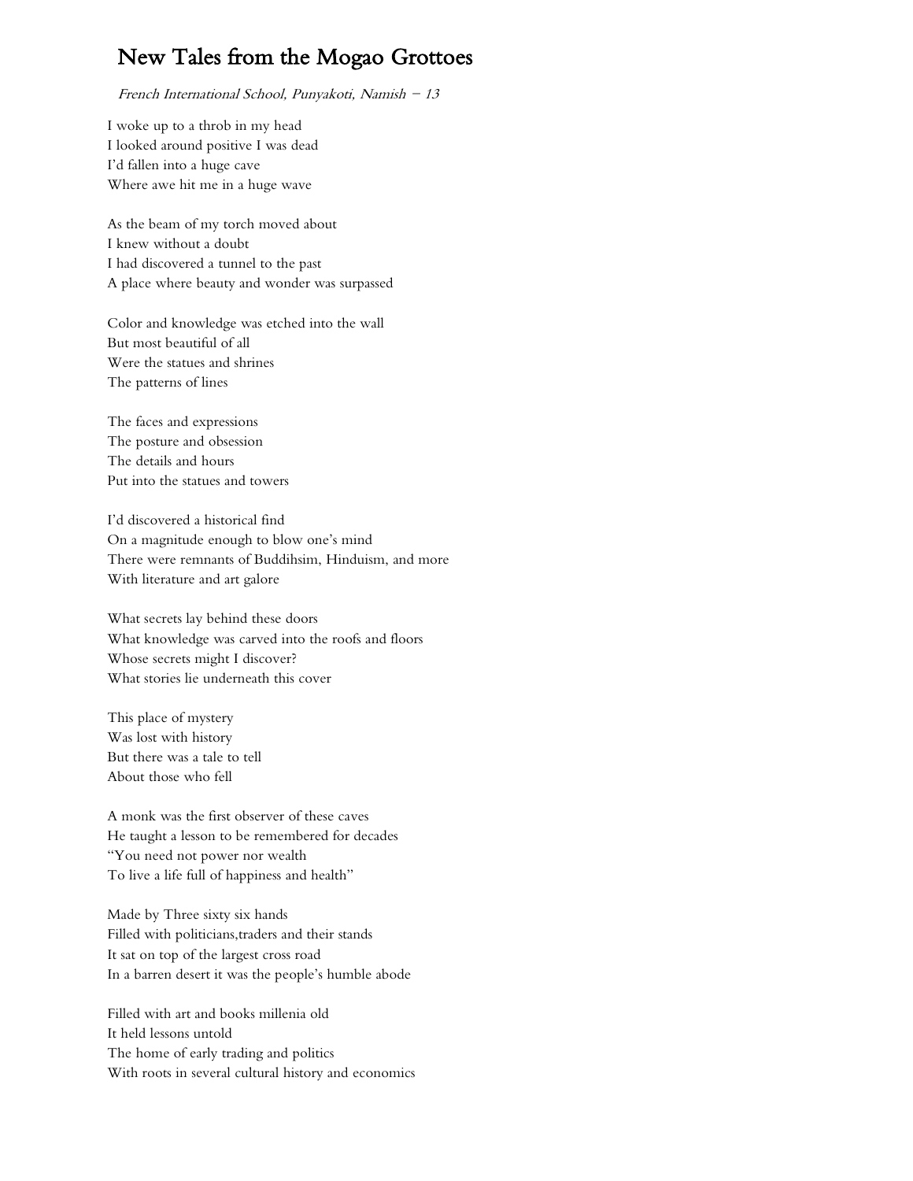# New Tales from the Mogao Grottoes

*French International School, Punyakoti, Namish – 13*

I woke up to a throb in my head  
I looked around positive I was dead  
I'd fallen into a huge cave  
Where awe hit me in a huge wave

As the beam of my torch moved about  
I knew without a doubt  
I had discovered a tunnel to the past  
A place where beauty and wonder was surpassed

Color and knowledge was etched into the wall  
But most beautiful of all  
Were the statues and shrines  
The patterns of lines

The faces and expressions  
The posture and obsession  
The details and hours  
Put into the statues and towers

I'd discovered a historical find  
On a magnitude enough to blow one's mind  
There were remnants of Buddihsim, Hinduism, and more  
With literature and art galore

What secrets lay behind these doors  
What knowledge was carved into the roofs and floors  
Whose secrets might I discover?  
What stories lie underneath this cover

This place of mystery  
Was lost with history  
But there was a tale to tell  
About those who fell

A monk was the first observer of these caves  
He taught a lesson to be remembered for decades  
"You need not power nor wealth  
To live a life full of happiness and health"

Made by Three sixty six hands  
Filled with politicians,traders and their stands  
It sat on top of the largest cross road  
In a barren desert it was the people's humble abode

Filled with art and books millenia old  
It held lessons untold  
The home of early trading and politics  
With roots in several cultural history and economics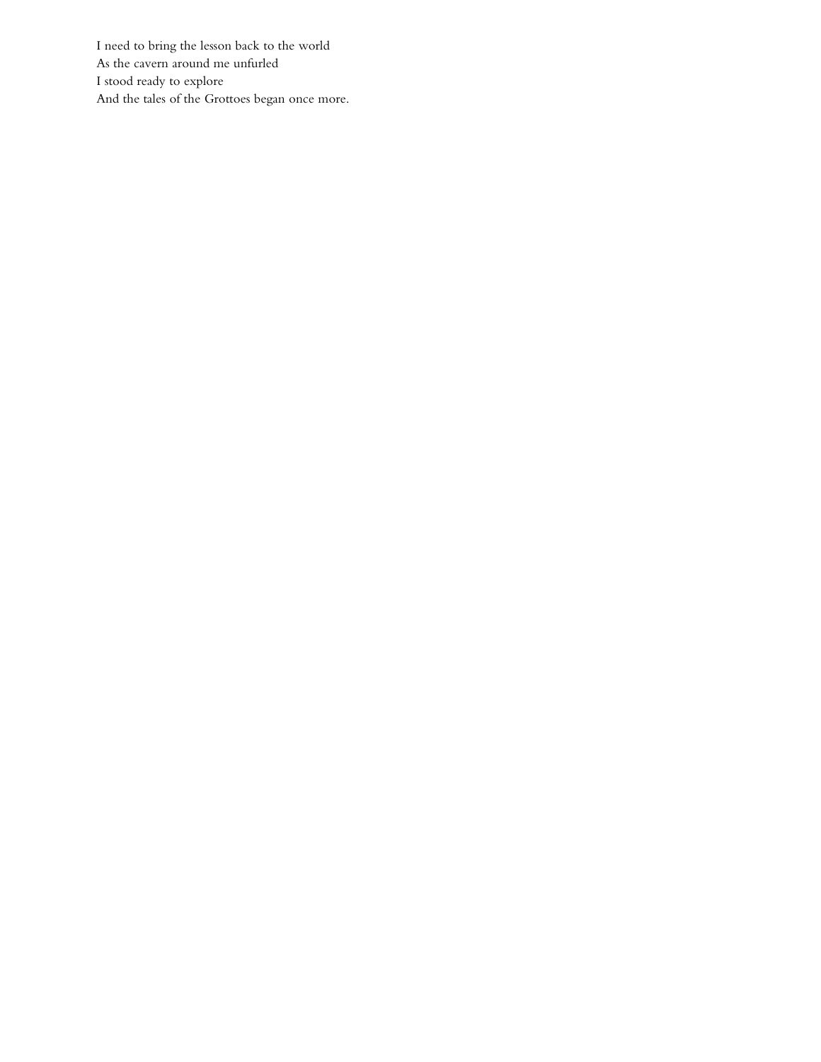I need to bring the lesson back to the world
As the cavern around me unfurled
I stood ready to explore
And the tales of the Grottoes began once more.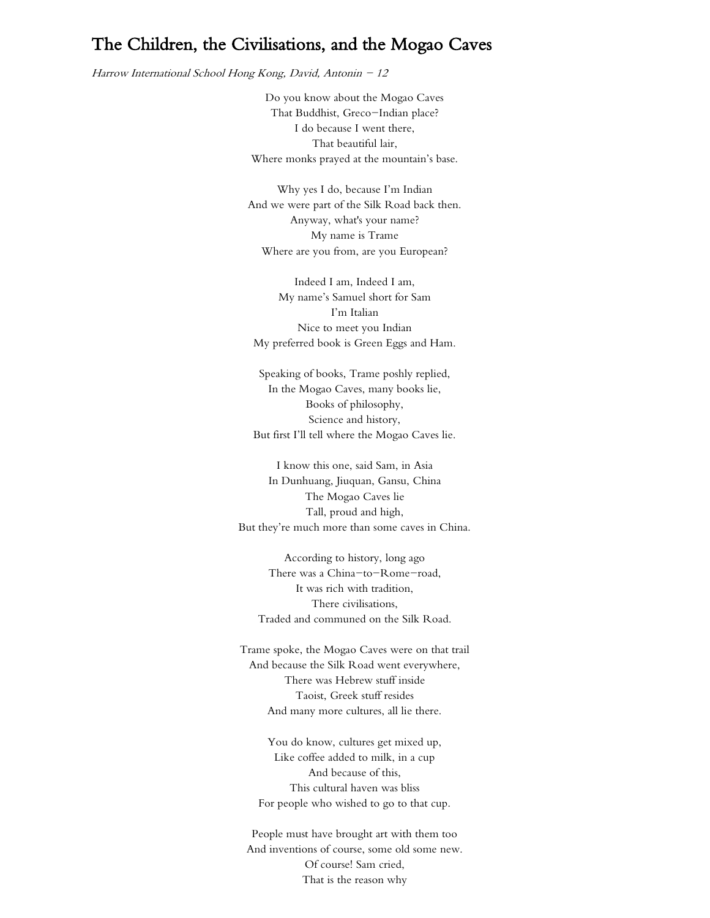# The Children, the Civilisations, and the Mogao Caves

*Harrow International School Hong Kong, David, Antonin – 12*

Do you know about the Mogao Caves  
That Buddhist, Greco–Indian place?  
I do because I went there,  
That beautiful lair,  
Where monks prayed at the mountain's base.

Why yes I do, because I'm Indian  
And we were part of the Silk Road back then.  
Anyway, what's your name?  
My name is Trame  
Where are you from, are you European?

Indeed I am, Indeed I am,  
My name's Samuel short for Sam  
I'm Italian  
Nice to meet you Indian  
My preferred book is Green Eggs and Ham.

Speaking of books, Trame poshly replied,  
In the Mogao Caves, many books lie,  
Books of philosophy,  
Science and history,  
But first I'll tell where the Mogao Caves lie.

I know this one, said Sam, in Asia  
In Dunhuang, Jiuquan, Gansu, China  
The Mogao Caves lie  
Tall, proud and high,  
But they're much more than some caves in China.

According to history, long ago  
There was a China–to–Rome–road,  
It was rich with tradition,  
There civilisations,  
Traded and communed on the Silk Road.

Trame spoke, the Mogao Caves were on that trail  
And because the Silk Road went everywhere,  
There was Hebrew stuff inside  
Taoist, Greek stuff resides  
And many more cultures, all lie there.

You do know, cultures get mixed up,  
Like coffee added to milk, in a cup  
And because of this,  
This cultural haven was bliss  
For people who wished to go to that cup.

People must have brought art with them too  
And inventions of course, some old some new.  
Of course! Sam cried,  
That is the reason why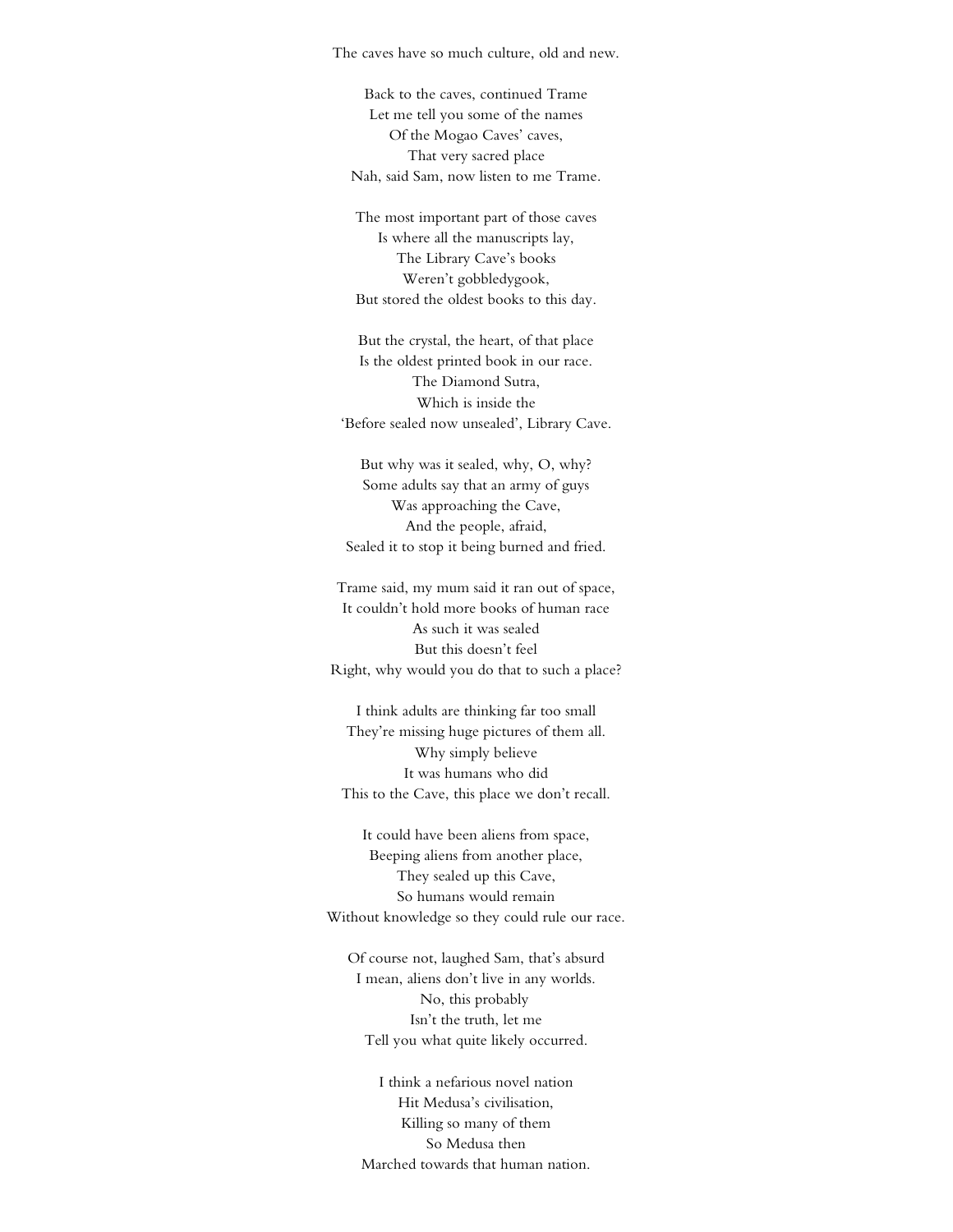The caves have so much culture, old and new.

Back to the caves, continued Trame  
Let me tell you some of the names  
Of the Mogao Caves' caves,  
That very sacred place  
Nah, said Sam, now listen to me Trame.

The most important part of those caves  
Is where all the manuscripts lay,  
The Library Cave's books  
Weren't gobbledygook,  
But stored the oldest books to this day.

But the crystal, the heart, of that place  
Is the oldest printed book in our race.  
The Diamond Sutra,  
Which is inside the  
'Before sealed now unsealed', Library Cave.

But why was it sealed, why, O, why?  
Some adults say that an army of guys  
Was approaching the Cave,  
And the people, afraid,  
Sealed it to stop it being burned and fried.

Trame said, my mum said it ran out of space,  
It couldn't hold more books of human race  
As such it was sealed  
But this doesn't feel  
Right, why would you do that to such a place?

I think adults are thinking far too small  
They're missing huge pictures of them all.  
Why simply believe  
It was humans who did  
This to the Cave, this place we don't recall.

It could have been aliens from space,  
Beeping aliens from another place,  
They sealed up this Cave,  
So humans would remain  
Without knowledge so they could rule our race.

Of course not, laughed Sam, that's absurd  
I mean, aliens don't live in any worlds.  
No, this probably  
Isn't the truth, let me  
Tell you what quite likely occurred.

I think a nefarious novel nation  
Hit Medusa's civilisation,  
Killing so many of them  
So Medusa then  
Marched towards that human nation.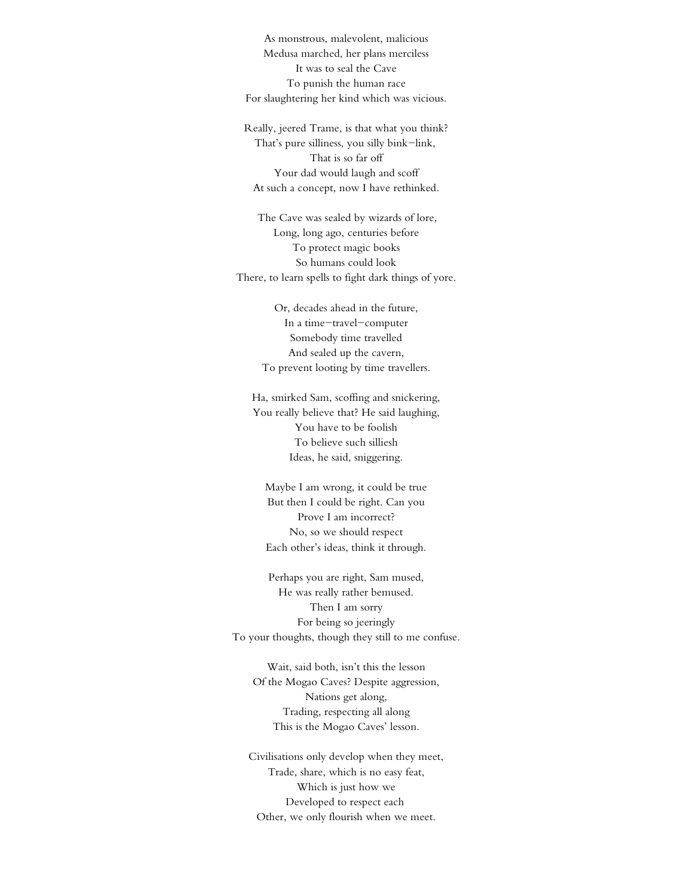As monstrous, malevolent, malicious  
Medusa marched, her plans merciless  
It was to seal the Cave  
To punish the human race  
For slaughtering her kind which was vicious.

Really, jeered Trame, is that what you think?  
That's pure silliness, you silly bink–link,  
That is so far off  
Your dad would laugh and scoff  
At such a concept, now I have rethinked.

The Cave was sealed by wizards of lore,  
Long, long ago, centuries before  
To protect magic books  
So humans could look  
There, to learn spells to fight dark things of yore.

Or, decades ahead in the future,  
In a time–travel–computer  
Somebody time travelled  
And sealed up the cavern,  
To prevent looting by time travellers.

Ha, smirked Sam, scoffing and snickering,  
You really believe that? He said laughing,  
You have to be foolish  
To believe such silliesh  
Ideas, he said, sniggering.

Maybe I am wrong, it could be true  
But then I could be right. Can you  
Prove I am incorrect?  
No, so we should respect  
Each other's ideas, think it through.

Perhaps you are right, Sam mused,  
He was really rather bemused.  
Then I am sorry  
For being so jeeringly  
To your thoughts, though they still to me confuse.

Wait, said both, isn't this the lesson  
Of the Mogao Caves? Despite aggression,  
Nations get along,  
Trading, respecting all along  
This is the Mogao Caves' lesson.

Civilisations only develop when they meet,  
Trade, share, which is no easy feat,  
Which is just how we  
Developed to respect each  
Other, we only flourish when we meet.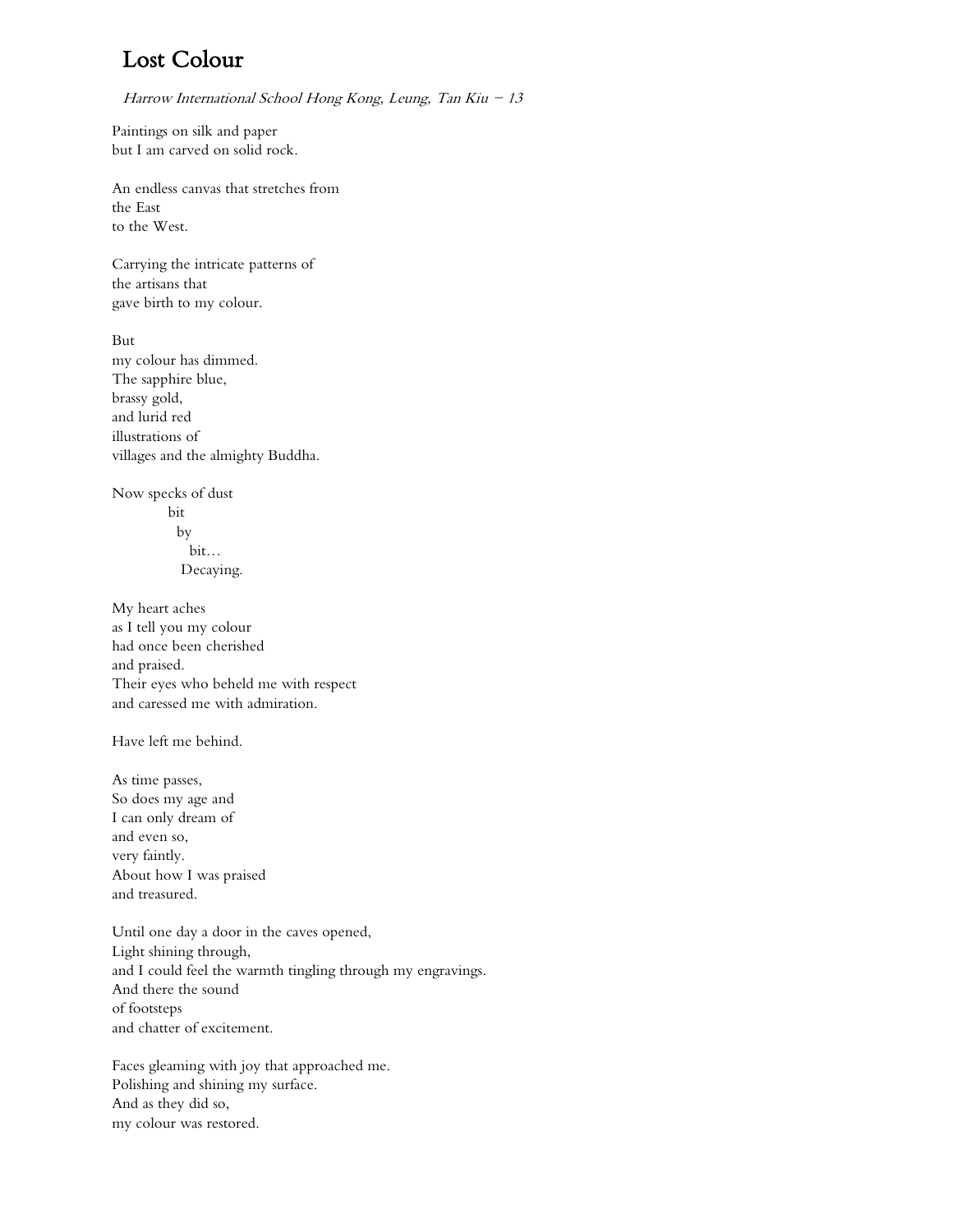# Lost Colour

*Harrow International School Hong Kong, Leung, Tan Kiu – 13*

Paintings on silk and paper  
but I am carved on solid rock.

An endless canvas that stretches from  
the East  
to the West.

Carrying the intricate patterns of  
the artisans that  
gave birth to my colour.

But  
my colour has dimmed.  
The sapphire blue,  
brassy gold,  
and lurid red  
illustrations of  
villages and the almighty Buddha.

Now specks of dust  
bit  
by  
bit…  
Decaying.

My heart aches  
as I tell you my colour  
had once been cherished  
and praised.  
Their eyes who beheld me with respect  
and caressed me with admiration.

Have left me behind.

As time passes,  
So does my age and  
I can only dream of  
and even so,  
very faintly.  
About how I was praised  
and treasured.

Until one day a door in the caves opened,  
Light shining through,  
and I could feel the warmth tingling through my engravings.  
And there the sound  
of footsteps  
and chatter of excitement.

Faces gleaming with joy that approached me.  
Polishing and shining my surface.  
And as they did so,  
my colour was restored.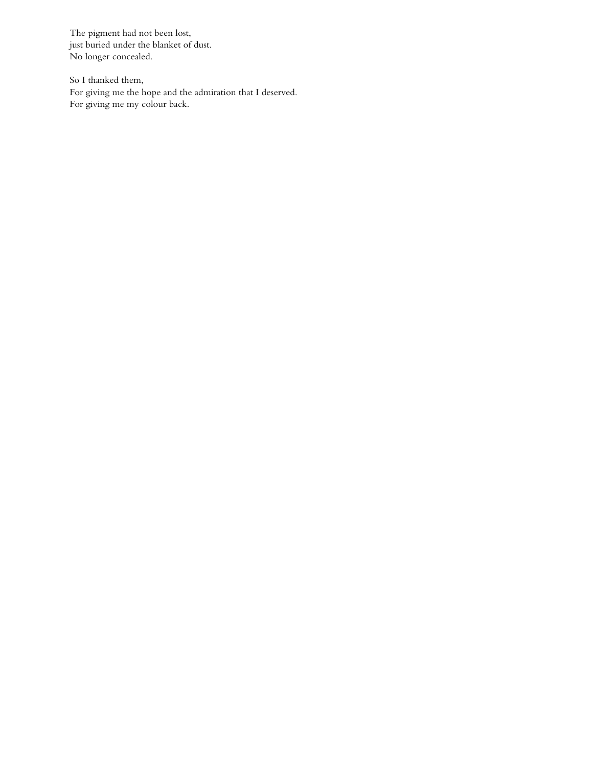The pigment had not been lost,  
just buried under the blanket of dust.  
No longer concealed.

So I thanked them,  
For giving me the hope and the admiration that I deserved.  
For giving me my colour back.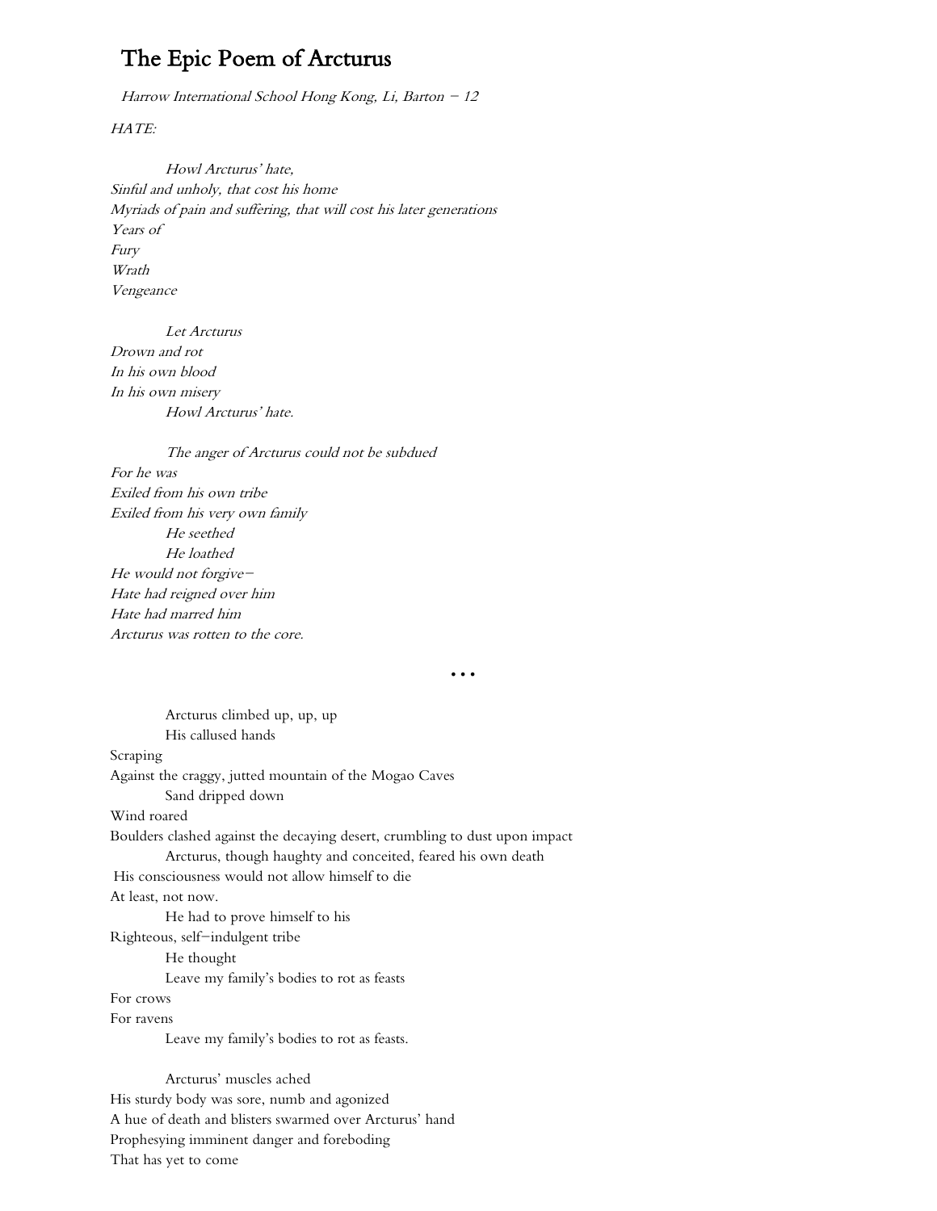# The Epic Poem of Arcturus

*Harrow International School Hong Kong, Li, Barton – 12*

*HATE:*

*Howl Arcturus' hate,*
*Sinful and unholy, that cost his home*
*Myriads of pain and suffering, that will cost his later generations*
*Years of*
*Fury*
*Wrath*
*Vengeance*

*Let Arcturus*
*Drown and rot*
*In his own blood*
*In his own misery*
*Howl Arcturus' hate.*

*The anger of Arcturus could not be subdued*
*For he was*
*Exiled from his own tribe*
*Exiled from his very own family*
*He seethed*
*He loathed*
*He would not forgive–*
*Hate had reigned over him*
*Hate had marred him*
*Arcturus was rotten to the core.*

...

Arcturus climbed up, up, up
His callused hands
Scraping
Against the craggy, jutted mountain of the Mogao Caves
Sand dripped down
Wind roared
Boulders clashed against the decaying desert, crumbling to dust upon impact
Arcturus, though haughty and conceited, feared his own death
His consciousness would not allow himself to die
At least, not now.
He had to prove himself to his
Righteous, self–indulgent tribe
He thought
Leave my family's bodies to rot as feasts
For crows
For ravens
Leave my family's bodies to rot as feasts.

Arcturus' muscles ached
His sturdy body was sore, numb and agonized
A hue of death and blisters swarmed over Arcturus' hand
Prophesying imminent danger and foreboding
That has yet to come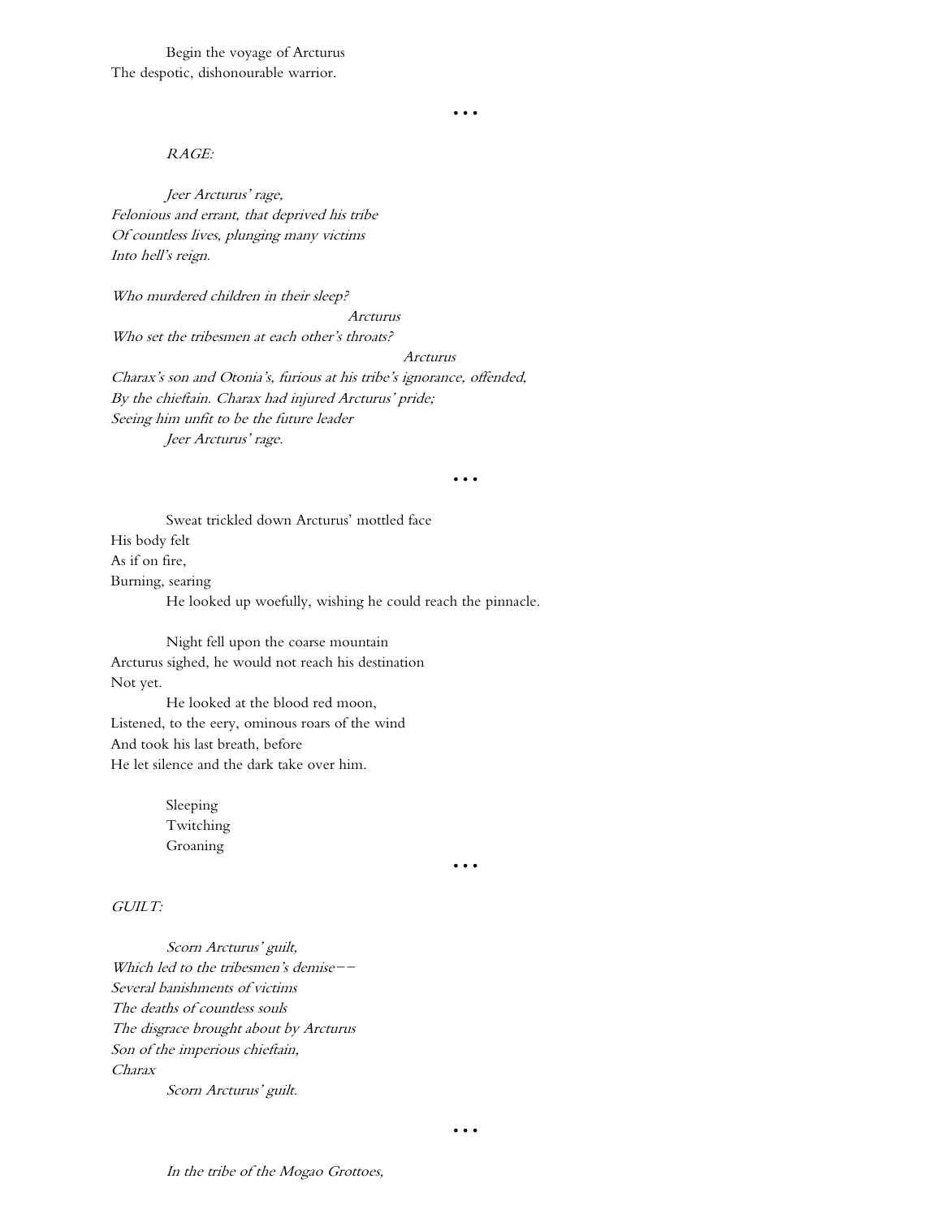Begin the voyage of Arcturus
The despotic, dishonourable warrior.

• • •

*RAGE:*

*Jeer Arcturus' rage,*
*Felonious and errant, that deprived his tribe*
*Of countless lives, plunging many victims*
*Into hell's reign.*

*Who murdered children in their sleep?*
*Arcturus*
*Who set the tribesmen at each other's throats?*
*Arcturus*
*Charax's son and Otonia's, furious at his tribe's ignorance, offended,*
*By the chieftain. Charax had injured Arcturus' pride;*
*Seeing him unfit to be the future leader*
*Jeer Arcturus' rage.*

• • •

Sweat trickled down Arcturus' mottled face
His body felt
As if on fire,
Burning, searing
He looked up woefully, wishing he could reach the pinnacle.

Night fell upon the coarse mountain
Arcturus sighed, he would not reach his destination
Not yet.
He looked at the blood red moon,
Listened, to the eery, ominous roars of the wind
And took his last breath, before
He let silence and the dark take over him.

Sleeping
Twitching
Groaning

• • •

*GUILT:*

*Scorn Arcturus' guilt,*
*Which led to the tribesmen's demise––*
*Several banishments of victims*
*The deaths of countless souls*
*The disgrace brought about by Arcturus*
*Son of the imperious chieftain,*
*Charax*
*Scorn Arcturus' guilt.*

• • •

*In the tribe of the Mogao Grottoes,*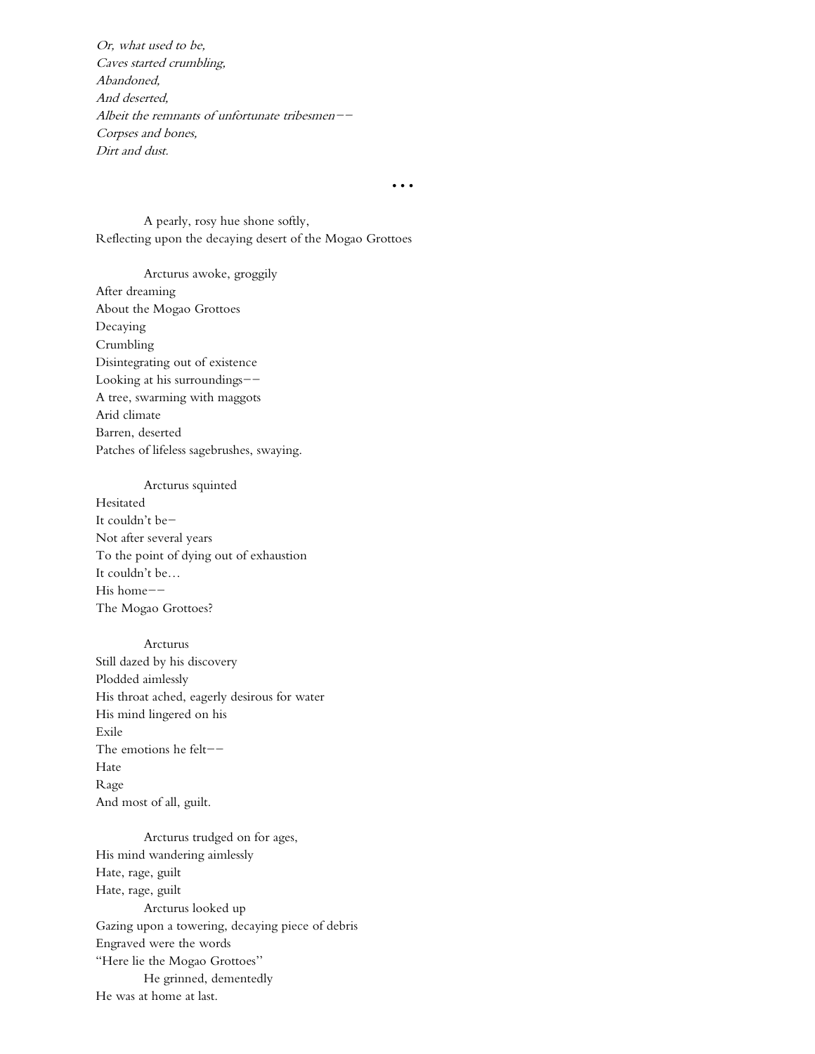*Or, what used to be,*  
*Caves started crumbling,*  
*Abandoned,*  
*And deserted,*  
*Albeit the remnants of unfortunate tribesmen——*  
*Corpses and bones,*  
*Dirt and dust.*

…

A pearly, rosy hue shone softly,  
Reflecting upon the decaying desert of the Mogao Grottoes

Arcturus awoke, groggily  
After dreaming  
About the Mogao Grottoes  
Decaying  
Crumbling  
Disintegrating out of existence  
Looking at his surroundings——  
A tree, swarming with maggots  
Arid climate  
Barren, deserted  
Patches of lifeless sagebrushes, swaying.

Arcturus squinted  
Hesitated  
It couldn't be—  
Not after several years  
To the point of dying out of exhaustion  
It couldn't be…  
His home——  
The Mogao Grottoes?

Arcturus  
Still dazed by his discovery  
Plodded aimlessly  
His throat ached, eagerly desirous for water  
His mind lingered on his  
Exile  
The emotions he felt——  
Hate  
Rage  
And most of all, guilt.

Arcturus trudged on for ages,  
His mind wandering aimlessly  
Hate, rage, guilt  
Hate, rage, guilt  
Arcturus looked up  
Gazing upon a towering, decaying piece of debris  
Engraved were the words  
"Here lie the Mogao Grottoes"  
He grinned, dementedly  
He was at home at last.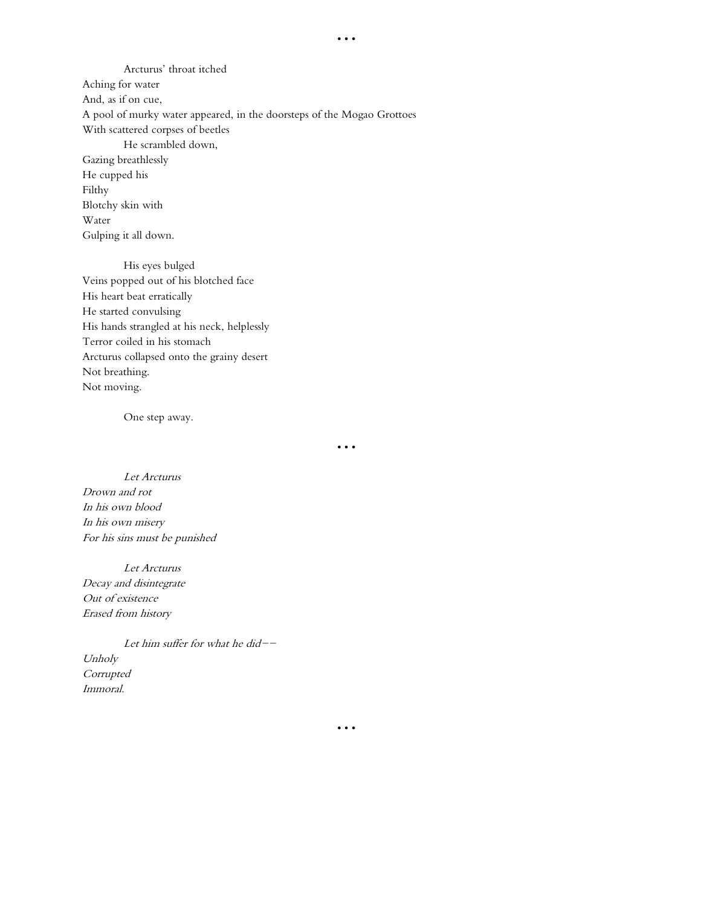• • •

Arcturus' throat itched
Aching for water
And, as if on cue,
A pool of murky water appeared, in the doorsteps of the Mogao Grottoes
With scattered corpses of beetles
He scrambled down,
Gazing breathlessly
He cupped his
Filthy
Blotchy skin with
Water
Gulping it all down.

His eyes bulged
Veins popped out of his blotched face
His heart beat erratically
He started convulsing
His hands strangled at his neck, helplessly
Terror coiled in his stomach
Arcturus collapsed onto the grainy desert
Not breathing.
Not moving.

One step away.

• • •

*Let Arcturus*
*Drown and rot*
*In his own blood*
*In his own misery*
*For his sins must be punished*

*Let Arcturus*
*Decay and disintegrate*
*Out of existence*
*Erased from history*

*Let him suffer for what he did--*
*Unholy*
*Corrupted*
*Immoral.*

• • •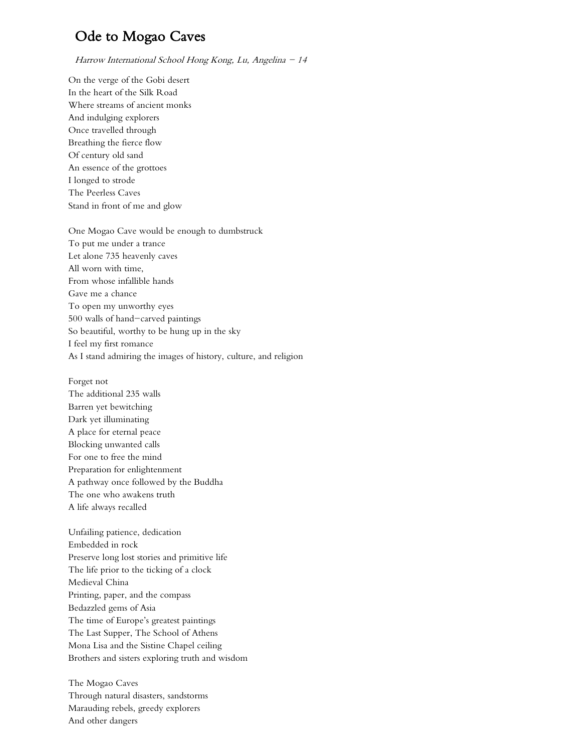# Ode to Mogao Caves

*Harrow International School Hong Kong, Lu, Angelina – 14*

On the verge of the Gobi desert
In the heart of the Silk Road
Where streams of ancient monks
And indulging explorers
Once travelled through
Breathing the fierce flow
Of century old sand
An essence of the grottoes
I longed to strode
The Peerless Caves
Stand in front of me and glow

One Mogao Cave would be enough to dumbstruck
To put me under a trance
Let alone 735 heavenly caves
All worn with time,
From whose infallible hands
Gave me a chance
To open my unworthy eyes
500 walls of hand–carved paintings
So beautiful, worthy to be hung up in the sky
I feel my first romance
As I stand admiring the images of history, culture, and religion

Forget not
The additional 235 walls
Barren yet bewitching
Dark yet illuminating
A place for eternal peace
Blocking unwanted calls
For one to free the mind
Preparation for enlightenment
A pathway once followed by the Buddha
The one who awakens truth
A life always recalled

Unfailing patience, dedication
Embedded in rock
Preserve long lost stories and primitive life
The life prior to the ticking of a clock
Medieval China
Printing, paper, and the compass
Bedazzled gems of Asia
The time of Europe's greatest paintings
The Last Supper, The School of Athens
Mona Lisa and the Sistine Chapel ceiling
Brothers and sisters exploring truth and wisdom

The Mogao Caves
Through natural disasters, sandstorms
Marauding rebels, greedy explorers
And other dangers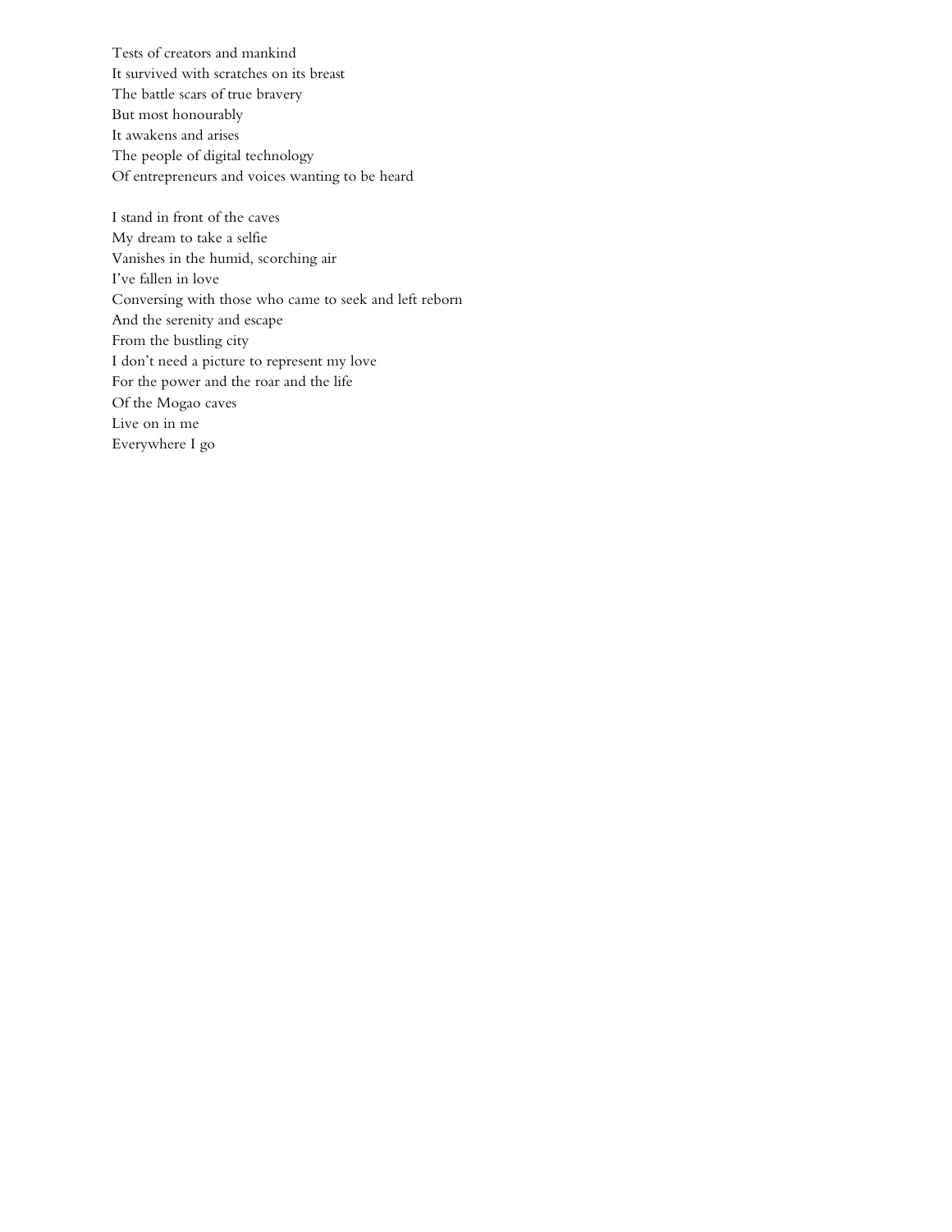Tests of creators and mankind
It survived with scratches on its breast
The battle scars of true bravery
But most honourably
It awakens and arises
The people of digital technology
Of entrepreneurs and voices wanting to be heard

I stand in front of the caves
My dream to take a selfie
Vanishes in the humid, scorching air
I've fallen in love
Conversing with those who came to seek and left reborn
And the serenity and escape
From the bustling city
I don't need a picture to represent my love
For the power and the roar and the life
Of the Mogao caves
Live on in me
Everywhere I go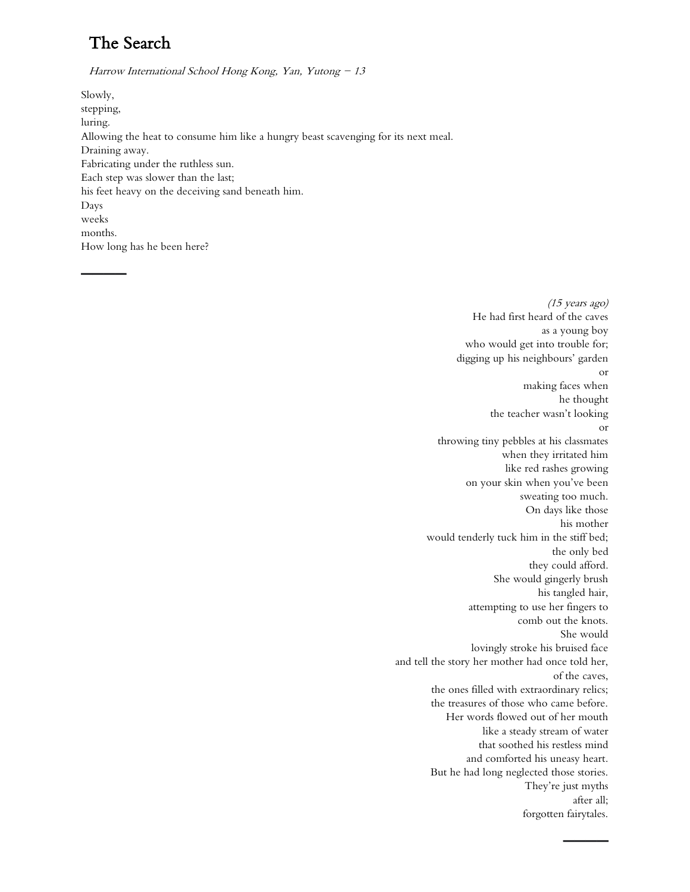# The Search

*Harrow International School Hong Kong, Yan, Yutong – 13*

Slowly,
stepping,
luring.
Allowing the heat to consume him like a hungry beast scavenging for its next meal.
Draining away.
Fabricating under the ruthless sun.
Each step was slower than the last;
his feet heavy on the deceiving sand beneath him.
Days
weeks
months.
How long has he been here?

---

*(15 years ago)*
He had first heard of the caves
as a young boy
who would get into trouble for;
digging up his neighbours' garden
or
making faces when
he thought
the teacher wasn't looking
or
throwing tiny pebbles at his classmates
when they irritated him
like red rashes growing
on your skin when you've been
sweating too much.
On days like those
his mother
would tenderly tuck him in the stiff bed;
the only bed
they could afford.
She would gingerly brush
his tangled hair,
attempting to use her fingers to
comb out the knots.
She would
lovingly stroke his bruised face
and tell the story her mother had once told her,
of the caves,
the ones filled with extraordinary relics;
the treasures of those who came before.
Her words flowed out of her mouth
like a steady stream of water
that soothed his restless mind
and comforted his uneasy heart.
But he had long neglected those stories.
They're just myths
after all;
forgotten fairytales.

---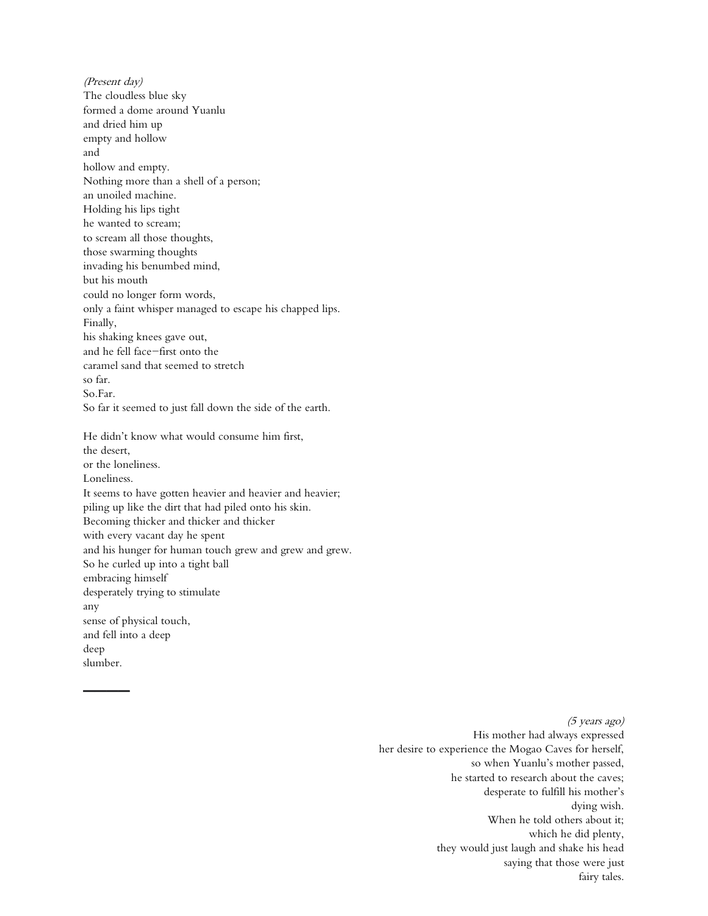*(Present day)*
The cloudless blue sky
formed a dome around Yuanlu
and dried him up
empty and hollow
and
hollow and empty.
Nothing more than a shell of a person;
an unoiled machine.
Holding his lips tight
he wanted to scream;
to scream all those thoughts,
those swarming thoughts
invading his benumbed mind,
but his mouth
could no longer form words,
only a faint whisper managed to escape his chapped lips.
Finally,
his shaking knees gave out,
and he fell face–first onto the
caramel sand that seemed to stretch
so far.
So.Far.
So far it seemed to just fall down the side of the earth.

He didn't know what would consume him first,
the desert,
or the loneliness.
Loneliness.
It seems to have gotten heavier and heavier and heavier;
piling up like the dirt that had piled onto his skin.
Becoming thicker and thicker and thicker
with every vacant day he spent
and his hunger for human touch grew and grew and grew.
So he curled up into a tight ball
embracing himself
desperately trying to stimulate
any
sense of physical touch,
and fell into a deep
deep
slumber.

---

*(5 years ago)*
His mother had always expressed
her desire to experience the Mogao Caves for herself,
so when Yuanlu's mother passed,
he started to research about the caves;
desperate to fulfill his mother's
dying wish.
When he told others about it;
which he did plenty,
they would just laugh and shake his head
saying that those were just
fairy tales.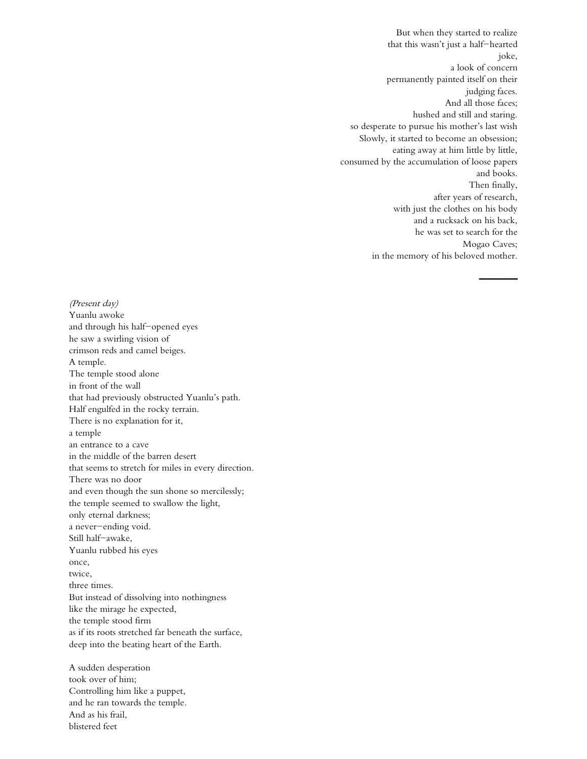But when they started to realize
that this wasn't just a half–hearted
joke,
a look of concern
permanently painted itself on their
judging faces.
And all those faces;
hushed and still and staring.
so desperate to pursue his mother's last wish
Slowly, it started to become an obsession;
eating away at him little by little,
consumed by the accumulation of loose papers
and books.
Then finally,
after years of research,
with just the clothes on his body
and a rucksack on his back,
he was set to search for the
Mogao Caves;
in the memory of his beloved mother.

---

*(Present day)*
Yuanlu awoke
and through his half–opened eyes
he saw a swirling vision of
crimson reds and camel beiges.
A temple.
The temple stood alone
in front of the wall
that had previously obstructed Yuanlu's path.
Half engulfed in the rocky terrain.
There is no explanation for it,
a temple
an entrance to a cave
in the middle of the barren desert
that seems to stretch for miles in every direction.
There was no door
and even though the sun shone so mercilessly;
the temple seemed to swallow the light,
only eternal darkness;
a never–ending void.
Still half–awake,
Yuanlu rubbed his eyes
once,
twice,
three times.
But instead of dissolving into nothingness
like the mirage he expected,
the temple stood firm
as if its roots stretched far beneath the surface,
deep into the beating heart of the Earth.

A sudden desperation
took over of him;
Controlling him like a puppet,
and he ran towards the temple.
And as his frail,
blistered feet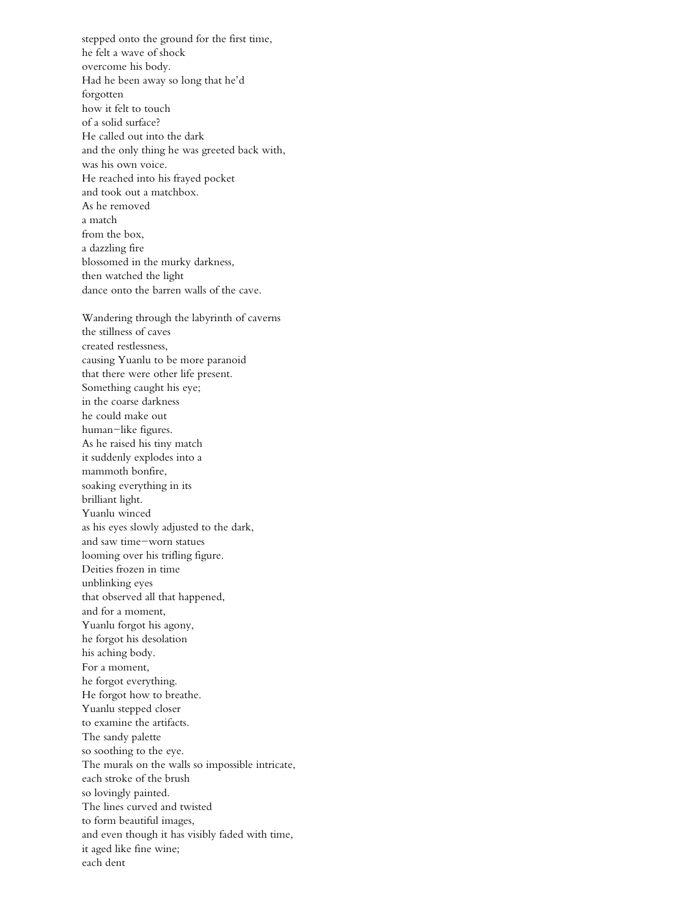stepped onto the ground for the first time,
he felt a wave of shock
overcome his body.
Had he been away so long that he'd
forgotten
how it felt to touch
of a solid surface?
He called out into the dark
and the only thing he was greeted back with,
was his own voice.
He reached into his frayed pocket
and took out a matchbox.
As he removed
a match
from the box,
a dazzling fire
blossomed in the murky darkness,
then watched the light
dance onto the barren walls of the cave.

Wandering through the labyrinth of caverns
the stillness of caves
created restlessness,
causing Yuanlu to be more paranoid
that there were other life present.
Something caught his eye;
in the coarse darkness
he could make out
human–like figures.
As he raised his tiny match
it suddenly explodes into a
mammoth bonfire,
soaking everything in its
brilliant light.
Yuanlu winced
as his eyes slowly adjusted to the dark,
and saw time–worn statues
looming over his trifling figure.
Deities frozen in time
unblinking eyes
that observed all that happened,
and for a moment,
Yuanlu forgot his agony,
he forgot his desolation
his aching body.
For a moment,
he forgot everything.
He forgot how to breathe.
Yuanlu stepped closer
to examine the artifacts.
The sandy palette
so soothing to the eye.
The murals on the walls so impossible intricate,
each stroke of the brush
so lovingly painted.
The lines curved and twisted
to form beautiful images,
and even though it has visibly faded with time,
it aged like fine wine;
each dent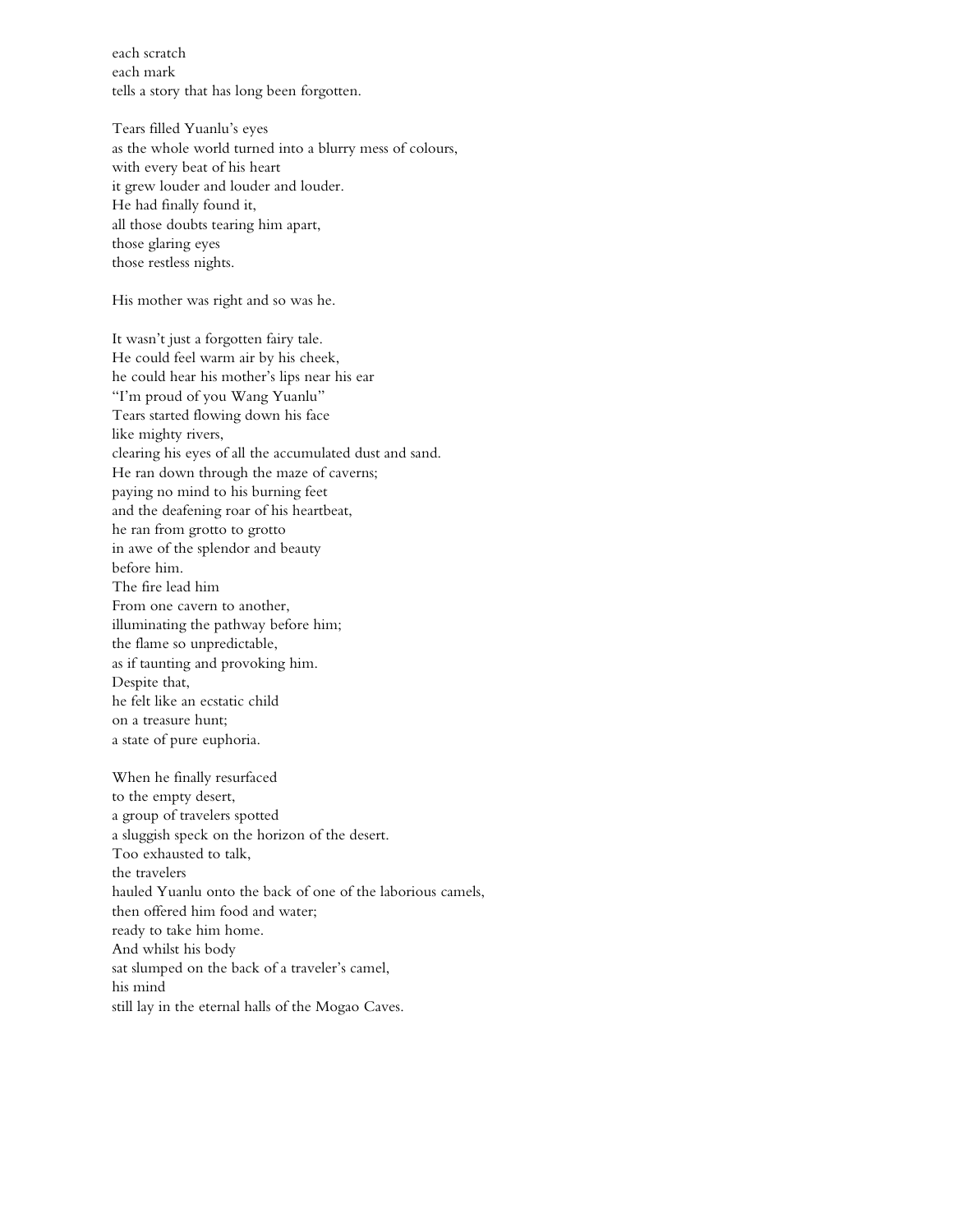each scratch
each mark
tells a story that has long been forgotten.

Tears filled Yuanlu's eyes
as the whole world turned into a blurry mess of colours,
with every beat of his heart
it grew louder and louder and louder.
He had finally found it,
all those doubts tearing him apart,
those glaring eyes
those restless nights.

His mother was right and so was he.

It wasn't just a forgotten fairy tale.
He could feel warm air by his cheek,
he could hear his mother's lips near his ear
"I'm proud of you Wang Yuanlu"
Tears started flowing down his face
like mighty rivers,
clearing his eyes of all the accumulated dust and sand.
He ran down through the maze of caverns;
paying no mind to his burning feet
and the deafening roar of his heartbeat,
he ran from grotto to grotto
in awe of the splendor and beauty
before him.
The fire lead him
From one cavern to another,
illuminating the pathway before him;
the flame so unpredictable,
as if taunting and provoking him.
Despite that,
he felt like an ecstatic child
on a treasure hunt;
a state of pure euphoria.

When he finally resurfaced
to the empty desert,
a group of travelers spotted
a sluggish speck on the horizon of the desert.
Too exhausted to talk,
the travelers
hauled Yuanlu onto the back of one of the laborious camels,
then offered him food and water;
ready to take him home.
And whilst his body
sat slumped on the back of a traveler's camel,
his mind
still lay in the eternal halls of the Mogao Caves.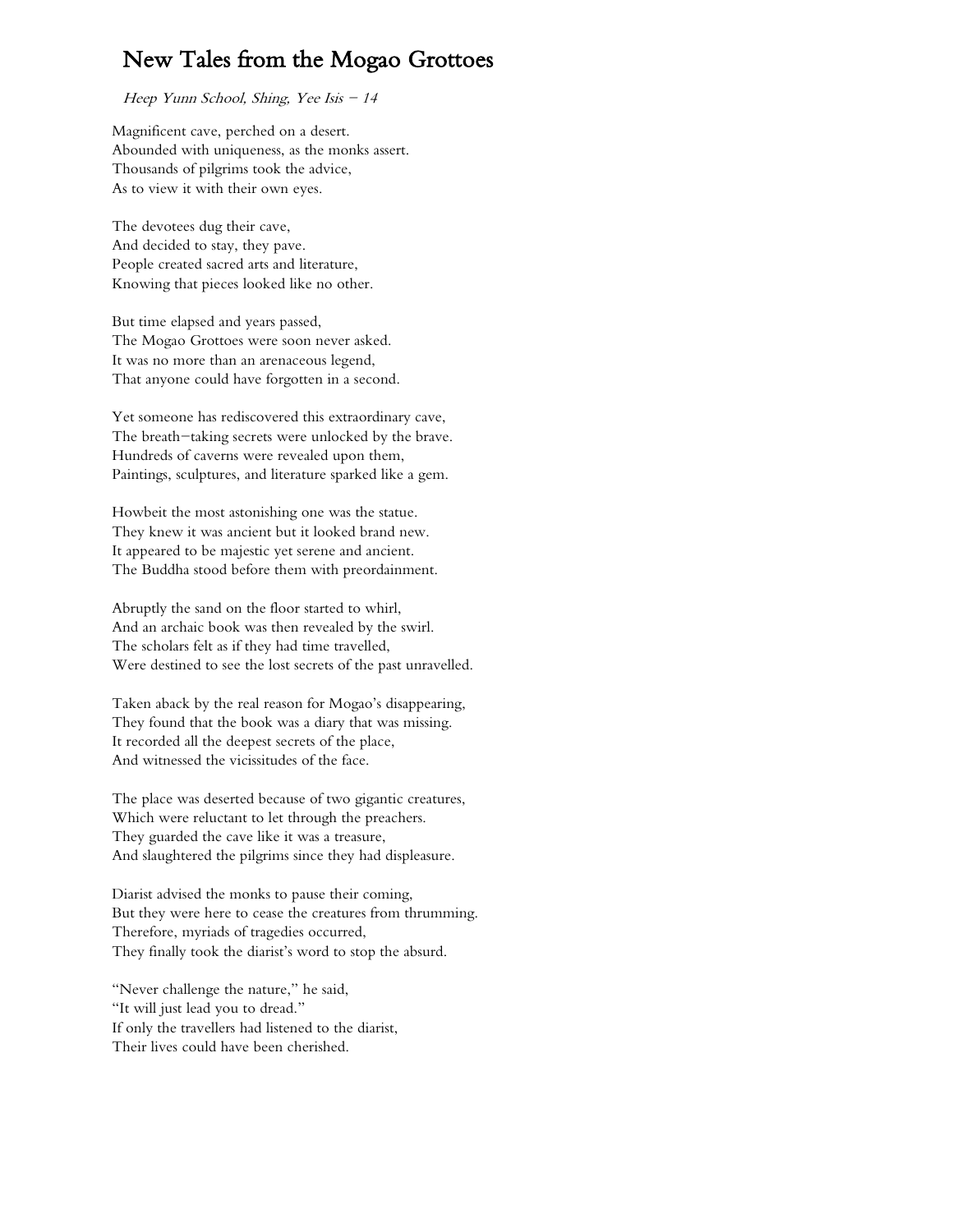# New Tales from the Mogao Grottoes

*Heep Yunn School, Shing, Yee Isis – 14*

Magnificent cave, perched on a desert.  
Abounded with uniqueness, as the monks assert.  
Thousands of pilgrims took the advice,  
As to view it with their own eyes.

The devotees dug their cave,  
And decided to stay, they pave.  
People created sacred arts and literature,  
Knowing that pieces looked like no other.

But time elapsed and years passed,  
The Mogao Grottoes were soon never asked.  
It was no more than an arenaceous legend,  
That anyone could have forgotten in a second.

Yet someone has rediscovered this extraordinary cave,  
The breath–taking secrets were unlocked by the brave.  
Hundreds of caverns were revealed upon them,  
Paintings, sculptures, and literature sparked like a gem.

Howbeit the most astonishing one was the statue.  
They knew it was ancient but it looked brand new.  
It appeared to be majestic yet serene and ancient.  
The Buddha stood before them with preordainment.

Abruptly the sand on the floor started to whirl,  
And an archaic book was then revealed by the swirl.  
The scholars felt as if they had time travelled,  
Were destined to see the lost secrets of the past unravelled.

Taken aback by the real reason for Mogao's disappearing,  
They found that the book was a diary that was missing.  
It recorded all the deepest secrets of the place,  
And witnessed the vicissitudes of the face.

The place was deserted because of two gigantic creatures,  
Which were reluctant to let through the preachers.  
They guarded the cave like it was a treasure,  
And slaughtered the pilgrims since they had displeasure.

Diarist advised the monks to pause their coming,  
But they were here to cease the creatures from thrumming.  
Therefore, myriads of tragedies occurred,  
They finally took the diarist's word to stop the absurd.

"Never challenge the nature," he said,  
"It will just lead you to dread."  
If only the travellers had listened to the diarist,  
Their lives could have been cherished.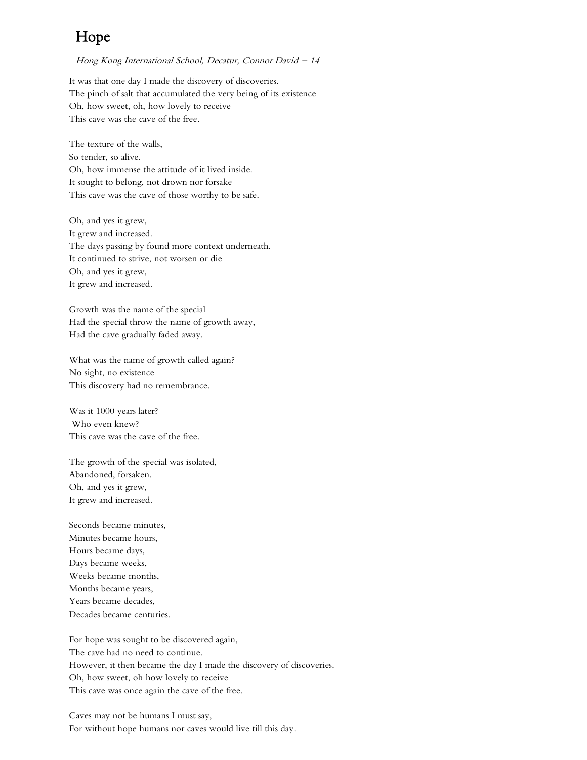# Hope

*Hong Kong International School, Decatur, Connor David – 14*

It was that one day I made the discovery of discoveries.
The pinch of salt that accumulated the very being of its existence
Oh, how sweet, oh, how lovely to receive
This cave was the cave of the free.

The texture of the walls,
So tender, so alive.
Oh, how immense the attitude of it lived inside.
It sought to belong, not drown nor forsake
This cave was the cave of those worthy to be safe.

Oh, and yes it grew,
It grew and increased.
The days passing by found more context underneath.
It continued to strive, not worsen or die
Oh, and yes it grew,
It grew and increased.

Growth was the name of the special
Had the special throw the name of growth away,
Had the cave gradually faded away.

What was the name of growth called again?
No sight, no existence
This discovery had no remembrance.

Was it 1000 years later?
Who even knew?
This cave was the cave of the free.

The growth of the special was isolated,
Abandoned, forsaken.
Oh, and yes it grew,
It grew and increased.

Seconds became minutes,
Minutes became hours,
Hours became days,
Days became weeks,
Weeks became months,
Months became years,
Years became decades,
Decades became centuries.

For hope was sought to be discovered again,
The cave had no need to continue.
However, it then became the day I made the discovery of discoveries.
Oh, how sweet, oh how lovely to receive
This cave was once again the cave of the free.

Caves may not be humans I must say,
For without hope humans nor caves would live till this day.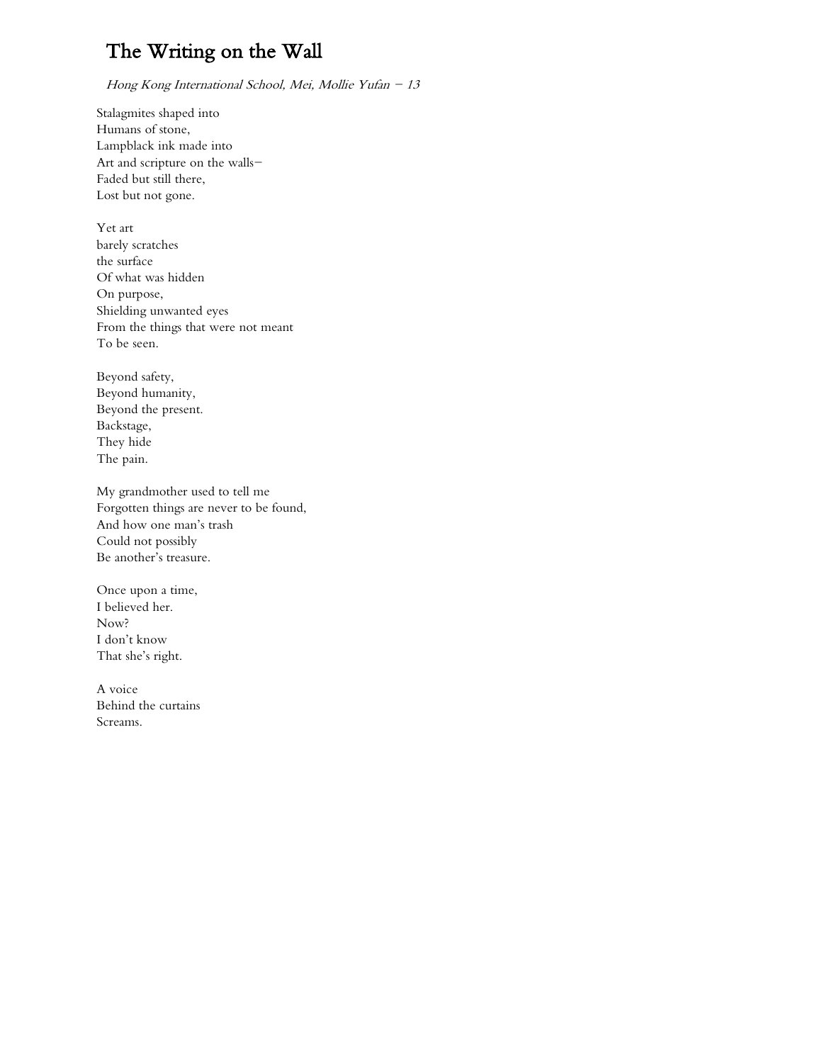# The Writing on the Wall

*Hong Kong International School, Mei, Mollie Yufan – 13*

Stalagmites shaped into  
Humans of stone,  
Lampblack ink made into  
Art and scripture on the walls–  
Faded but still there,  
Lost but not gone.

Yet art  
barely scratches  
the surface  
Of what was hidden  
On purpose,  
Shielding unwanted eyes  
From the things that were not meant  
To be seen.

Beyond safety,  
Beyond humanity,  
Beyond the present.  
Backstage,  
They hide  
The pain.

My grandmother used to tell me  
Forgotten things are never to be found,  
And how one man's trash  
Could not possibly  
Be another's treasure.

Once upon a time,  
I believed her.  
Now?  
I don't know  
That she's right.

A voice  
Behind the curtains  
Screams.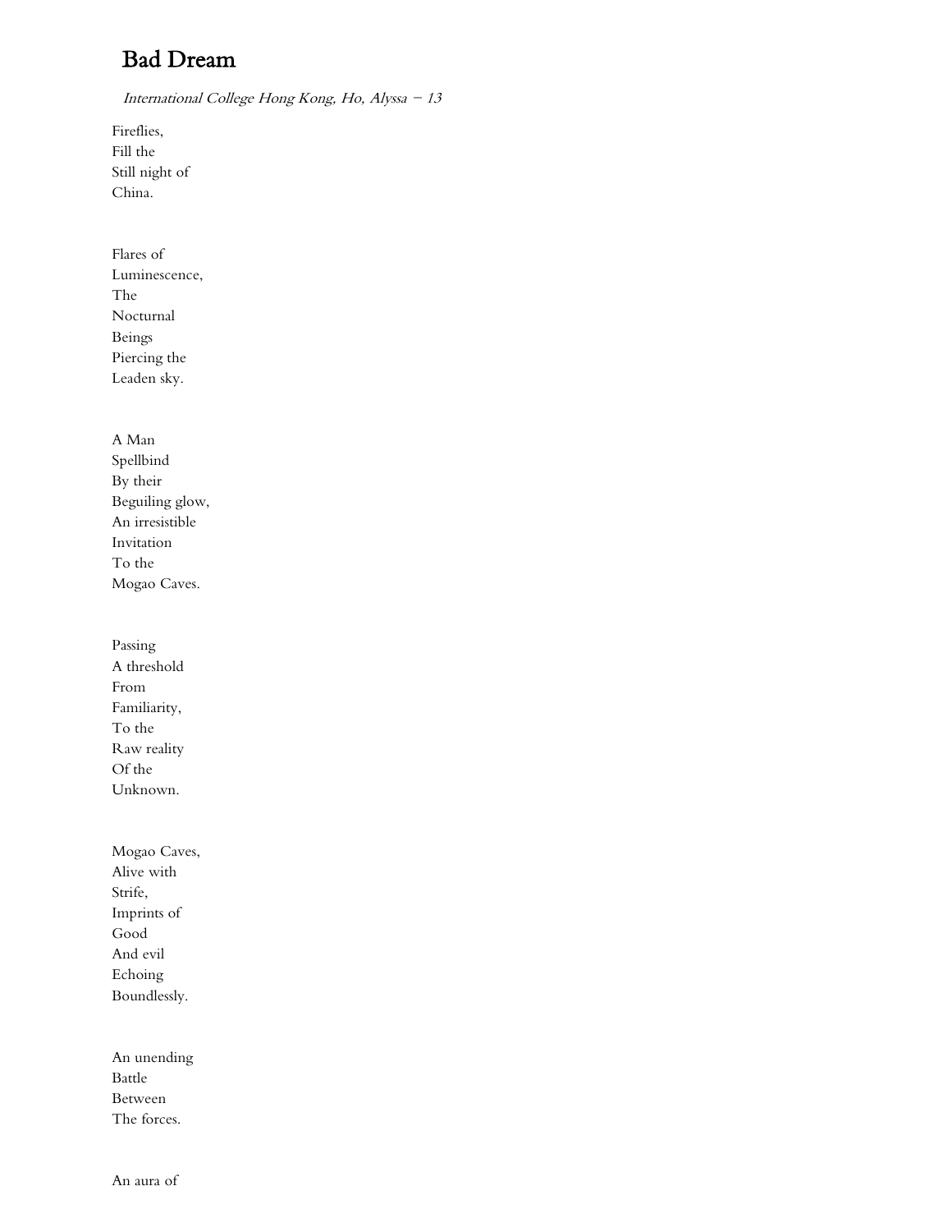# Bad Dream

*International College Hong Kong, Ho, Alyssa – 13*

Fireflies,  
Fill the  
Still night of  
China.

Flares of  
Luminescence,  
The  
Nocturnal  
Beings  
Piercing the  
Leaden sky.

A Man  
Spellbind  
By their  
Beguiling glow,  
An irresistible  
Invitation  
To the  
Mogao Caves.

Passing  
A threshold  
From  
Familiarity,  
To the  
Raw reality  
Of the  
Unknown.

Mogao Caves,  
Alive with  
Strife,  
Imprints of  
Good  
And evil  
Echoing  
Boundlessly.

An unending  
Battle  
Between  
The forces.

An aura of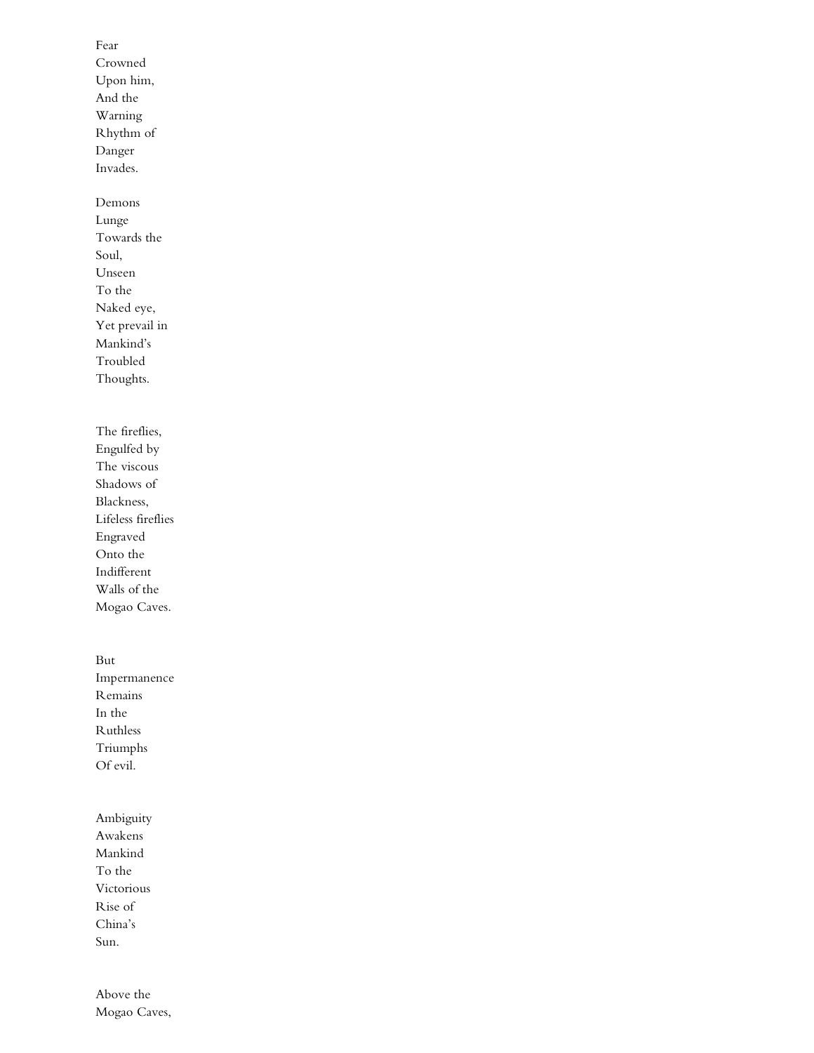Fear
Crowned
Upon him,
And the
Warning
Rhythm of
Danger
Invades.

Demons
Lunge
Towards the
Soul,
Unseen
To the
Naked eye,
Yet prevail in
Mankind's
Troubled
Thoughts.

The fireflies,
Engulfed by
The viscous
Shadows of
Blackness,
Lifeless fireflies
Engraved
Onto the
Indifferent
Walls of the
Mogao Caves.

But
Impermanence
Remains
In the
Ruthless
Triumphs
Of evil.

Ambiguity
Awakens
Mankind
To the
Victorious
Rise of
China's
Sun.

Above the
Mogao Caves,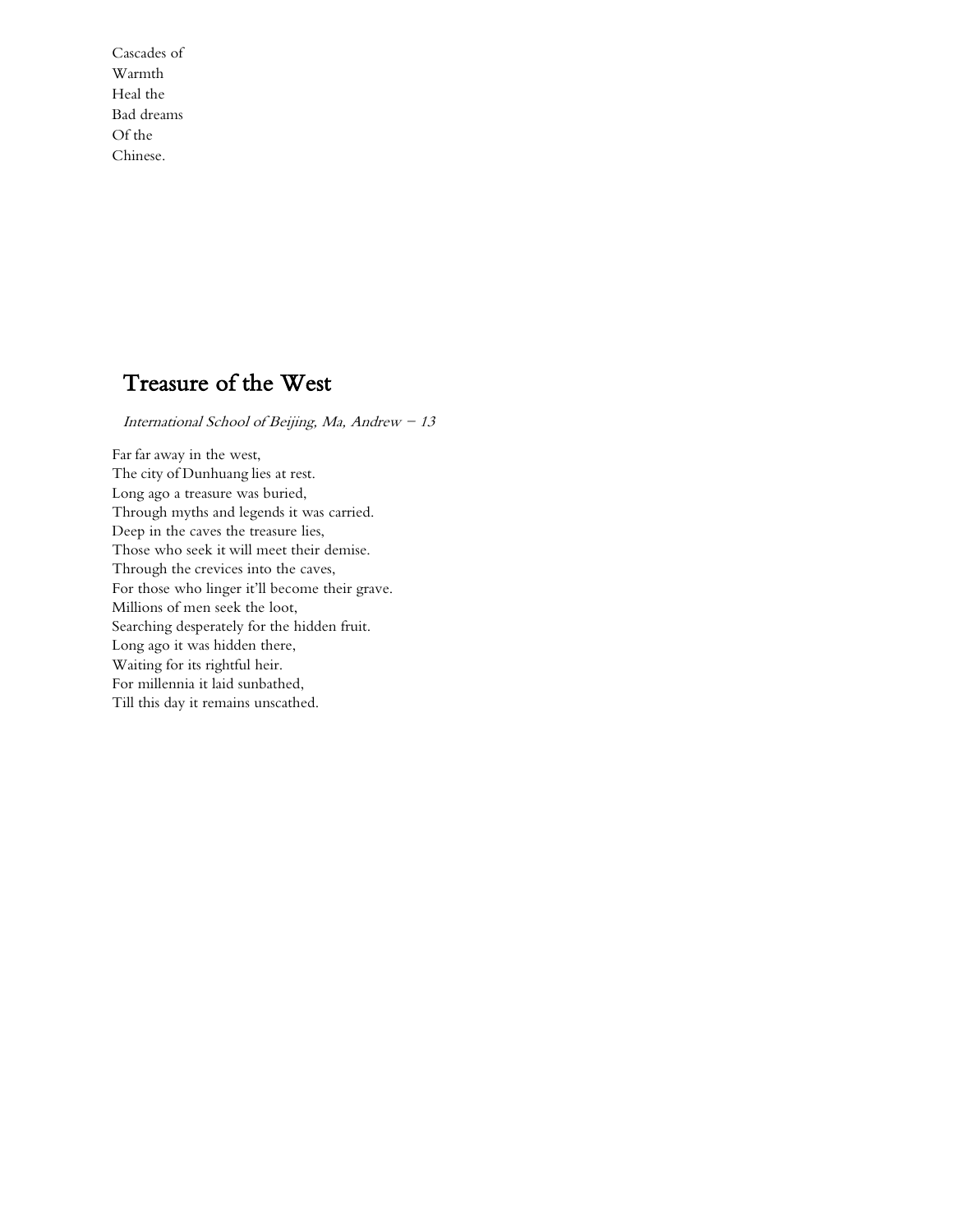Cascades of  
Warmth  
Heal the  
Bad dreams  
Of the  
Chinese.

## Treasure of the West

*International School of Beijing, Ma, Andrew – 13*

Far far away in the west,  
The city of Dunhuang lies at rest.  
Long ago a treasure was buried,  
Through myths and legends it was carried.  
Deep in the caves the treasure lies,  
Those who seek it will meet their demise.  
Through the crevices into the caves,  
For those who linger it'll become their grave.  
Millions of men seek the loot,  
Searching desperately for the hidden fruit.  
Long ago it was hidden there,  
Waiting for its rightful heir.  
For millennia it laid sunbathed,  
Till this day it remains unscathed.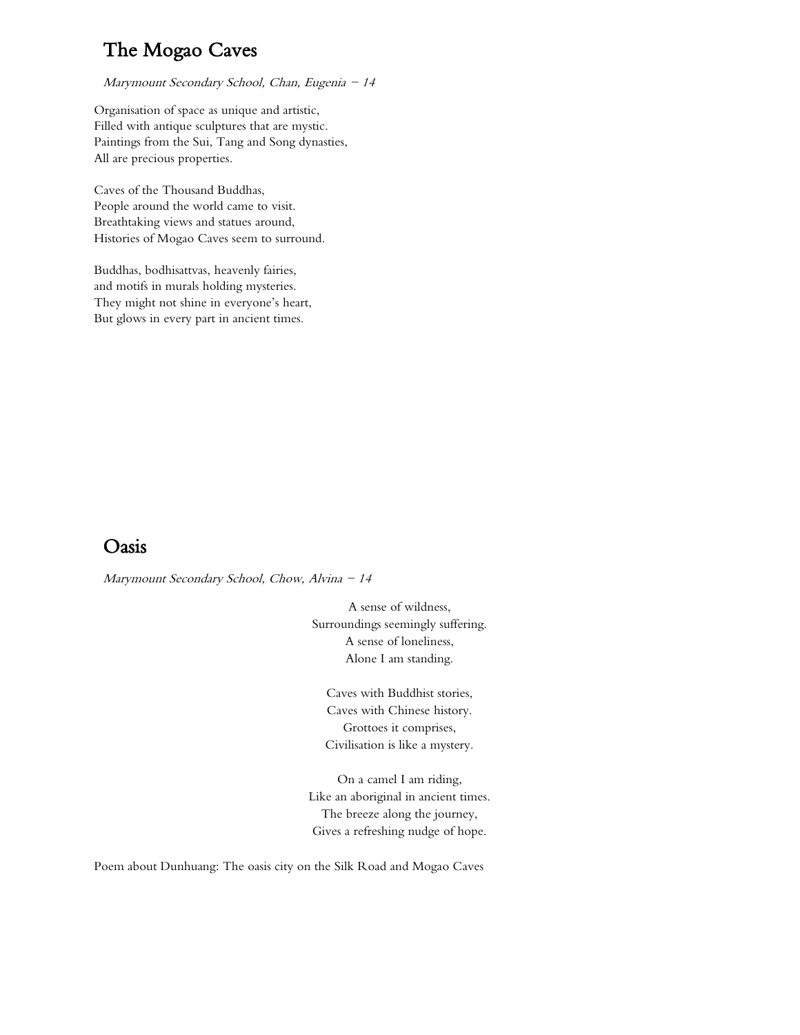# The Mogao Caves

*Marymount Secondary School, Chan, Eugenia – 14*

Organisation of space as unique and artistic,
Filled with antique sculptures that are mystic.
Paintings from the Sui, Tang and Song dynasties,
All are precious properties.

Caves of the Thousand Buddhas,
People around the world came to visit.
Breathtaking views and statues around,
Histories of Mogao Caves seem to surround.

Buddhas, bodhisattvas, heavenly fairies,
and motifs in murals holding mysteries.
They might not shine in everyone's heart,
But glows in every part in ancient times.

# Oasis

*Marymount Secondary School, Chow, Alvina – 14*

A sense of wildness,
Surroundings seemingly suffering.
A sense of loneliness,
Alone I am standing.

Caves with Buddhist stories,
Caves with Chinese history.
Grottoes it comprises,
Civilisation is like a mystery.

On a camel I am riding,
Like an aboriginal in ancient times.
The breeze along the journey,
Gives a refreshing nudge of hope.

Poem about Dunhuang: The oasis city on the Silk Road and Mogao Caves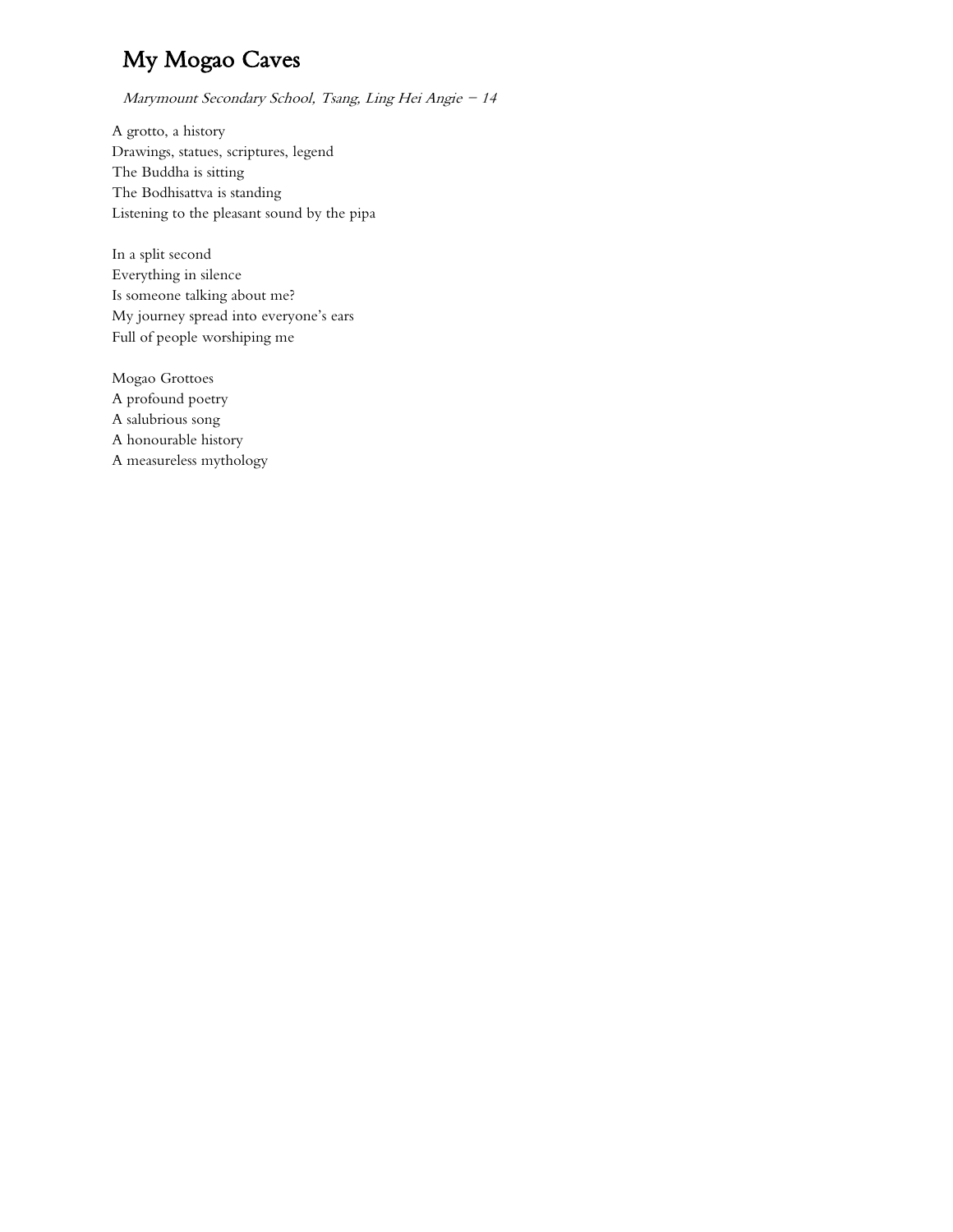# My Mogao Caves

*Marymount Secondary School, Tsang, Ling Hei Angie – 14*

A grotto, a history  
Drawings, statues, scriptures, legend  
The Buddha is sitting  
The Bodhisattva is standing  
Listening to the pleasant sound by the pipa

In a split second  
Everything in silence  
Is someone talking about me?  
My journey spread into everyone's ears  
Full of people worshiping me

Mogao Grottoes  
A profound poetry  
A salubrious song  
A honourable history  
A measureless mythology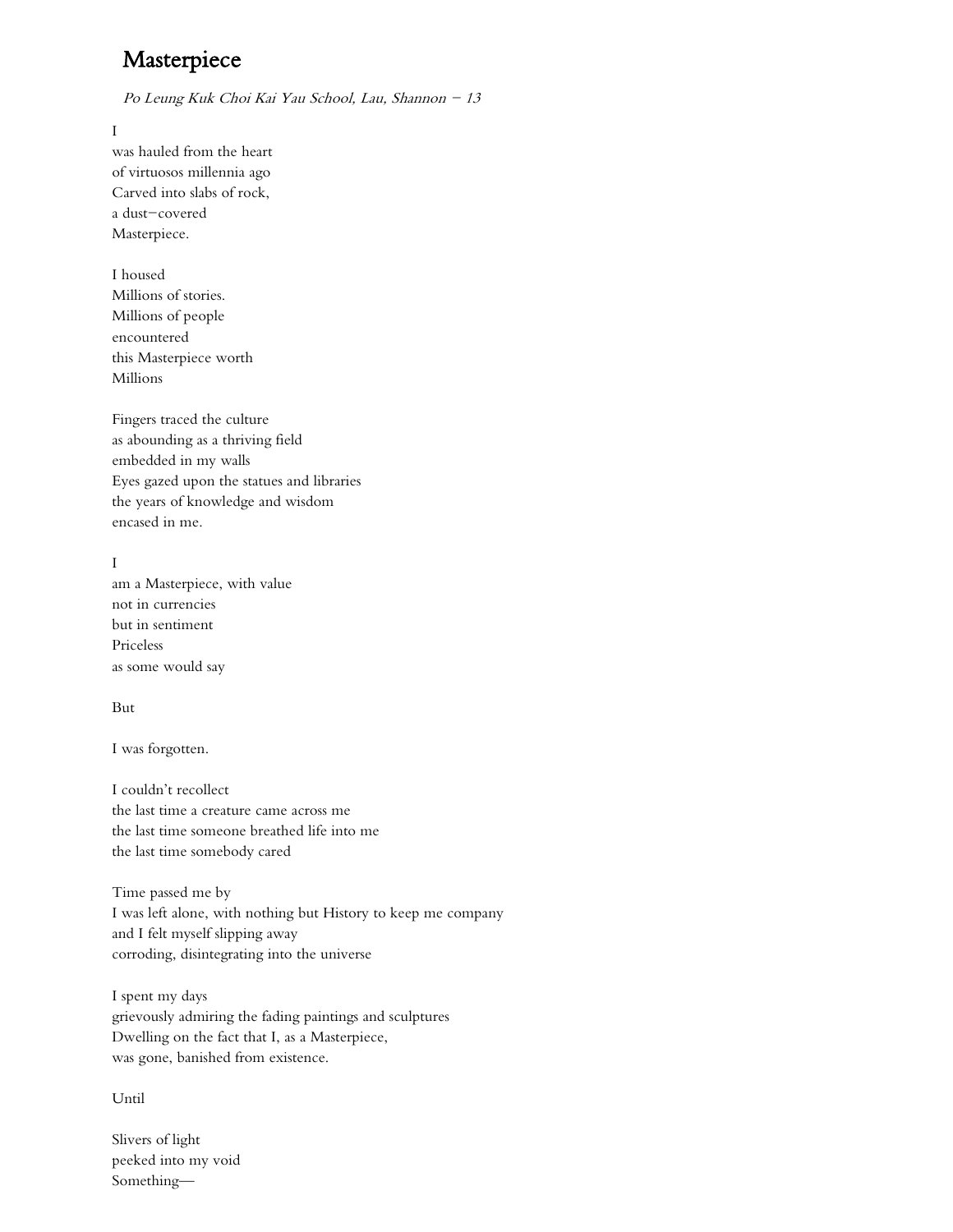# Masterpiece

*Po Leung Kuk Choi Kai Yau School, Lau, Shannon – 13*

I  
was hauled from the heart  
of virtuosos millennia ago  
Carved into slabs of rock,  
a dust–covered  
Masterpiece.

I housed  
Millions of stories.  
Millions of people  
encountered  
this Masterpiece worth  
Millions

Fingers traced the culture  
as abounding as a thriving field  
embedded in my walls  
Eyes gazed upon the statues and libraries  
the years of knowledge and wisdom  
encased in me.

I  
am a Masterpiece, with value  
not in currencies  
but in sentiment  
Priceless  
as some would say

But

I was forgotten.

I couldn't recollect  
the last time a creature came across me  
the last time someone breathed life into me  
the last time somebody cared

Time passed me by  
I was left alone, with nothing but History to keep me company  
and I felt myself slipping away  
corroding, disintegrating into the universe

I spent my days  
grievously admiring the fading paintings and sculptures  
Dwelling on the fact that I, as a Masterpiece,  
was gone, banished from existence.

Until

Slivers of light  
peeked into my void  
Something—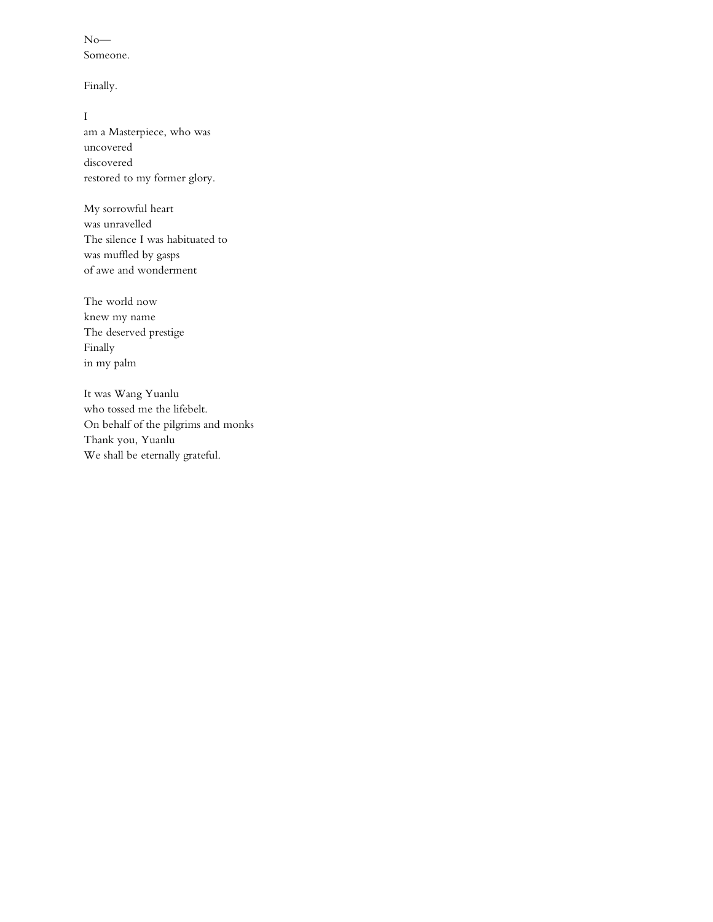No—
Someone.

Finally.

I
am a Masterpiece, who was
uncovered
discovered
restored to my former glory.

My sorrowful heart
was unravelled
The silence I was habituated to
was muffled by gasps
of awe and wonderment

The world now
knew my name
The deserved prestige
Finally
in my palm

It was Wang Yuanlu
who tossed me the lifebelt.
On behalf of the pilgrims and monks
Thank you, Yuanlu
We shall be eternally grateful.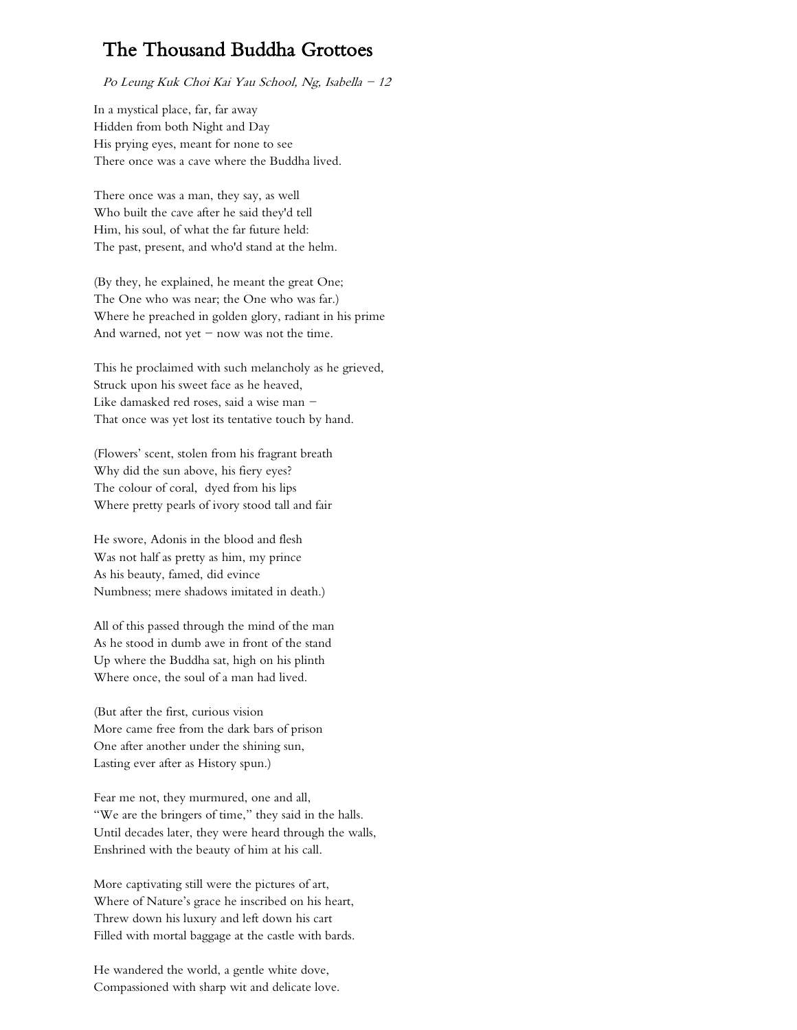# The Thousand Buddha Grottoes

*Po Leung Kuk Choi Kai Yau School, Ng, Isabella – 12*

In a mystical place, far, far away
Hidden from both Night and Day
His prying eyes, meant for none to see
There once was a cave where the Buddha lived.

There once was a man, they say, as well
Who built the cave after he said they'd tell
Him, his soul, of what the far future held:
The past, present, and who'd stand at the helm.

(By they, he explained, he meant the great One;
The One who was near; the One who was far.)
Where he preached in golden glory, radiant in his prime
And warned, not yet – now was not the time.

This he proclaimed with such melancholy as he grieved,
Struck upon his sweet face as he heaved,
Like damasked red roses, said a wise man –
That once was yet lost its tentative touch by hand.

(Flowers' scent, stolen from his fragrant breath
Why did the sun above, his fiery eyes?
The colour of coral, dyed from his lips
Where pretty pearls of ivory stood tall and fair

He swore, Adonis in the blood and flesh
Was not half as pretty as him, my prince
As his beauty, famed, did evince
Numbness; mere shadows imitated in death.)

All of this passed through the mind of the man
As he stood in dumb awe in front of the stand
Up where the Buddha sat, high on his plinth
Where once, the soul of a man had lived.

(But after the first, curious vision
More came free from the dark bars of prison
One after another under the shining sun,
Lasting ever after as History spun.)

Fear me not, they murmured, one and all,
"We are the bringers of time," they said in the halls.
Until decades later, they were heard through the walls,
Enshrined with the beauty of him at his call.

More captivating still were the pictures of art,
Where of Nature's grace he inscribed on his heart,
Threw down his luxury and left down his cart
Filled with mortal baggage at the castle with bards.

He wandered the world, a gentle white dove,
Compassioned with sharp wit and delicate love.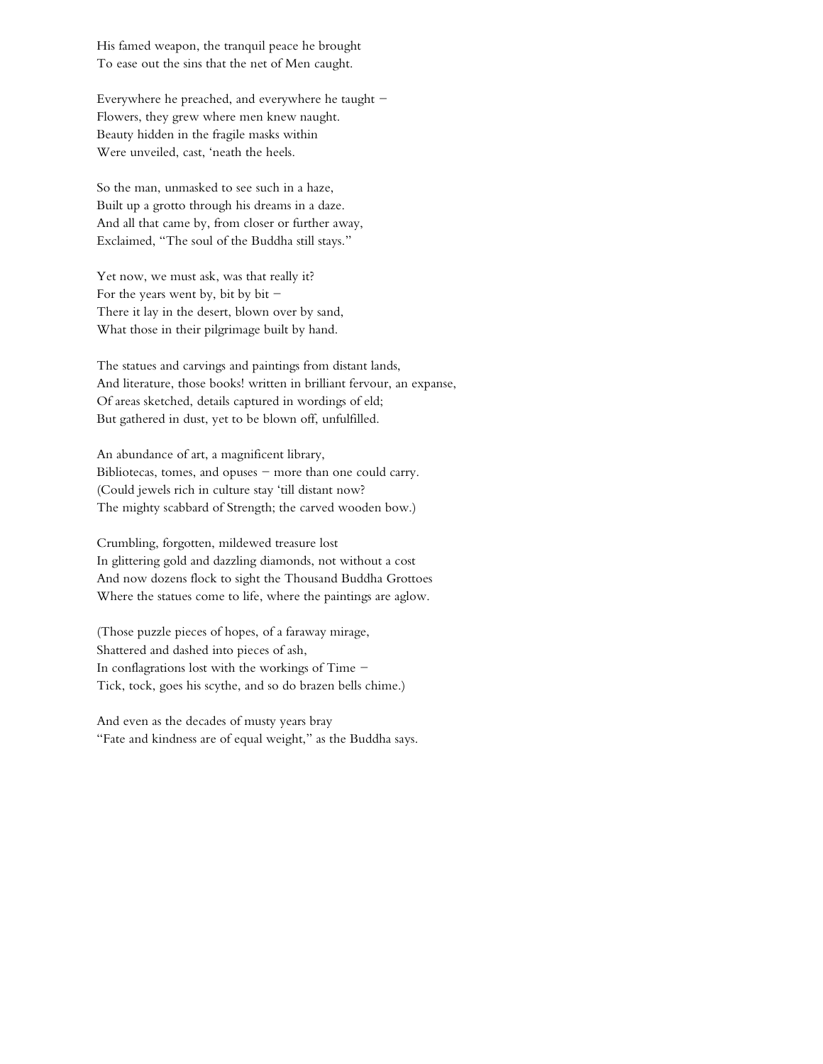His famed weapon, the tranquil peace he brought
To ease out the sins that the net of Men caught.

Everywhere he preached, and everywhere he taught –
Flowers, they grew where men knew naught.
Beauty hidden in the fragile masks within
Were unveiled, cast, 'neath the heels.

So the man, unmasked to see such in a haze,
Built up a grotto through his dreams in a daze.
And all that came by, from closer or further away,
Exclaimed, "The soul of the Buddha still stays."

Yet now, we must ask, was that really it?
For the years went by, bit by bit –
There it lay in the desert, blown over by sand,
What those in their pilgrimage built by hand.

The statues and carvings and paintings from distant lands,
And literature, those books! written in brilliant fervour, an expanse,
Of areas sketched, details captured in wordings of eld;
But gathered in dust, yet to be blown off, unfulfilled.

An abundance of art, a magnificent library,
Bibliotecas, tomes, and opuses – more than one could carry.
(Could jewels rich in culture stay 'till distant now?
The mighty scabbard of Strength; the carved wooden bow.)

Crumbling, forgotten, mildewed treasure lost
In glittering gold and dazzling diamonds, not without a cost
And now dozens flock to sight the Thousand Buddha Grottoes
Where the statues come to life, where the paintings are aglow.

(Those puzzle pieces of hopes, of a faraway mirage,
Shattered and dashed into pieces of ash,
In conflagrations lost with the workings of Time –
Tick, tock, goes his scythe, and so do brazen bells chime.)

And even as the decades of musty years bray
"Fate and kindness are of equal weight," as the Buddha says.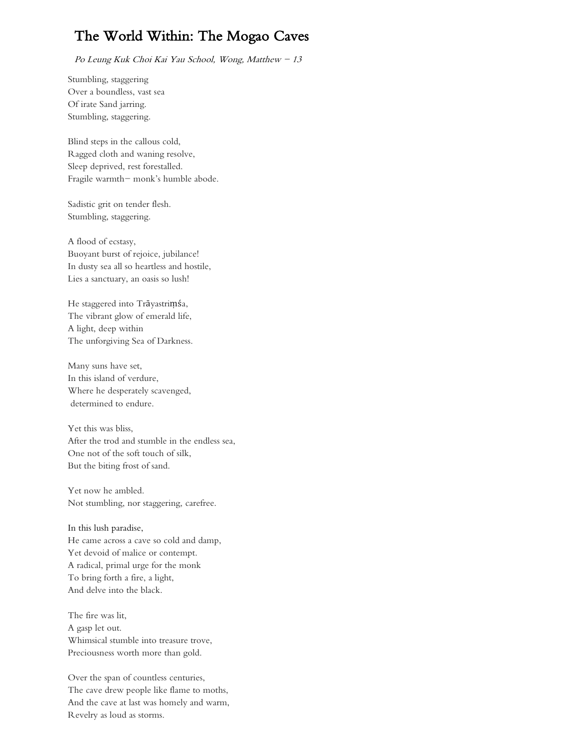# The World Within: The Mogao Caves

*Po Leung Kuk Choi Kai Yau School, Wong, Matthew – 13*

Stumbling, staggering
Over a boundless, vast sea
Of irate Sand jarring.
Stumbling, staggering.

Blind steps in the callous cold,
Ragged cloth and waning resolve,
Sleep deprived, rest forestalled.
Fragile warmth– monk's humble abode.

Sadistic grit on tender flesh.
Stumbling, staggering.

A flood of ecstasy,
Buoyant burst of rejoice, jubilance!
In dusty sea all so heartless and hostile,
Lies a sanctuary, an oasis so lush!

He staggered into Trāyastriṃśa,
The vibrant glow of emerald life,
A light, deep within
The unforgiving Sea of Darkness.

Many suns have set,
In this island of verdure,
Where he desperately scavenged,
determined to endure.

Yet this was bliss,
After the trod and stumble in the endless sea,
One not of the soft touch of silk,
But the biting frost of sand.

Yet now he ambled.
Not stumbling, nor staggering, carefree.

In this lush paradise,
He came across a cave so cold and damp,
Yet devoid of malice or contempt.
A radical, primal urge for the monk
To bring forth a fire, a light,
And delve into the black.

The fire was lit,
A gasp let out.
Whimsical stumble into treasure trove,
Preciousness worth more than gold.

Over the span of countless centuries,
The cave drew people like flame to moths,
And the cave at last was homely and warm,
Revelry as loud as storms.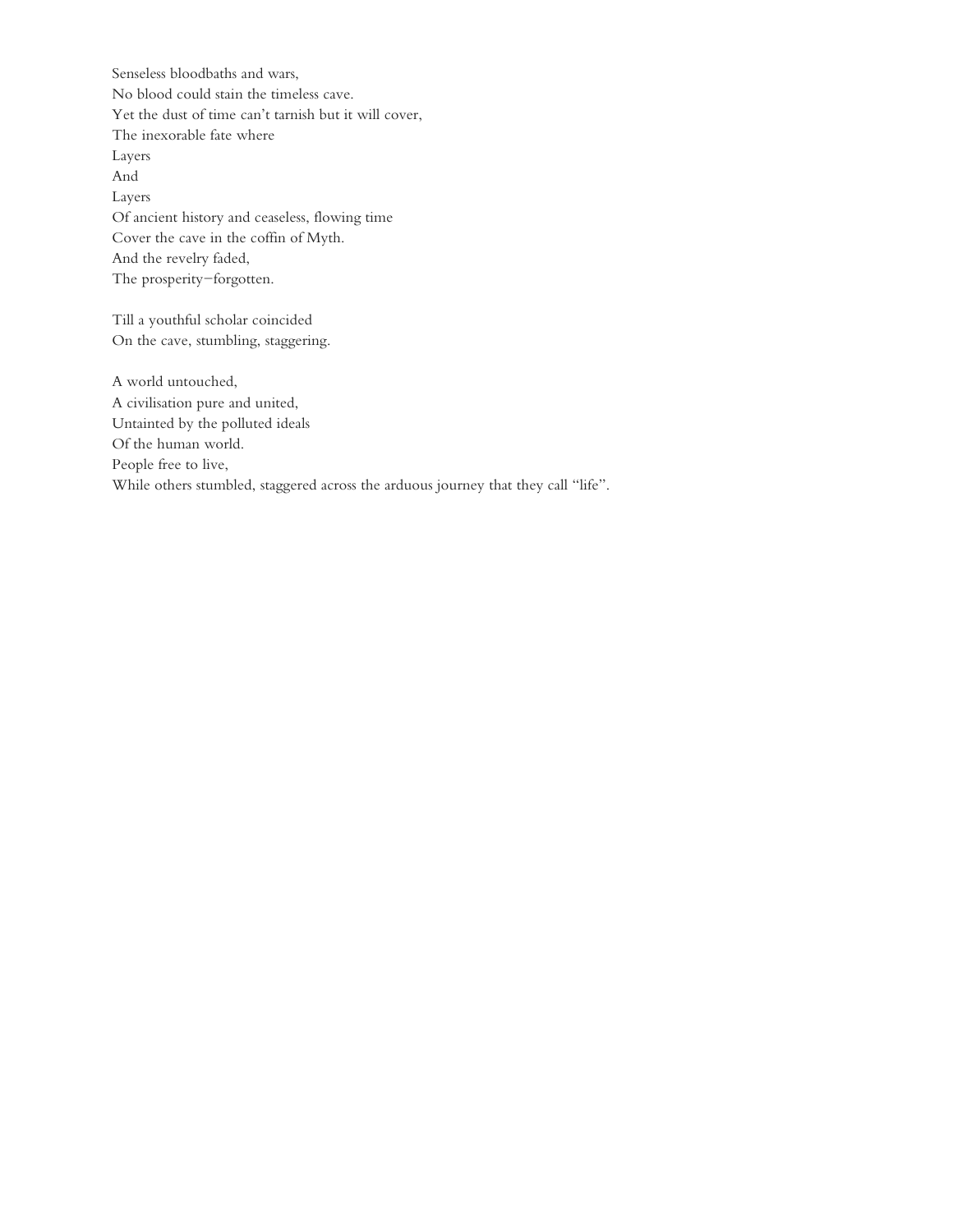Senseless bloodbaths and wars,
No blood could stain the timeless cave.
Yet the dust of time can't tarnish but it will cover,
The inexorable fate where
Layers
And
Layers
Of ancient history and ceaseless, flowing time
Cover the cave in the coffin of Myth.
And the revelry faded,
The prosperity–forgotten.

Till a youthful scholar coincided
On the cave, stumbling, staggering.

A world untouched,
A civilisation pure and united,
Untainted by the polluted ideals
Of the human world.
People free to live,
While others stumbled, staggered across the arduous journey that they call "life".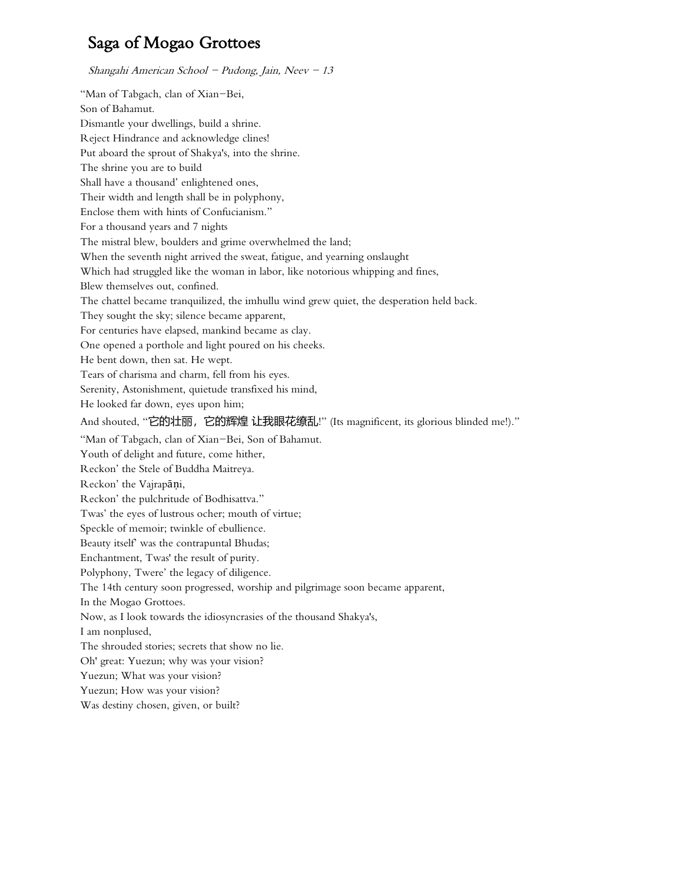# Saga of Mogao Grottoes

*Shangahi American School – Pudong, Jain, Neev – 13*

"Man of Tabgach, clan of Xian–Bei,
Son of Bahamut.
Dismantle your dwellings, build a shrine.
Reject Hindrance and acknowledge clines!
Put aboard the sprout of Shakya's, into the shrine.
The shrine you are to build
Shall have a thousand' enlightened ones,
Their width and length shall be in polyphony,
Enclose them with hints of Confucianism."
For a thousand years and 7 nights
The mistral blew, boulders and grime overwhelmed the land;
When the seventh night arrived the sweat, fatigue, and yearning onslaught
Which had struggled like the woman in labor, like notorious whipping and fines,
Blew themselves out, confined.
The chattel became tranquilized, the imhullu wind grew quiet, the desperation held back.
They sought the sky; silence became apparent,
For centuries have elapsed, mankind became as clay.
One opened a porthole and light poured on his cheeks.
He bent down, then sat. He wept.
Tears of charisma and charm, fell from his eyes.
Serenity, Astonishment, quietude transfixed his mind,
He looked far down, eyes upon him;
And shouted, "它的壮丽，它的辉煌 让我眼花缭乱!" (Its magnificent, its glorious blinded me!)."
"Man of Tabgach, clan of Xian–Bei, Son of Bahamut.
Youth of delight and future, come hither,
Reckon' the Stele of Buddha Maitreya.
Reckon' the Vajrapāṇi,
Reckon' the pulchritude of Bodhisattva."
Twas' the eyes of lustrous ocher; mouth of virtue;
Speckle of memoir; twinkle of ebullience.
Beauty itself' was the contrapuntal Bhudas;
Enchantment, Twas' the result of purity.
Polyphony, Twere' the legacy of diligence.
The 14th century soon progressed, worship and pilgrimage soon became apparent,
In the Mogao Grottoes.
Now, as I look towards the idiosyncrasies of the thousand Shakya's,
I am nonplused,
The shrouded stories; secrets that show no lie.
Oh' great: Yuezun; why was your vision?
Yuezun; What was your vision?
Yuezun; How was your vision?
Was destiny chosen, given, or built?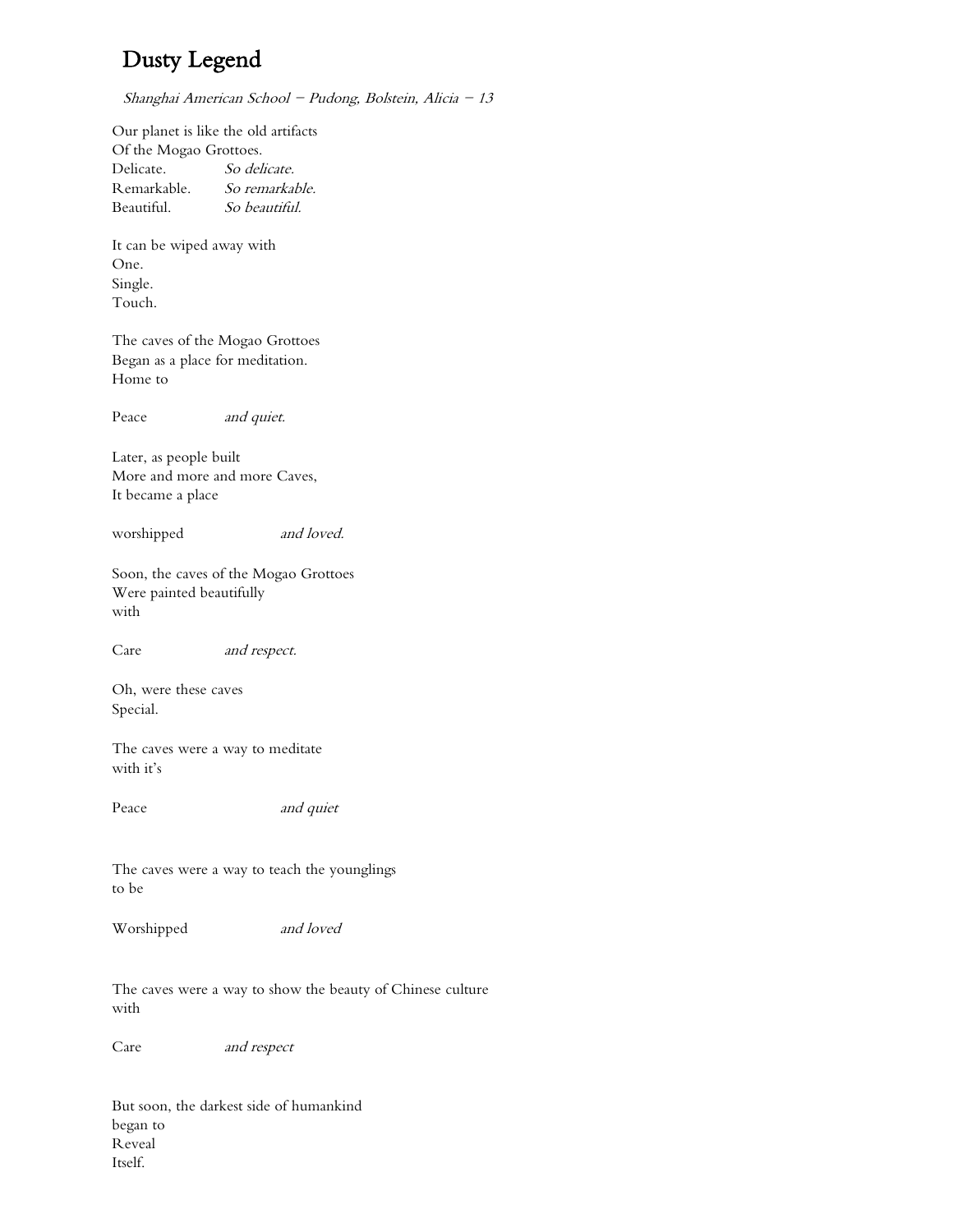# Dusty Legend

*Shanghai American School – Pudong, Bolstein, Alicia – 13*

Our planet is like the old artifacts
Of the Mogao Grottoes.
Delicate. *So delicate.*
Remarkable. *So remarkable.*
Beautiful. *So beautiful.*

It can be wiped away with
One.
Single.
Touch.

The caves of the Mogao Grottoes
Began as a place for meditation.
Home to

Peace *and quiet.*

Later, as people built
More and more and more Caves,
It became a place

worshipped *and loved.*

Soon, the caves of the Mogao Grottoes
Were painted beautifully
with

Care *and respect.*

Oh, were these caves
Special.

The caves were a way to meditate
with it's

Peace *and quiet*

The caves were a way to teach the younglings
to be

Worshipped *and loved*

The caves were a way to show the beauty of Chinese culture
with

Care *and respect*

But soon, the darkest side of humankind
began to
Reveal
Itself.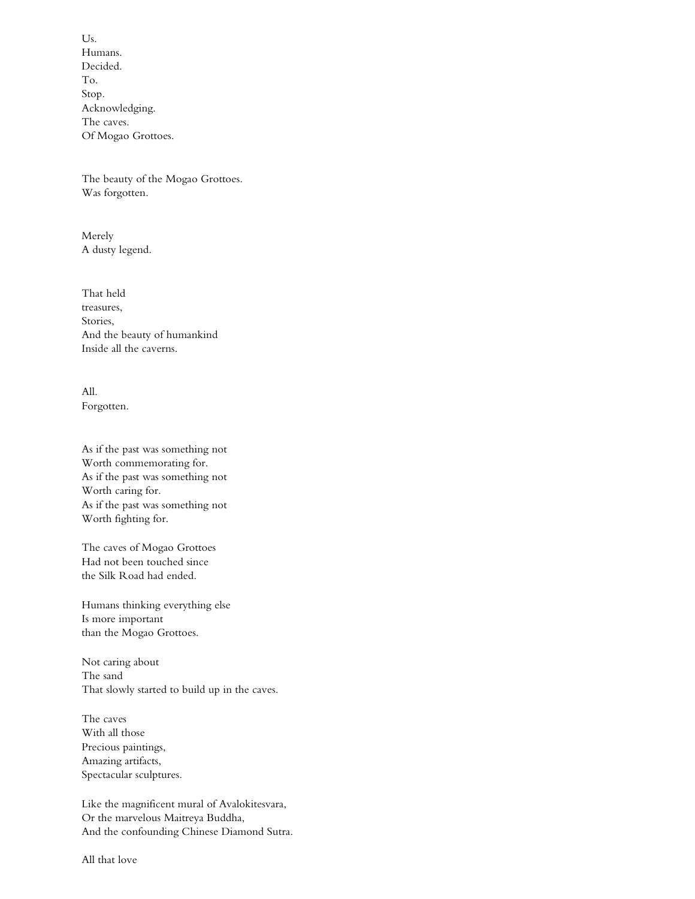Us.
Humans.
Decided.
To.
Stop.
Acknowledging.
The caves.
Of Mogao Grottoes.

The beauty of the Mogao Grottoes.
Was forgotten.

Merely
A dusty legend.

That held
treasures,
Stories,
And the beauty of humankind
Inside all the caverns.

All.
Forgotten.

As if the past was something not
Worth commemorating for.
As if the past was something not
Worth caring for.
As if the past was something not
Worth fighting for.

The caves of Mogao Grottoes
Had not been touched since
the Silk Road had ended.

Humans thinking everything else
Is more important
than the Mogao Grottoes.

Not caring about
The sand
That slowly started to build up in the caves.

The caves
With all those
Precious paintings,
Amazing artifacts,
Spectacular sculptures.

Like the magnificent mural of Avalokitesvara,
Or the marvelous Maitreya Buddha,
And the confounding Chinese Diamond Sutra.

All that love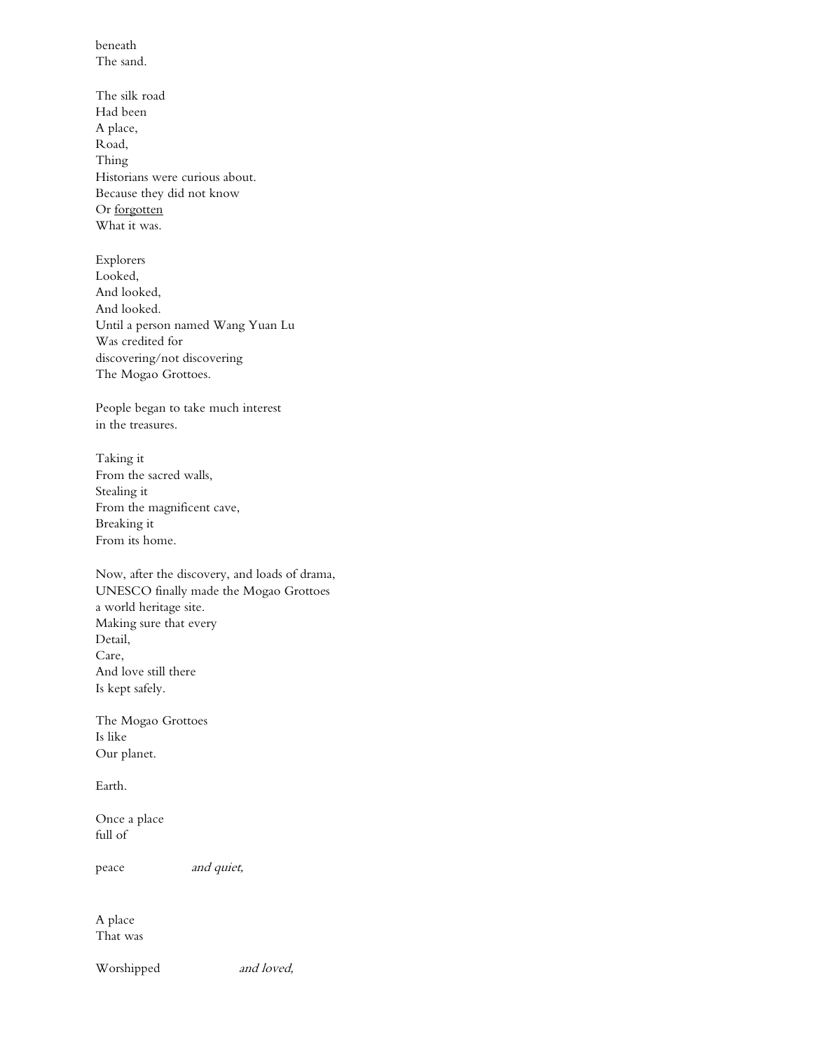beneath
The sand.

The silk road
Had been
A place,
Road,
Thing
Historians were curious about.
Because they did not know
Or <u>forgotten</u>
What it was.

Explorers
Looked,
And looked,
And looked.
Until a person named Wang Yuan Lu
Was credited for
discovering/not discovering
The Mogao Grottoes.

People began to take much interest
in the treasures.

Taking it
From the sacred walls,
Stealing it
From the magnificent cave,
Breaking it
From its home.

Now, after the discovery, and loads of drama,
UNESCO finally made the Mogao Grottoes
a world heritage site.
Making sure that every
Detail,
Care,
And love still there
Is kept safely.

The Mogao Grottoes
Is like
Our planet.

Earth.

Once a place
full of

peace *and quiet,*

A place
That was

Worshipped *and loved,*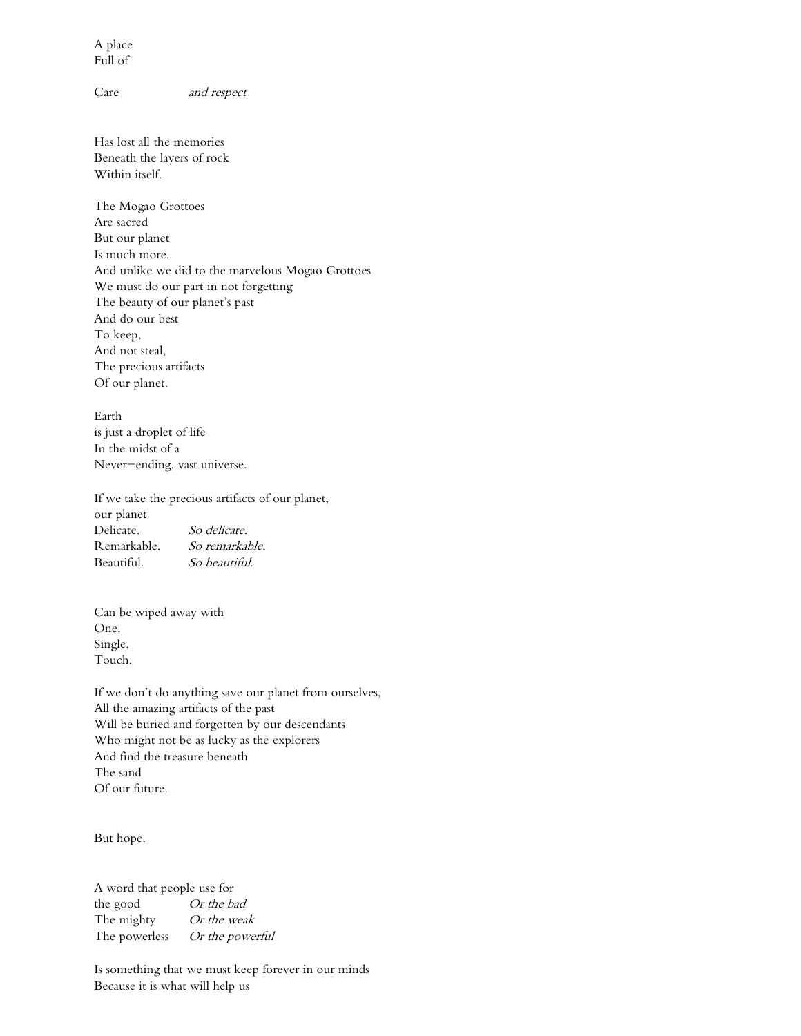A place  
Full of

Care *and respect*

Has lost all the memories  
Beneath the layers of rock  
Within itself.

The Mogao Grottoes  
Are sacred  
But our planet  
Is much more.  
And unlike we did to the marvelous Mogao Grottoes  
We must do our part in not forgetting  
The beauty of our planet's past  
And do our best  
To keep,  
And not steal,  
The precious artifacts  
Of our planet.

Earth  
is just a droplet of life  
In the midst of a  
Never–ending, vast universe.

If we take the precious artifacts of our planet,  
our planet  
Delicate. *So delicate.*  
Remarkable. *So remarkable.*  
Beautiful. *So beautiful.*

Can be wiped away with  
One.  
Single.  
Touch.

If we don't do anything save our planet from ourselves,  
All the amazing artifacts of the past  
Will be buried and forgotten by our descendants  
Who might not be as lucky as the explorers  
And find the treasure beneath  
The sand  
Of our future.

But hope.

A word that people use for  
the good *Or the bad*  
The mighty *Or the weak*  
The powerless *Or the powerful*

Is something that we must keep forever in our minds  
Because it is what will help us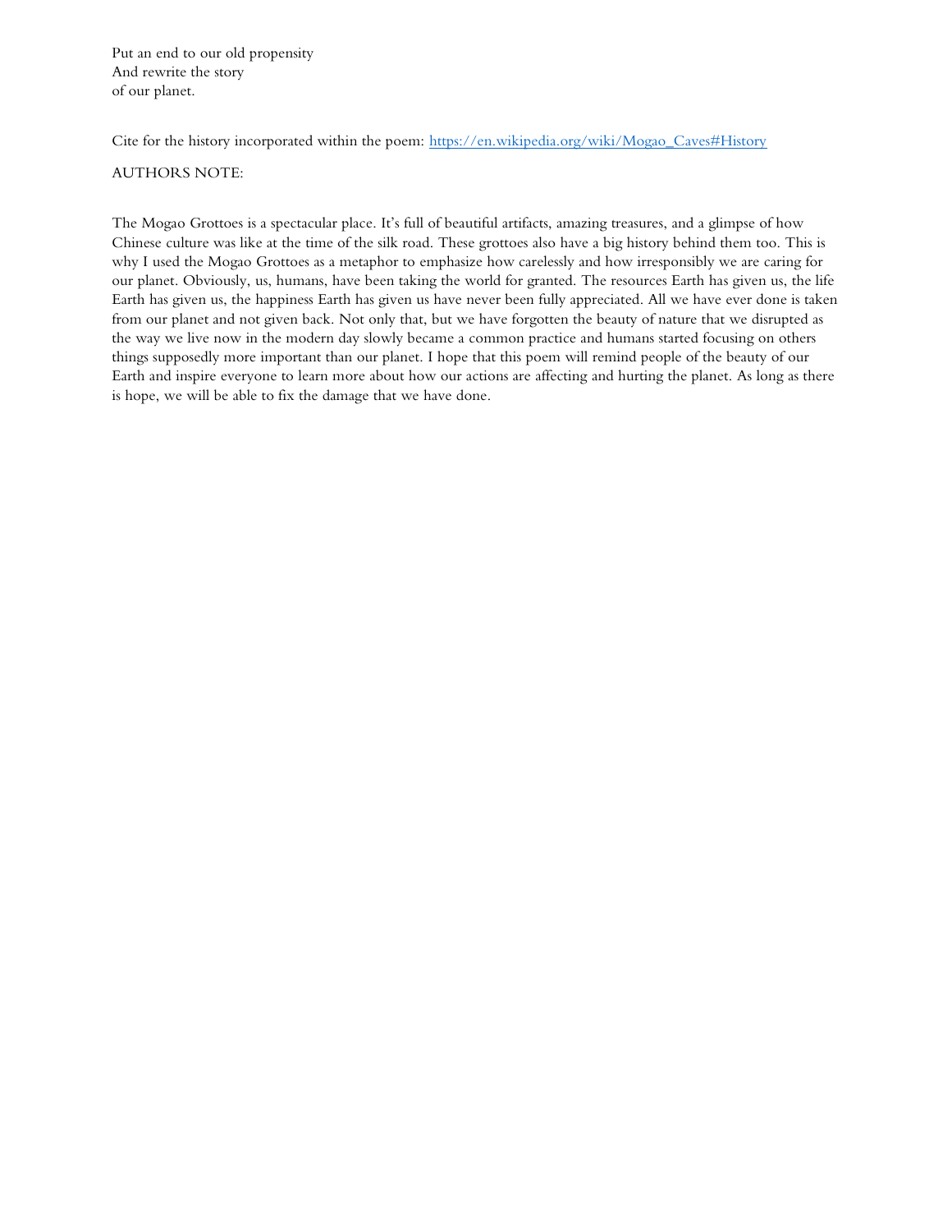Put an end to our old propensity  
And rewrite the story  
of our planet.

Cite for the history incorporated within the poem: https://en.wikipedia.org/wiki/Mogao_Caves#History

AUTHORS NOTE:

The Mogao Grottoes is a spectacular place. It's full of beautiful artifacts, amazing treasures, and a glimpse of how Chinese culture was like at the time of the silk road. These grottoes also have a big history behind them too. This is why I used the Mogao Grottoes as a metaphor to emphasize how carelessly and how irresponsibly we are caring for our planet. Obviously, us, humans, have been taking the world for granted. The resources Earth has given us, the life Earth has given us, the happiness Earth has given us have never been fully appreciated. All we have ever done is taken from our planet and not given back. Not only that, but we have forgotten the beauty of nature that we disrupted as the way we live now in the modern day slowly became a common practice and humans started focusing on others things supposedly more important than our planet. I hope that this poem will remind people of the beauty of our Earth and inspire everyone to learn more about how our actions are affecting and hurting the planet. As long as there is hope, we will be able to fix the damage that we have done.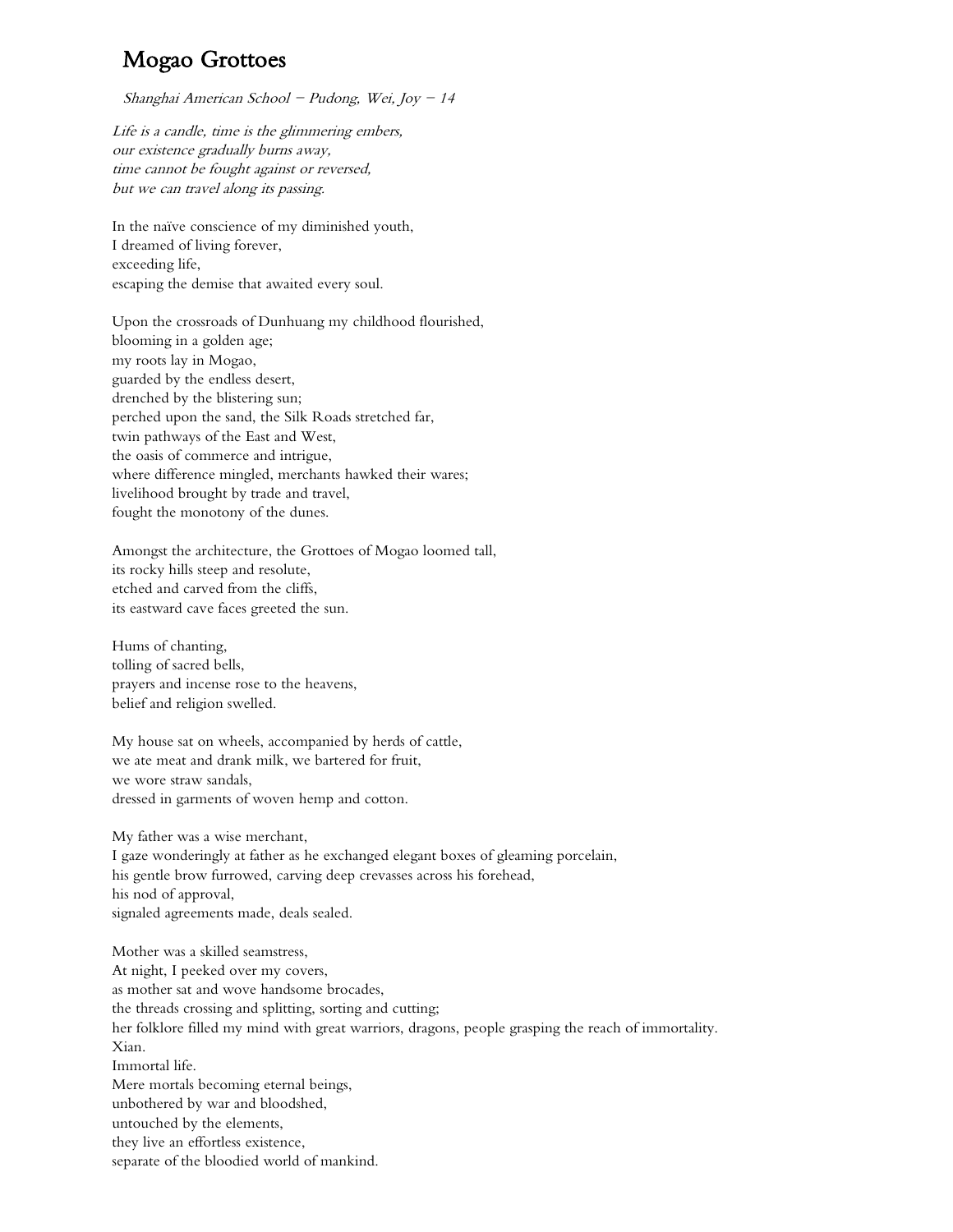# Mogao Grottoes

*Shanghai American School – Pudong, Wei, Joy – 14*

*Life is a candle, time is the glimmering embers,*
*our existence gradually burns away,*
*time cannot be fought against or reversed,*
*but we can travel along its passing.*

In the naïve conscience of my diminished youth,
I dreamed of living forever,
exceeding life,
escaping the demise that awaited every soul.

Upon the crossroads of Dunhuang my childhood flourished,
blooming in a golden age;
my roots lay in Mogao,
guarded by the endless desert,
drenched by the blistering sun;
perched upon the sand, the Silk Roads stretched far,
twin pathways of the East and West,
the oasis of commerce and intrigue,
where difference mingled, merchants hawked their wares;
livelihood brought by trade and travel,
fought the monotony of the dunes.

Amongst the architecture, the Grottoes of Mogao loomed tall,
its rocky hills steep and resolute,
etched and carved from the cliffs,
its eastward cave faces greeted the sun.

Hums of chanting,
tolling of sacred bells,
prayers and incense rose to the heavens,
belief and religion swelled.

My house sat on wheels, accompanied by herds of cattle,
we ate meat and drank milk, we bartered for fruit,
we wore straw sandals,
dressed in garments of woven hemp and cotton.

My father was a wise merchant,
I gaze wonderingly at father as he exchanged elegant boxes of gleaming porcelain,
his gentle brow furrowed, carving deep crevasses across his forehead,
his nod of approval,
signaled agreements made, deals sealed.

Mother was a skilled seamstress,
At night, I peeked over my covers,
as mother sat and wove handsome brocades,
the threads crossing and splitting, sorting and cutting;
her folklore filled my mind with great warriors, dragons, people grasping the reach of immortality.
Xian.
Immortal life.
Mere mortals becoming eternal beings,
unbothered by war and bloodshed,
untouched by the elements,
they live an effortless existence,
separate of the bloodied world of mankind.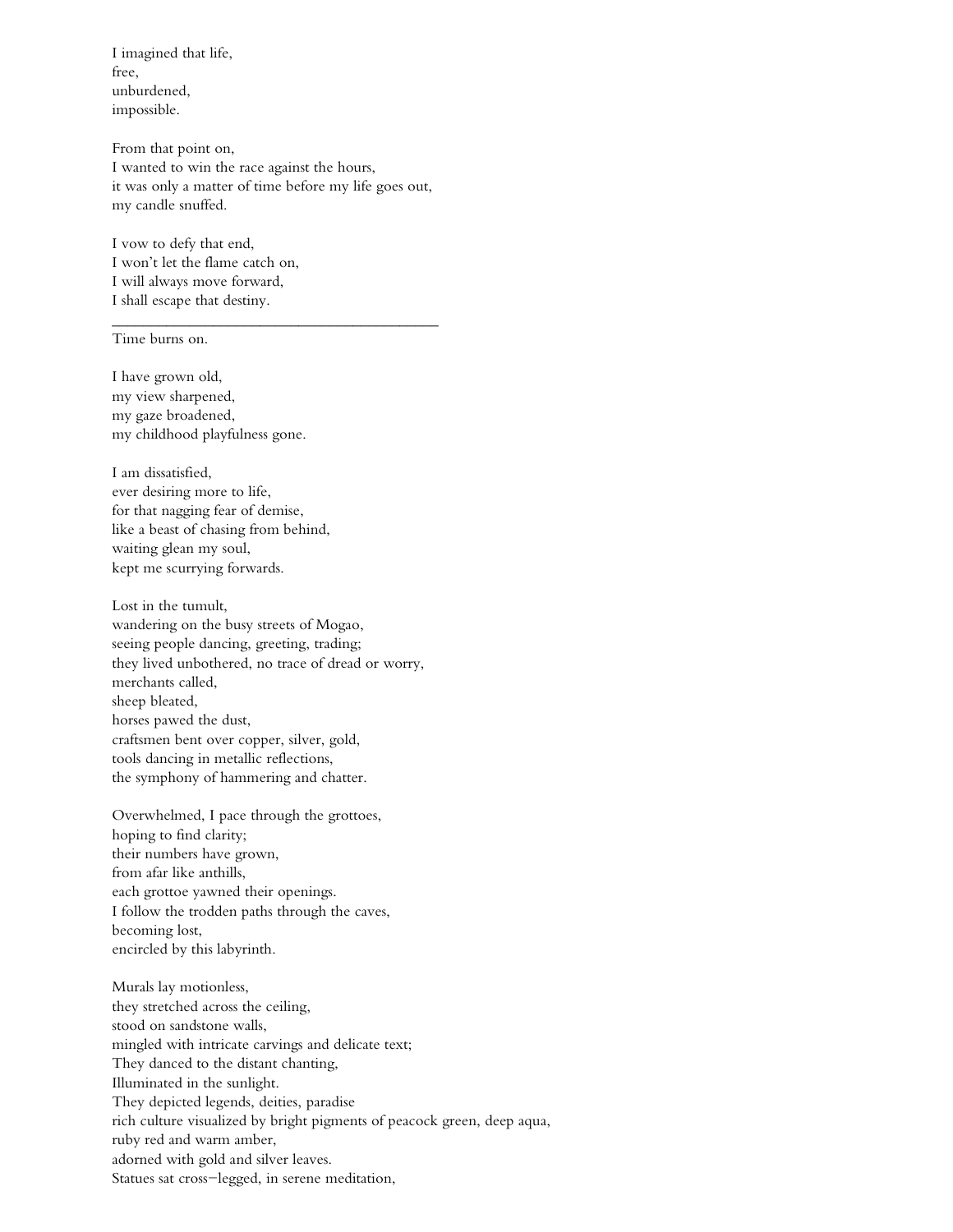I imagined that life,
free,
unburdened,
impossible.

From that point on,
I wanted to win the race against the hours,
it was only a matter of time before my life goes out,
my candle snuffed.

I vow to defy that end,
I won't let the flame catch on,
I will always move forward,
I shall escape that destiny.

---

Time burns on.

I have grown old,
my view sharpened,
my gaze broadened,
my childhood playfulness gone.

I am dissatisfied,
ever desiring more to life,
for that nagging fear of demise,
like a beast of chasing from behind,
waiting glean my soul,
kept me scurrying forwards.

Lost in the tumult,
wandering on the busy streets of Mogao,
seeing people dancing, greeting, trading;
they lived unbothered, no trace of dread or worry,
merchants called,
sheep bleated,
horses pawed the dust,
craftsmen bent over copper, silver, gold,
tools dancing in metallic reflections,
the symphony of hammering and chatter.

Overwhelmed, I pace through the grottoes,
hoping to find clarity;
their numbers have grown,
from afar like anthills,
each grottoe yawned their openings.
I follow the trodden paths through the caves,
becoming lost,
encircled by this labyrinth.

Murals lay motionless,
they stretched across the ceiling,
stood on sandstone walls,
mingled with intricate carvings and delicate text;
They danced to the distant chanting,
Illuminated in the sunlight.
They depicted legends, deities, paradise
rich culture visualized by bright pigments of peacock green, deep aqua,
ruby red and warm amber,
adorned with gold and silver leaves.
Statues sat cross-legged, in serene meditation,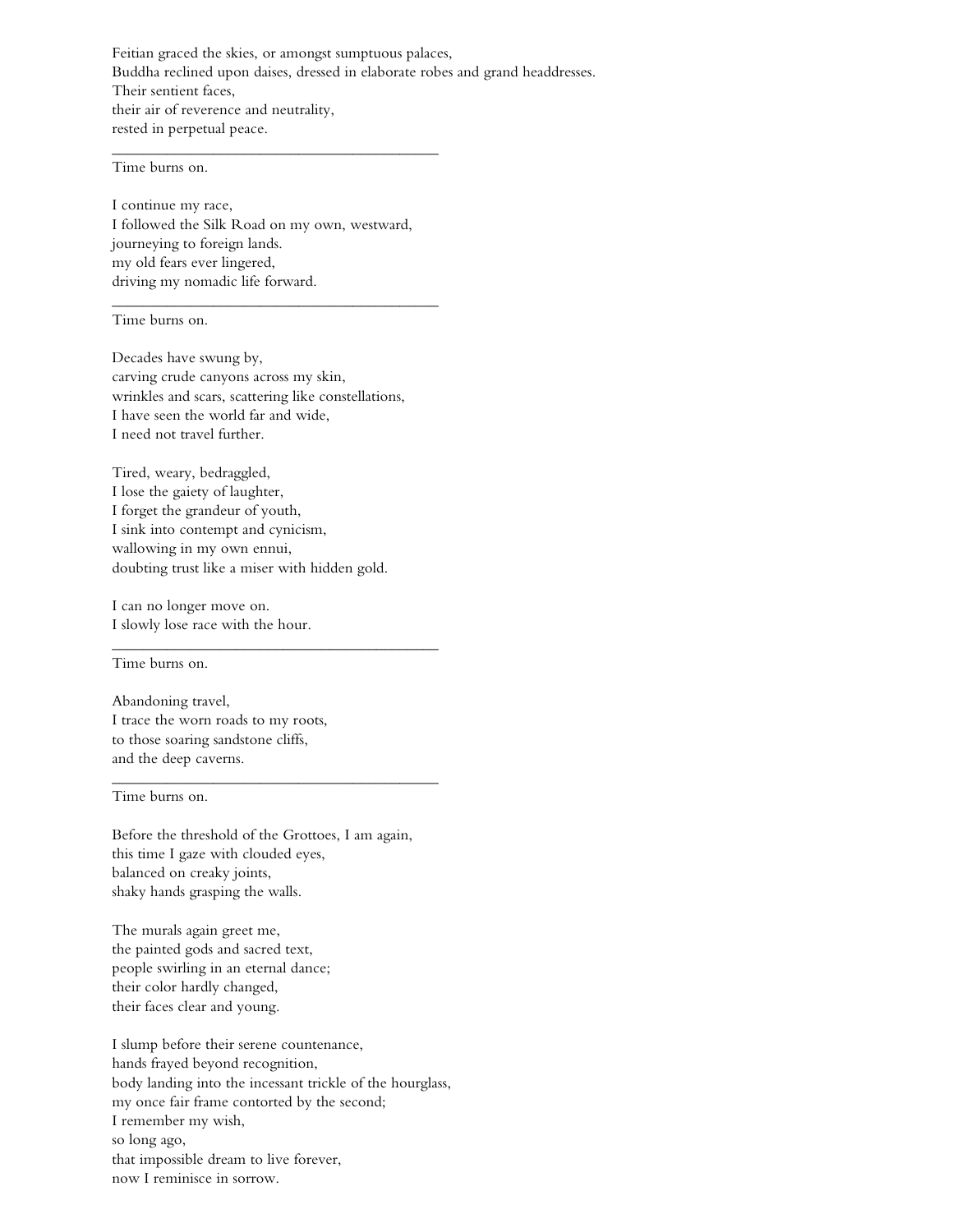Feitian graced the skies, or amongst sumptuous palaces,
Buddha reclined upon daises, dressed in elaborate robes and grand headdresses.
Their sentient faces,
their air of reverence and neutrality,
rested in perpetual peace.

---

Time burns on.

I continue my race,
I followed the Silk Road on my own, westward,
journeying to foreign lands.
my old fears ever lingered,
driving my nomadic life forward.

---

Time burns on.

Decades have swung by,
carving crude canyons across my skin,
wrinkles and scars, scattering like constellations,
I have seen the world far and wide,
I need not travel further.

Tired, weary, bedraggled,
I lose the gaiety of laughter,
I forget the grandeur of youth,
I sink into contempt and cynicism,
wallowing in my own ennui,
doubting trust like a miser with hidden gold.

I can no longer move on.
I slowly lose race with the hour.

---

Time burns on.

Abandoning travel,
I trace the worn roads to my roots,
to those soaring sandstone cliffs,
and the deep caverns.

---

Time burns on.

Before the threshold of the Grottoes, I am again,
this time I gaze with clouded eyes,
balanced on creaky joints,
shaky hands grasping the walls.

The murals again greet me,
the painted gods and sacred text,
people swirling in an eternal dance;
their color hardly changed,
their faces clear and young.

I slump before their serene countenance,
hands frayed beyond recognition,
body landing into the incessant trickle of the hourglass,
my once fair frame contorted by the second;
I remember my wish,
so long ago,
that impossible dream to live forever,
now I reminisce in sorrow.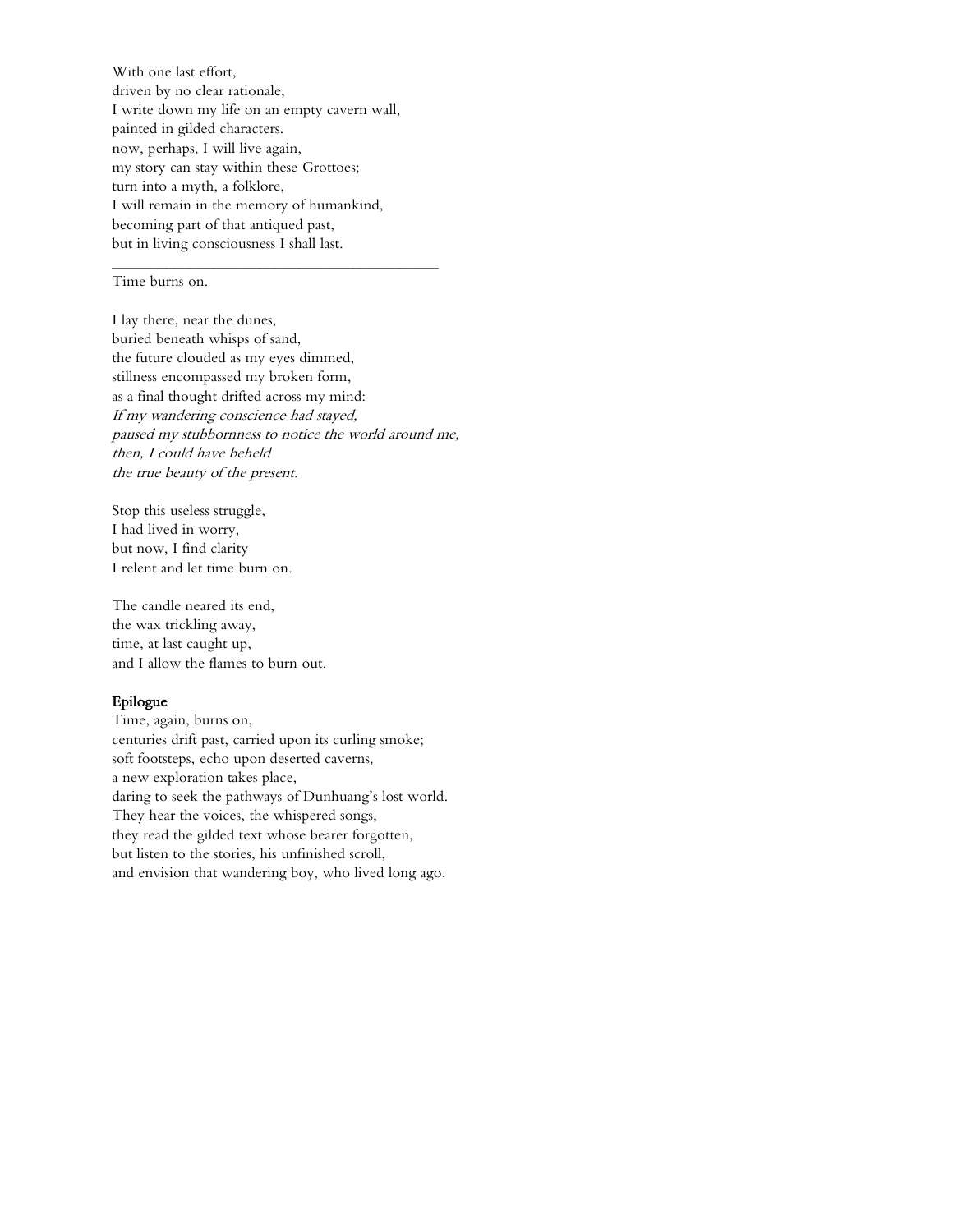With one last effort,  
driven by no clear rationale,  
I write down my life on an empty cavern wall,  
painted in gilded characters.  
now, perhaps, I will live again,  
my story can stay within these Grottoes;  
turn into a myth, a folklore,  
I will remain in the memory of humankind,  
becoming part of that antiqued past,  
but in living consciousness I shall last.

---

Time burns on.

I lay there, near the dunes,  
buried beneath whisps of sand,  
the future clouded as my eyes dimmed,  
stillness encompassed my broken form,  
as a final thought drifted across my mind:  
*If my wandering conscience had stayed,*  
*paused my stubbornness to notice the world around me,*  
*then, I could have beheld*  
*the true beauty of the present.*

Stop this useless struggle,  
I had lived in worry,  
but now, I find clarity  
I relent and let time burn on.

The candle neared its end,  
the wax trickling away,  
time, at last caught up,  
and I allow the flames to burn out.

**Epilogue**

Time, again, burns on,  
centuries drift past, carried upon its curling smoke;  
soft footsteps, echo upon deserted caverns,  
a new exploration takes place,  
daring to seek the pathways of Dunhuang's lost world.  
They hear the voices, the whispered songs,  
they read the gilded text whose bearer forgotten,  
but listen to the stories, his unfinished scroll,  
and envision that wandering boy, who lived long ago.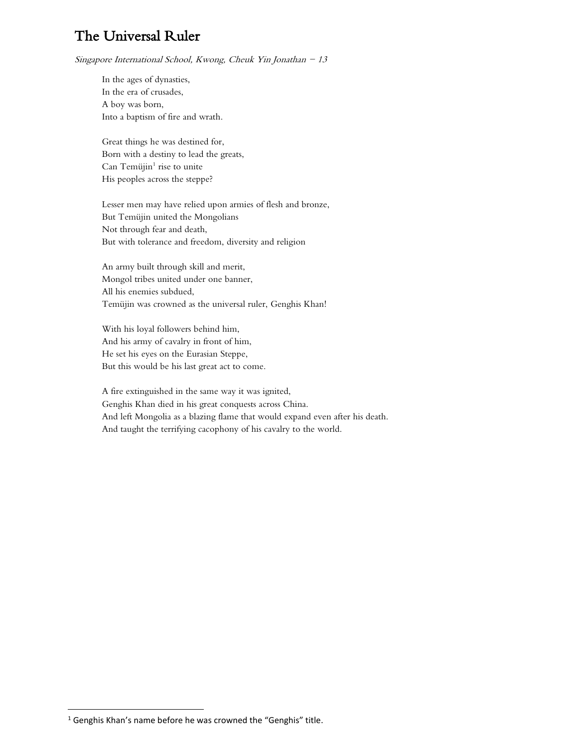# The Universal Ruler

*Singapore International School, Kwong, Cheuk Yin Jonathan – 13*

In the ages of dynasties,
In the era of crusades,
A boy was born,
Into a baptism of fire and wrath.

Great things he was destined for,
Born with a destiny to lead the greats,
Can Temüjin[1] rise to unite
His peoples across the steppe?

Lesser men may have relied upon armies of flesh and bronze,
But Temüjin united the Mongolians
Not through fear and death,
But with tolerance and freedom, diversity and religion

An army built through skill and merit,
Mongol tribes united under one banner,
All his enemies subdued,
Temüjin was crowned as the universal ruler, Genghis Khan!

With his loyal followers behind him,
And his army of cavalry in front of him,
He set his eyes on the Eurasian Steppe,
But this would be his last great act to come.

A fire extinguished in the same way it was ignited,
Genghis Khan died in his great conquests across China.
And left Mongolia as a blazing flame that would expand even after his death.
And taught the terrifying cacophony of his cavalry to the world.

---

[1] Genghis Khan's name before he was crowned the "Genghis" title.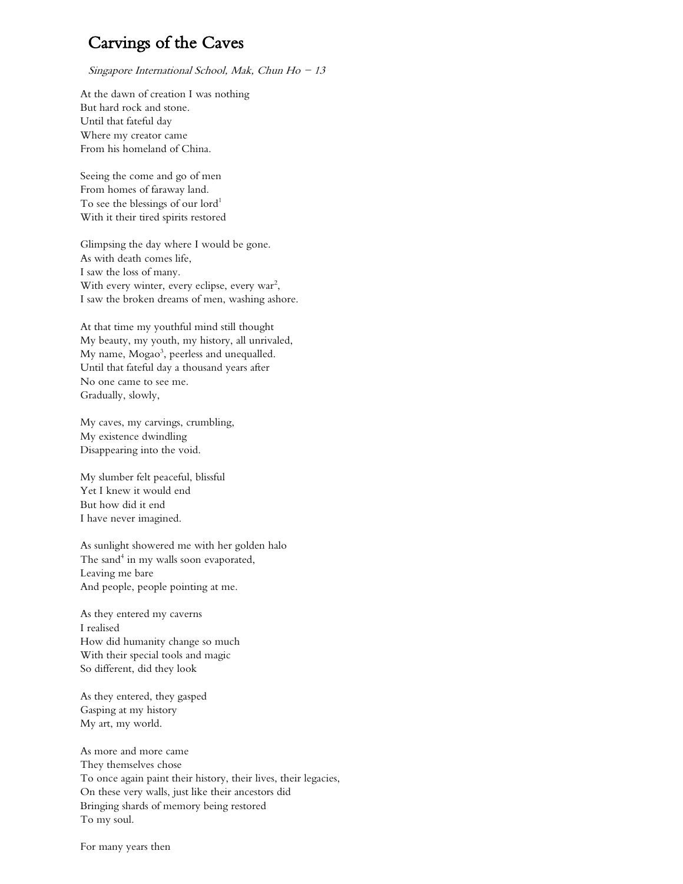## Carvings of the Caves

*Singapore International School, Mak, Chun Ho – 13*

At the dawn of creation I was nothing  
But hard rock and stone.  
Until that fateful day  
Where my creator came  
From his homeland of China.

Seeing the come and go of men  
From homes of faraway land.  
To see the blessings of our lord[1]  
With it their tired spirits restored

Glimpsing the day where I would be gone.  
As with death comes life,  
I saw the loss of many.  
With every winter, every eclipse, every war[2],  
I saw the broken dreams of men, washing ashore.

At that time my youthful mind still thought  
My beauty, my youth, my history, all unrivaled,  
My name, Mogao[3], peerless and unequalled.  
Until that fateful day a thousand years after  
No one came to see me.  
Gradually, slowly,

My caves, my carvings, crumbling,  
My existence dwindling  
Disappearing into the void.

My slumber felt peaceful, blissful  
Yet I knew it would end  
But how did it end  
I have never imagined.

As sunlight showered me with her golden halo  
The sand[4] in my walls soon evaporated,  
Leaving me bare  
And people, people pointing at me.

As they entered my caverns  
I realised  
How did humanity change so much  
With their special tools and magic  
So different, did they look

As they entered, they gasped  
Gasping at my history  
My art, my world.

As more and more came  
They themselves chose  
To once again paint their history, their lives, their legacies,  
On these very walls, just like their ancestors did  
Bringing shards of memory being restored  
To my soul.

For many years then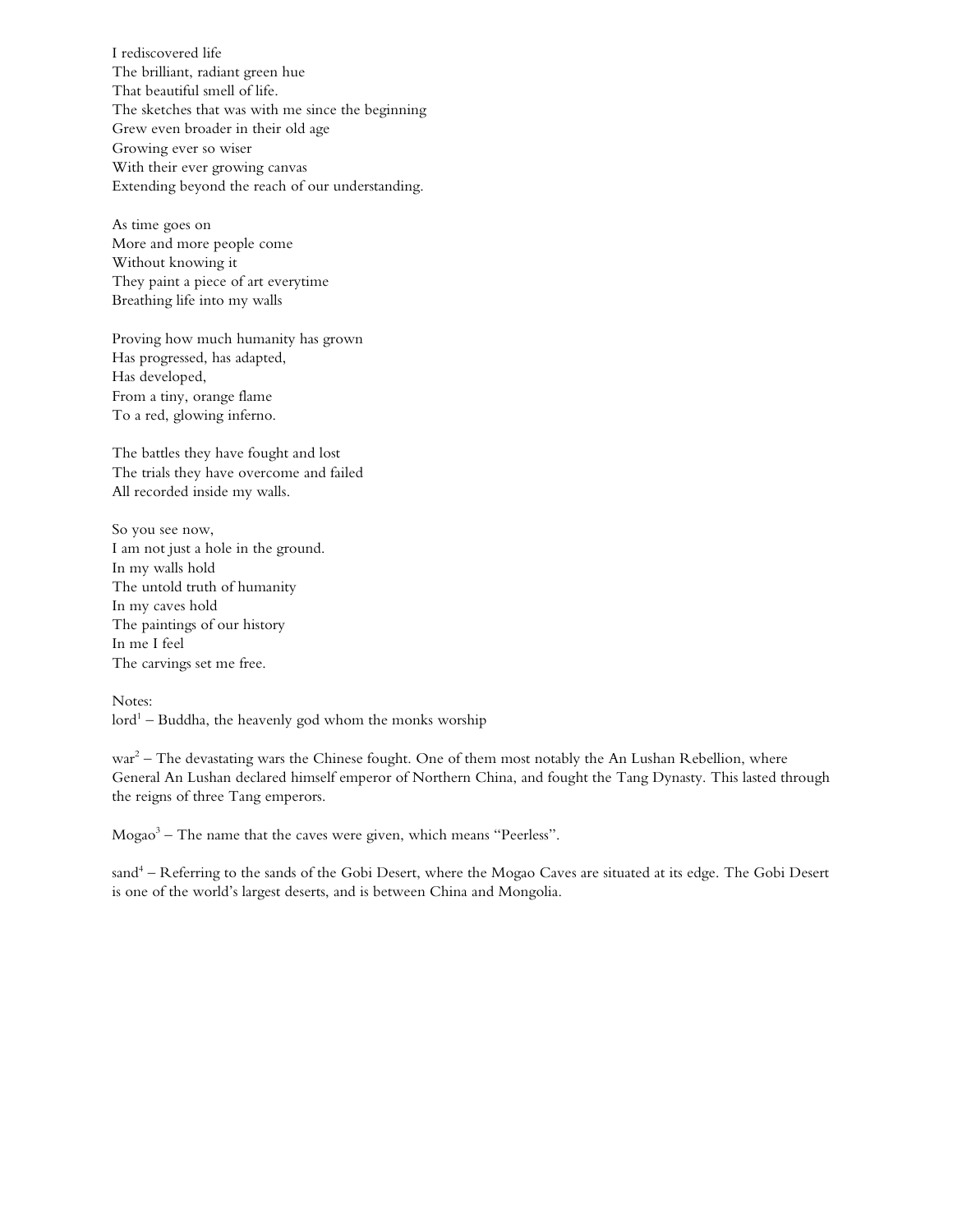I rediscovered life
The brilliant, radiant green hue
That beautiful smell of life.
The sketches that was with me since the beginning
Grew even broader in their old age
Growing ever so wiser
With their ever growing canvas
Extending beyond the reach of our understanding.

As time goes on
More and more people come
Without knowing it
They paint a piece of art everytime
Breathing life into my walls

Proving how much humanity has grown
Has progressed, has adapted,
Has developed,
From a tiny, orange flame
To a red, glowing inferno.

The battles they have fought and lost
The trials they have overcome and failed
All recorded inside my walls.

So you see now,
I am not just a hole in the ground.
In my walls hold
The untold truth of humanity
In my caves hold
The paintings of our history
In me I feel
The carvings set me free.

Notes:
lord[1] – Buddha, the heavenly god whom the monks worship

war[2] – The devastating wars the Chinese fought. One of them most notably the An Lushan Rebellion, where General An Lushan declared himself emperor of Northern China, and fought the Tang Dynasty. This lasted through the reigns of three Tang emperors.

Mogao[3] – The name that the caves were given, which means "Peerless".

sand[4] – Referring to the sands of the Gobi Desert, where the Mogao Caves are situated at its edge. The Gobi Desert is one of the world's largest deserts, and is between China and Mongolia.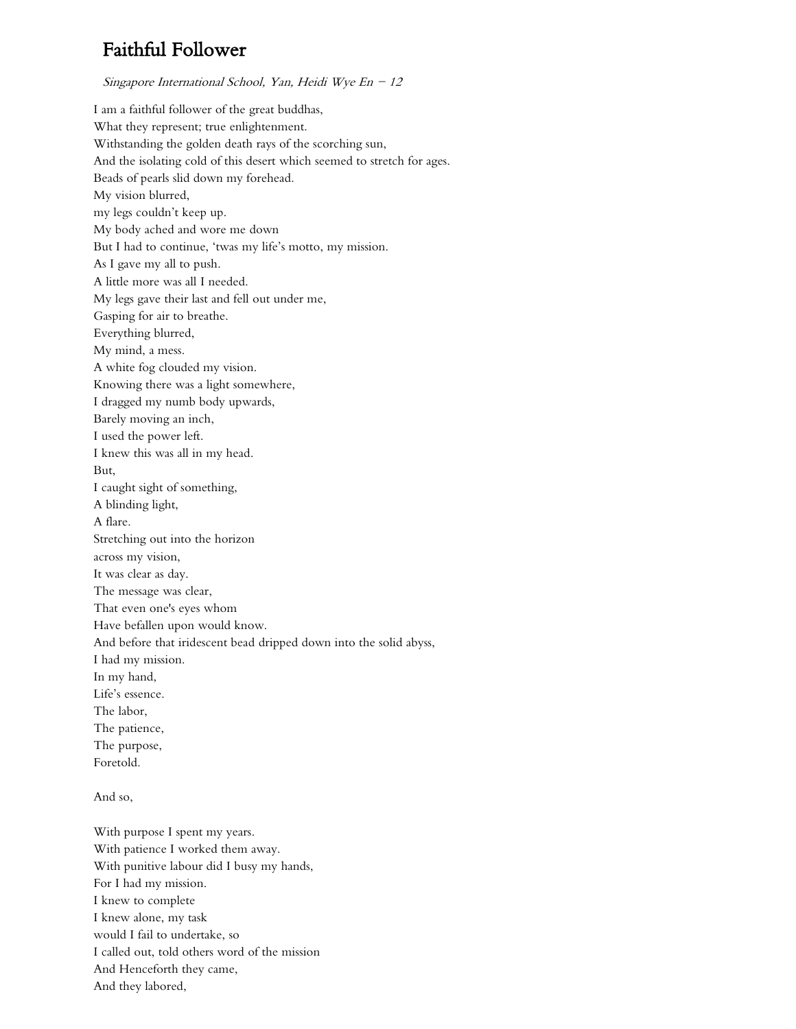# Faithful Follower

*Singapore International School, Yan, Heidi Wye En – 12*

I am a faithful follower of the great buddhas,
What they represent; true enlightenment.
Withstanding the golden death rays of the scorching sun,
And the isolating cold of this desert which seemed to stretch for ages.
Beads of pearls slid down my forehead.
My vision blurred,
my legs couldn't keep up.
My body ached and wore me down
But I had to continue, 'twas my life's motto, my mission.
As I gave my all to push.
A little more was all I needed.
My legs gave their last and fell out under me,
Gasping for air to breathe.
Everything blurred,
My mind, a mess.
A white fog clouded my vision.
Knowing there was a light somewhere,
I dragged my numb body upwards,
Barely moving an inch,
I used the power left.
I knew this was all in my head.
But,
I caught sight of something,
A blinding light,
A flare.
Stretching out into the horizon
across my vision,
It was clear as day.
The message was clear,
That even one's eyes whom
Have befallen upon would know.
And before that iridescent bead dripped down into the solid abyss,
I had my mission.
In my hand,
Life's essence.
The labor,
The patience,
The purpose,
Foretold.

And so,

With purpose I spent my years.
With patience I worked them away.
With punitive labour did I busy my hands,
For I had my mission.
I knew to complete
I knew alone, my task
would I fail to undertake, so
I called out, told others word of the mission
And Henceforth they came,
And they labored,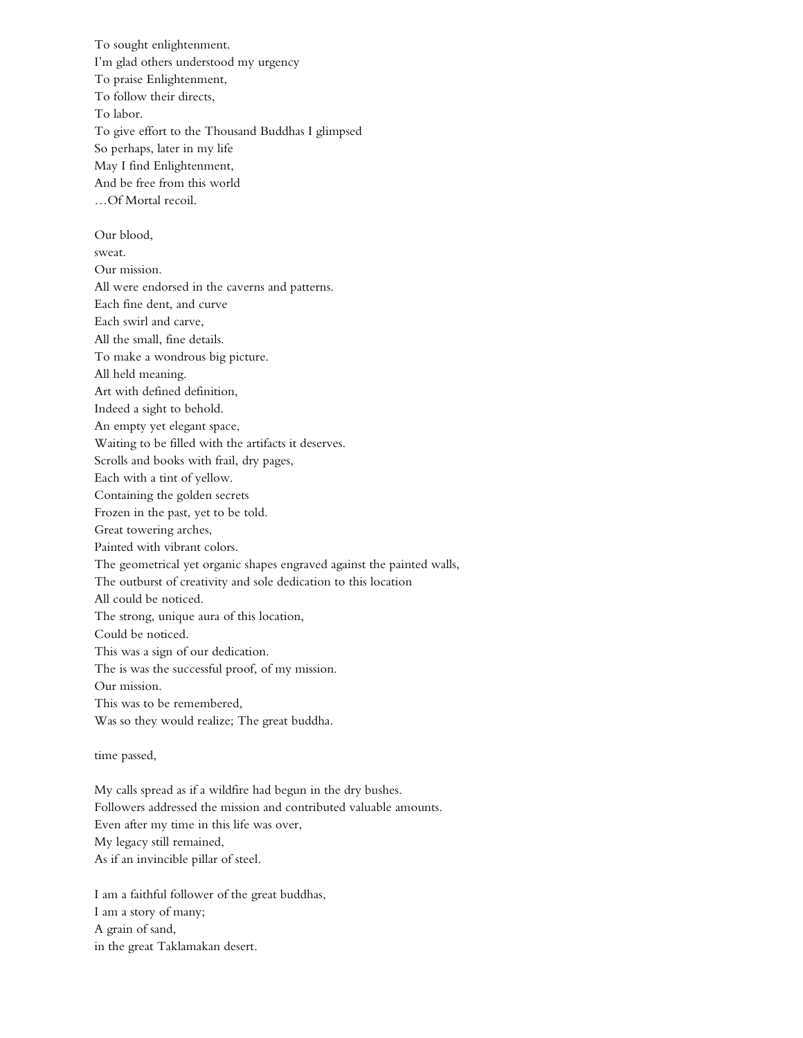To sought enlightenment.
I'm glad others understood my urgency
To praise Enlightenment,
To follow their directs,
To labor.
To give effort to the Thousand Buddhas I glimpsed
So perhaps, later in my life
May I find Enlightenment,
And be free from this world
…Of Mortal recoil.

Our blood,
sweat.
Our mission.
All were endorsed in the caverns and patterns.
Each fine dent, and curve
Each swirl and carve,
All the small, fine details.
To make a wondrous big picture.
All held meaning.
Art with defined definition,
Indeed a sight to behold.
An empty yet elegant space,
Waiting to be filled with the artifacts it deserves.
Scrolls and books with frail, dry pages,
Each with a tint of yellow.
Containing the golden secrets
Frozen in the past, yet to be told.
Great towering arches,
Painted with vibrant colors.
The geometrical yet organic shapes engraved against the painted walls,
The outburst of creativity and sole dedication to this location
All could be noticed.
The strong, unique aura of this location,
Could be noticed.
This was a sign of our dedication.
The is was the successful proof, of my mission.
Our mission.
This was to be remembered,
Was so they would realize; The great buddha.

time passed,

My calls spread as if a wildfire had begun in the dry bushes.
Followers addressed the mission and contributed valuable amounts.
Even after my time in this life was over,
My legacy still remained,
As if an invincible pillar of steel.

I am a faithful follower of the great buddhas,
I am a story of many;
A grain of sand,
in the great Taklamakan desert.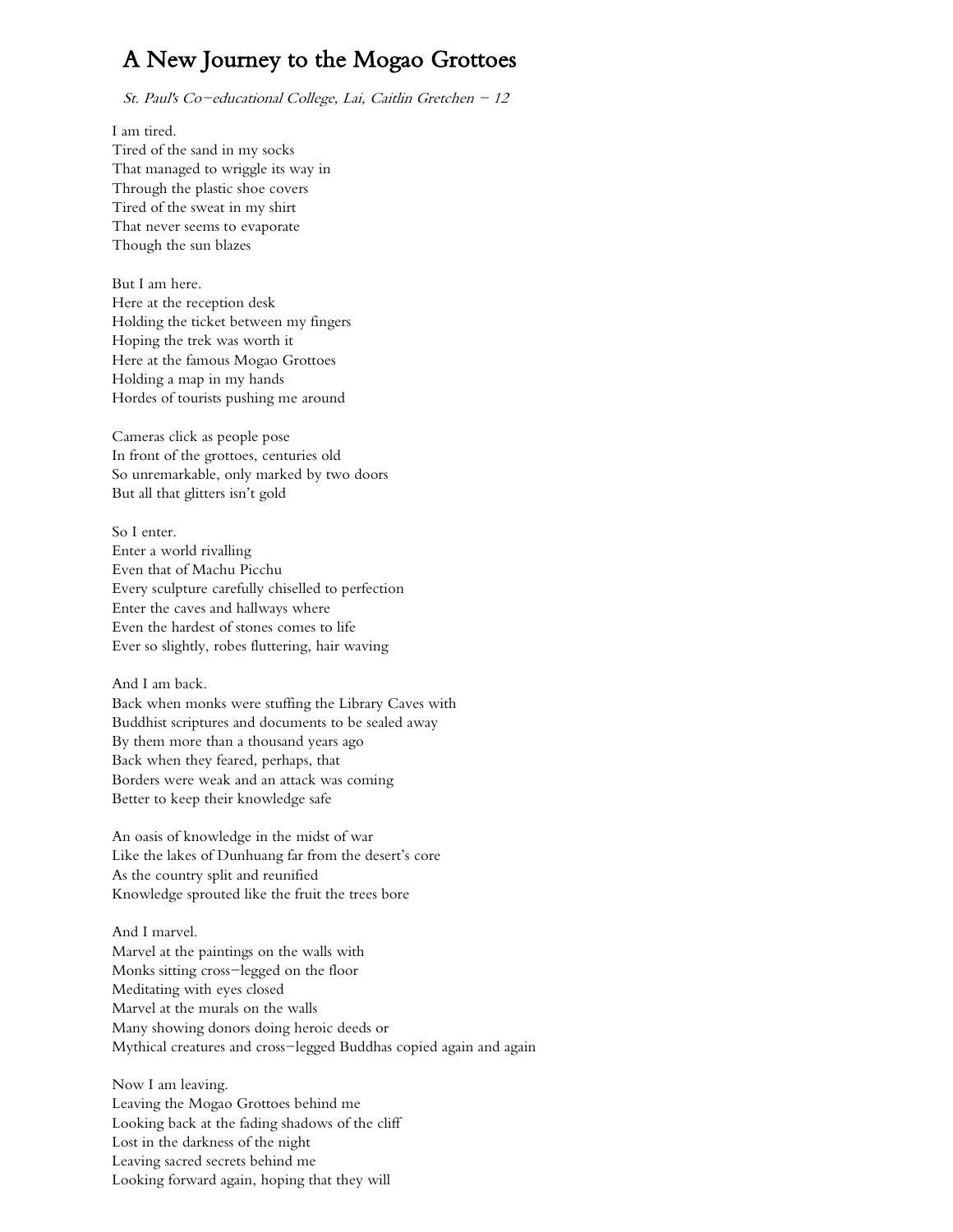# A New Journey to the Mogao Grottoes

*St. Paul's Co-educational College, Lai, Caitlin Gretchen - 12*

I am tired.
Tired of the sand in my socks
That managed to wriggle its way in
Through the plastic shoe covers
Tired of the sweat in my shirt
That never seems to evaporate
Though the sun blazes

But I am here.
Here at the reception desk
Holding the ticket between my fingers
Hoping the trek was worth it
Here at the famous Mogao Grottoes
Holding a map in my hands
Hordes of tourists pushing me around

Cameras click as people pose
In front of the grottoes, centuries old
So unremarkable, only marked by two doors
But all that glitters isn't gold

So I enter.
Enter a world rivalling
Even that of Machu Picchu
Every sculpture carefully chiselled to perfection
Enter the caves and hallways where
Even the hardest of stones comes to life
Ever so slightly, robes fluttering, hair waving

And I am back.
Back when monks were stuffing the Library Caves with
Buddhist scriptures and documents to be sealed away
By them more than a thousand years ago
Back when they feared, perhaps, that
Borders were weak and an attack was coming
Better to keep their knowledge safe

An oasis of knowledge in the midst of war
Like the lakes of Dunhuang far from the desert's core
As the country split and reunified
Knowledge sprouted like the fruit the trees bore

And I marvel.
Marvel at the paintings on the walls with
Monks sitting cross-legged on the floor
Meditating with eyes closed
Marvel at the murals on the walls
Many showing donors doing heroic deeds or
Mythical creatures and cross-legged Buddhas copied again and again

Now I am leaving.
Leaving the Mogao Grottoes behind me
Looking back at the fading shadows of the cliff
Lost in the darkness of the night
Leaving sacred secrets behind me
Looking forward again, hoping that they will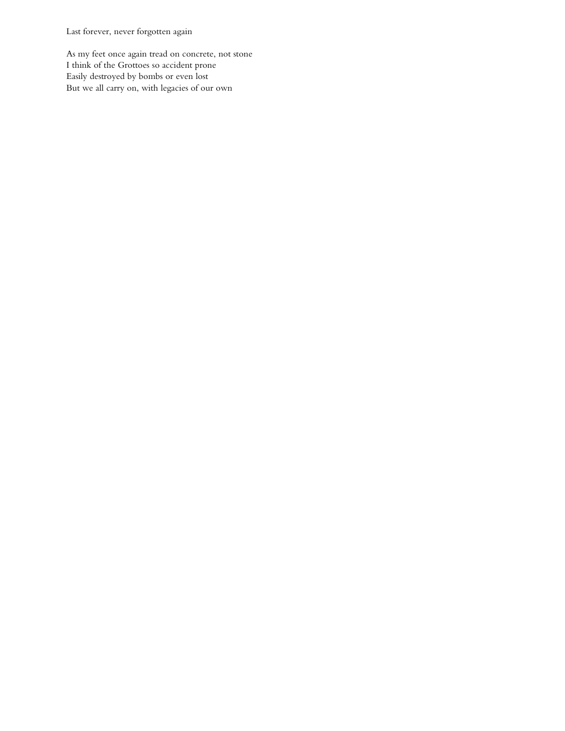Last forever, never forgotten again

As my feet once again tread on concrete, not stone
I think of the Grottoes so accident prone
Easily destroyed by bombs or even lost
But we all carry on, with legacies of our own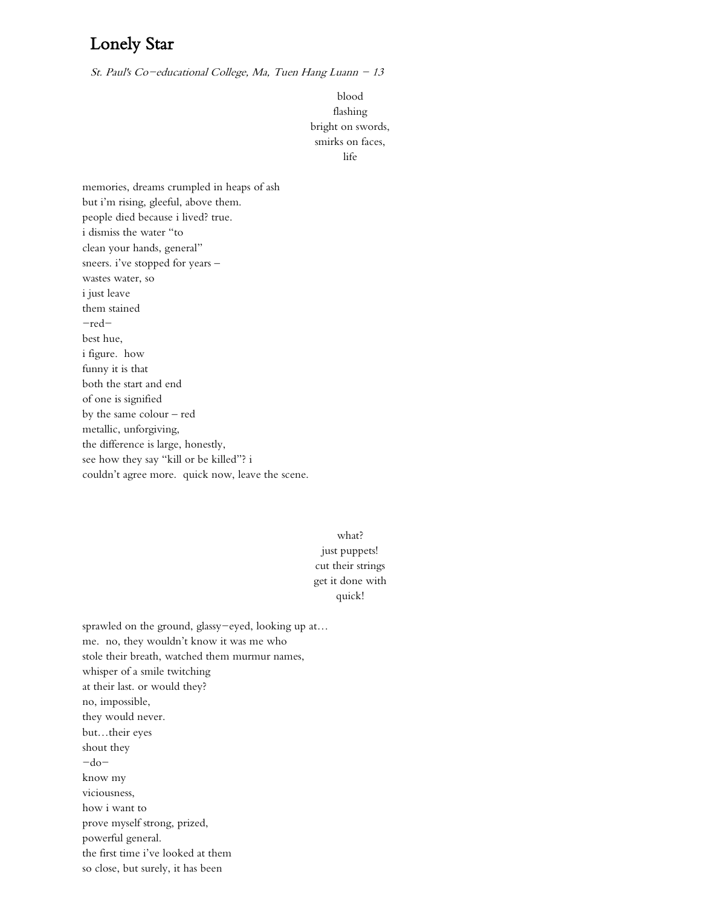# Lonely Star

*St. Paul's Co-educational College, Ma, Tuen Hang Luann - 13*

blood  
flashing  
bright on swords,  
smirks on faces,  
life

memories, dreams crumpled in heaps of ash  
but i'm rising, gleeful, above them.  
people died because i lived? true.  
i dismiss the water "to  
clean your hands, general"  
sneers. i've stopped for years –  
wastes water, so  
i just leave  
them stained  
-red-  
best hue,  
i figure.  how  
funny it is that  
both the start and end  
of one is signified  
by the same colour – red  
metallic, unforgiving,  
the difference is large, honestly,  
see how they say "kill or be killed"? i  
couldn't agree more.  quick now, leave the scene.

what?  
just puppets!  
cut their strings  
get it done with  
quick!

sprawled on the ground, glassy-eyed, looking up at…  
me.  no, they wouldn't know it was me who  
stole their breath, watched them murmur names,  
whisper of a smile twitching  
at their last. or would they?  
no, impossible,  
they would never.  
but…their eyes  
shout they  
-do-  
know my  
viciousness,  
how i want to  
prove myself strong, prized,  
powerful general.  
the first time i've looked at them  
so close, but surely, it has been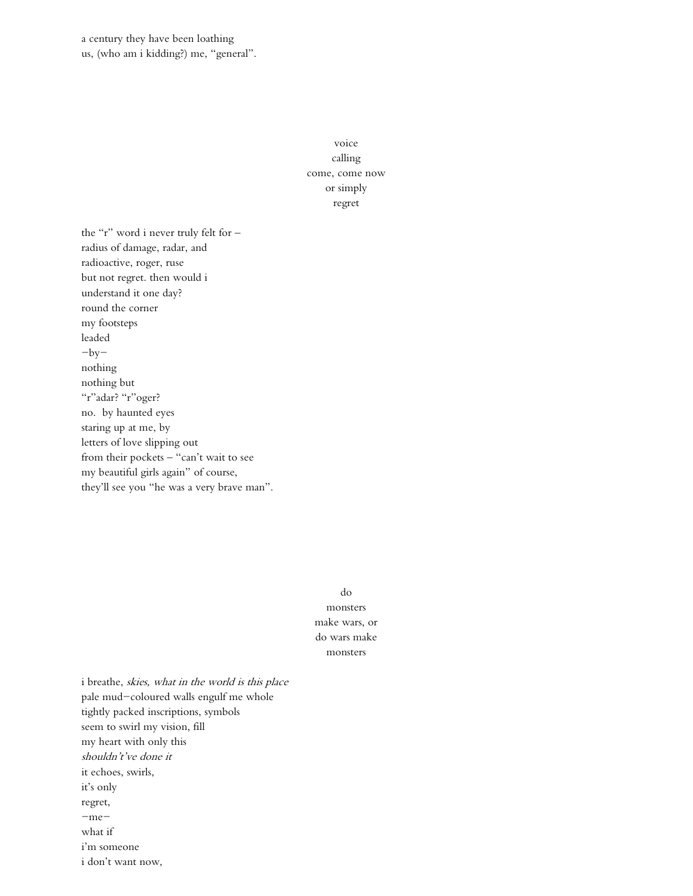a century they have been loathing
us, (who am i kidding?) me, "general".

voice
calling
come, come now
or simply
regret

the "r" word i never truly felt for –
radius of damage, radar, and
radioactive, roger, ruse
but not regret. then would i
understand it one day?
round the corner
my footsteps
leaded
–by–
nothing
nothing but
"r"adar? "r"oger?
no. by haunted eyes
staring up at me, by
letters of love slipping out
from their pockets – "can't wait to see
my beautiful girls again" of course,
they'll see you "he was a very brave man".

do
monsters
make wars, or
do wars make
monsters

i breathe, *skies, what in the world is this place*
pale mud–coloured walls engulf me whole
tightly packed inscriptions, symbols
seem to swirl my vision, fill
my heart with only this
*shouldn't've done it*
it echoes, swirls,
it's only
regret,
–me–
what if
i'm someone
i don't want now,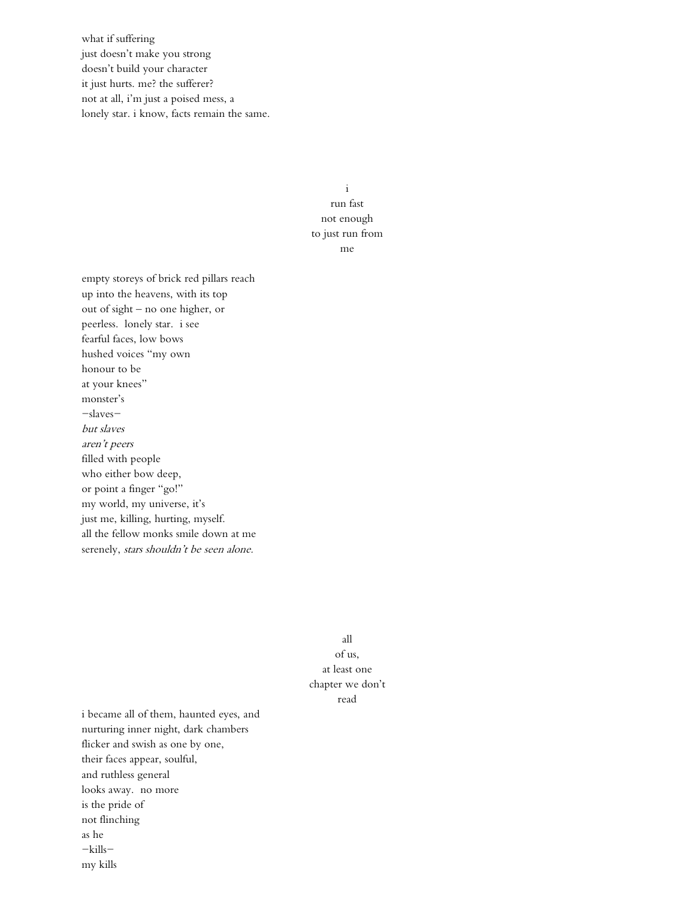what if suffering  
just doesn't make you strong  
doesn't build your character  
it just hurts. me? the sufferer?  
not at all, i'm just a poised mess, a  
lonely star. i know, facts remain the same.

i  
run fast  
not enough  
to just run from  
me

empty storeys of brick red pillars reach  
up into the heavens, with its top  
out of sight – no one higher, or  
peerless.  lonely star.  i see  
fearful faces, low bows  
hushed voices "my own  
honour to be  
at your knees"  
monster's  
−slaves−  
*but slaves*  
*aren't peers*  
filled with people  
who either bow deep,  
or point a finger "go!"  
my world, my universe, it's  
just me, killing, hurting, myself.  
all the fellow monks smile down at me  
serenely, *stars shouldn't be seen alone.*

all  
of us,  
at least one  
chapter we don't  
read

i became all of them, haunted eyes, and  
nurturing inner night, dark chambers  
flicker and swish as one by one,  
their faces appear, soulful,  
and ruthless general  
looks away.  no more  
is the pride of  
not flinching  
as he  
−kills−  
my kills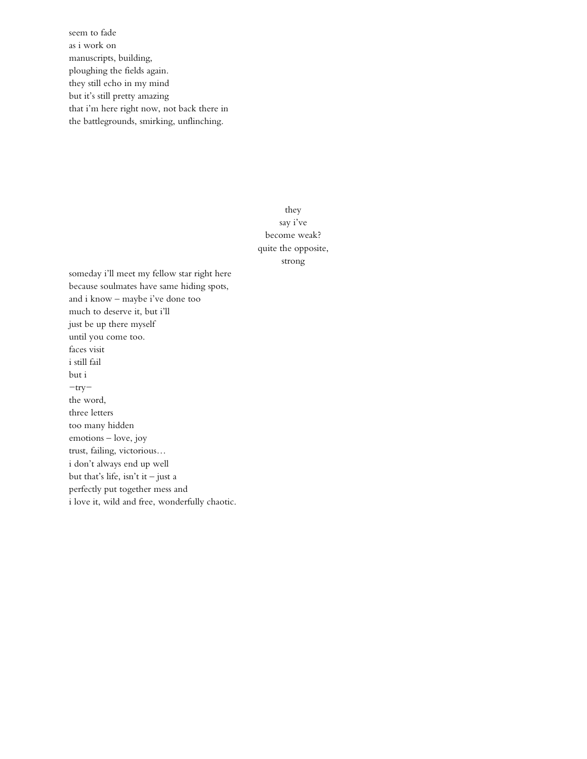seem to fade  
as i work on  
manuscripts, building,  
ploughing the fields again.  
they still echo in my mind  
but it's still pretty amazing  
that i'm here right now, not back there in  
the battlegrounds, smirking, unflinching.

they  
say i've  
become weak?  
quite the opposite,  
strong

someday i'll meet my fellow star right here  
because soulmates have same hiding spots,  
and i know – maybe i've done too  
much to deserve it, but i'll  
just be up there myself  
until you come too.  
faces visit  
i still fail  
but i  
−try−  
the word,  
three letters  
too many hidden  
emotions – love, joy  
trust, failing, victorious…  
i don't always end up well  
but that's life, isn't it – just a  
perfectly put together mess and  
i love it, wild and free, wonderfully chaotic.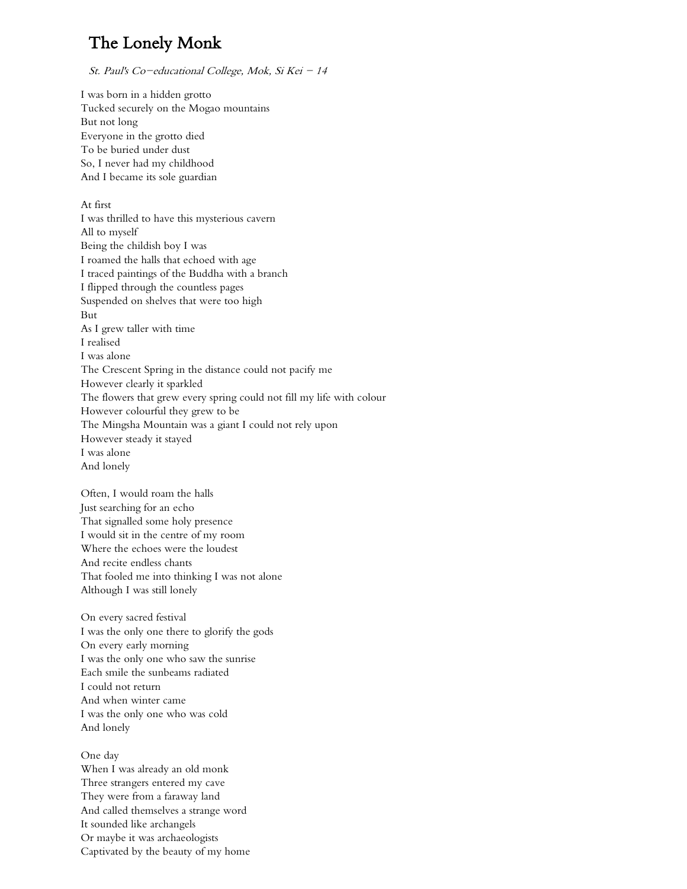# The Lonely Monk

*St. Paul's Co-educational College, Mok, Si Kei – 14*

I was born in a hidden grotto
Tucked securely on the Mogao mountains
But not long
Everyone in the grotto died
To be buried under dust
So, I never had my childhood
And I became its sole guardian

At first
I was thrilled to have this mysterious cavern
All to myself
Being the childish boy I was
I roamed the halls that echoed with age
I traced paintings of the Buddha with a branch
I flipped through the countless pages
Suspended on shelves that were too high
But
As I grew taller with time
I realised
I was alone
The Crescent Spring in the distance could not pacify me
However clearly it sparkled
The flowers that grew every spring could not fill my life with colour
However colourful they grew to be
The Mingsha Mountain was a giant I could not rely upon
However steady it stayed
I was alone
And lonely

Often, I would roam the halls
Just searching for an echo
That signalled some holy presence
I would sit in the centre of my room
Where the echoes were the loudest
And recite endless chants
That fooled me into thinking I was not alone
Although I was still lonely

On every sacred festival
I was the only one there to glorify the gods
On every early morning
I was the only one who saw the sunrise
Each smile the sunbeams radiated
I could not return
And when winter came
I was the only one who was cold
And lonely

One day
When I was already an old monk
Three strangers entered my cave
They were from a faraway land
And called themselves a strange word
It sounded like archangels
Or maybe it was archaeologists
Captivated by the beauty of my home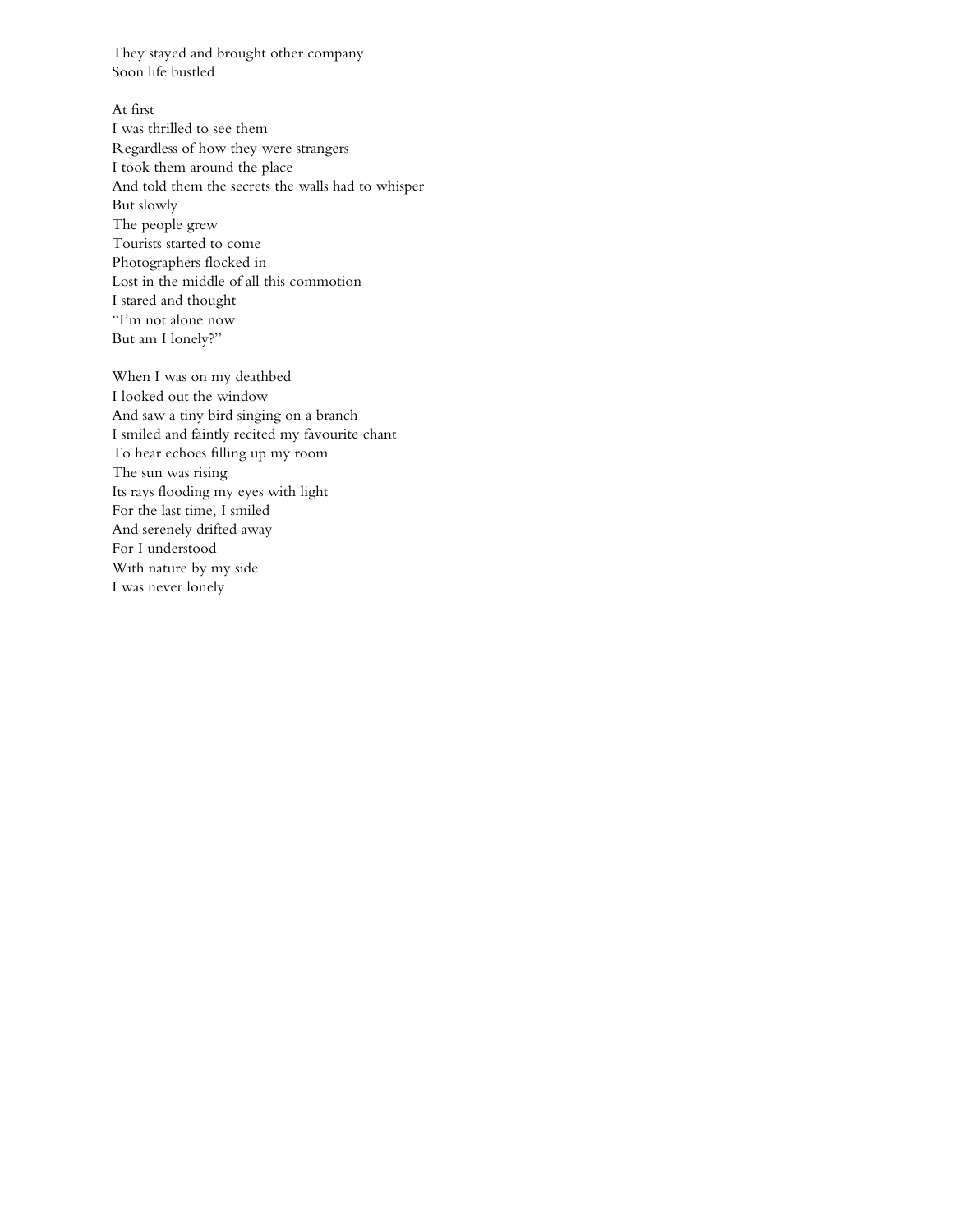They stayed and brought other company
Soon life bustled

At first
I was thrilled to see them
Regardless of how they were strangers
I took them around the place
And told them the secrets the walls had to whisper
But slowly
The people grew
Tourists started to come
Photographers flocked in
Lost in the middle of all this commotion
I stared and thought
"I'm not alone now
But am I lonely?"

When I was on my deathbed
I looked out the window
And saw a tiny bird singing on a branch
I smiled and faintly recited my favourite chant
To hear echoes filling up my room
The sun was rising
Its rays flooding my eyes with light
For the last time, I smiled
And serenely drifted away
For I understood
With nature by my side
I was never lonely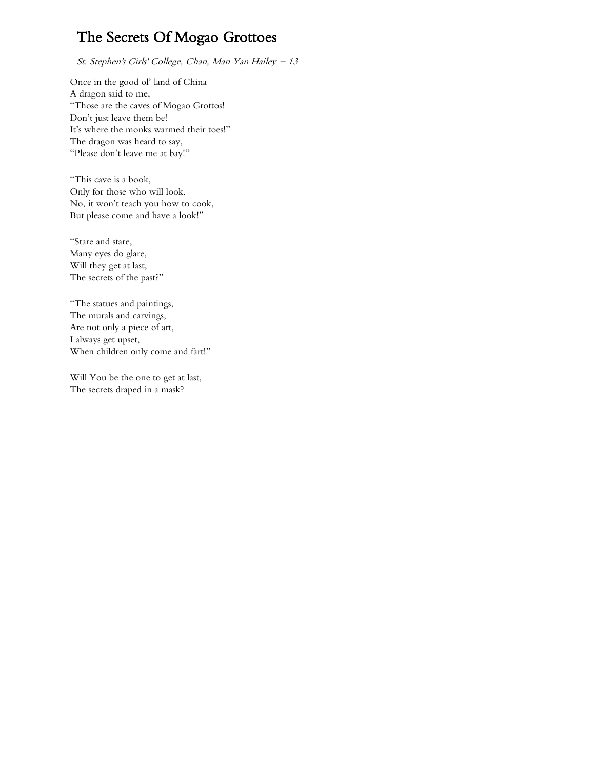# The Secrets Of Mogao Grottoes

*St. Stephen's Girls' College, Chan, Man Yan Hailey – 13*

Once in the good ol' land of China  
A dragon said to me,  
"Those are the caves of Mogao Grottos!  
Don't just leave them be!  
It's where the monks warmed their toes!"  
The dragon was heard to say,  
"Please don't leave me at bay!"

"This cave is a book,  
Only for those who will look.  
No, it won't teach you how to cook,  
But please come and have a look!"

"Stare and stare,  
Many eyes do glare,  
Will they get at last,  
The secrets of the past?"

"The statues and paintings,  
The murals and carvings,  
Are not only a piece of art,  
I always get upset,  
When children only come and fart!"

Will You be the one to get at last,  
The secrets draped in a mask?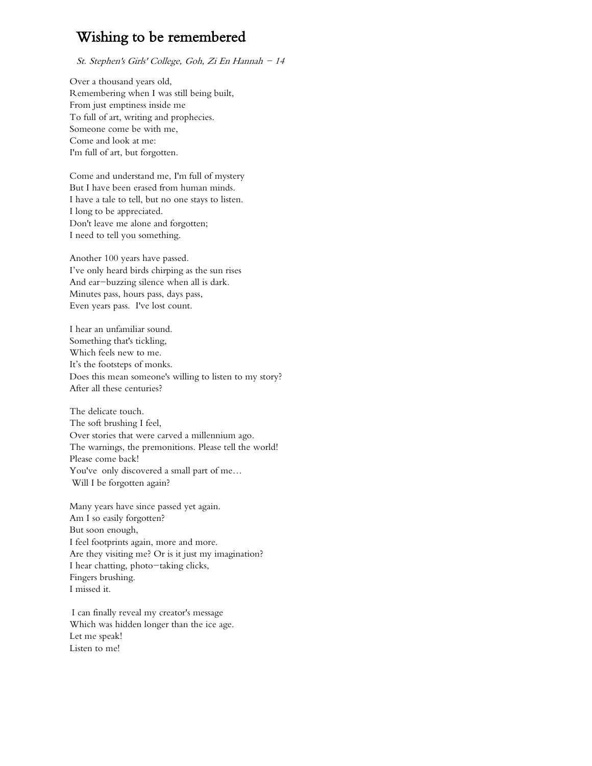# Wishing to be remembered

*St. Stephen's Girls' College, Goh, Zi En Hannah – 14*

Over a thousand years old,
Remembering when I was still being built,
From just emptiness inside me
To full of art, writing and prophecies.
Someone come be with me,
Come and look at me:
I'm full of art, but forgotten.

Come and understand me, I'm full of mystery
But I have been erased from human minds.
I have a tale to tell, but no one stays to listen.
I long to be appreciated.
Don't leave me alone and forgotten;
I need to tell you something.

Another 100 years have passed.
I've only heard birds chirping as the sun rises
And ear–buzzing silence when all is dark.
Minutes pass, hours pass, days pass,
Even years pass. I've lost count.

I hear an unfamiliar sound.
Something that's tickling,
Which feels new to me.
It's the footsteps of monks.
Does this mean someone's willing to listen to my story?
After all these centuries?

The delicate touch.
The soft brushing I feel,
Over stories that were carved a millennium ago.
The warnings, the premonitions. Please tell the world!
Please come back!
You've only discovered a small part of me…
Will I be forgotten again?

Many years have since passed yet again.
Am I so easily forgotten?
But soon enough,
I feel footprints again, more and more.
Are they visiting me? Or is it just my imagination?
I hear chatting, photo–taking clicks,
Fingers brushing.
I missed it.

I can finally reveal my creator's message
Which was hidden longer than the ice age.
Let me speak!
Listen to me!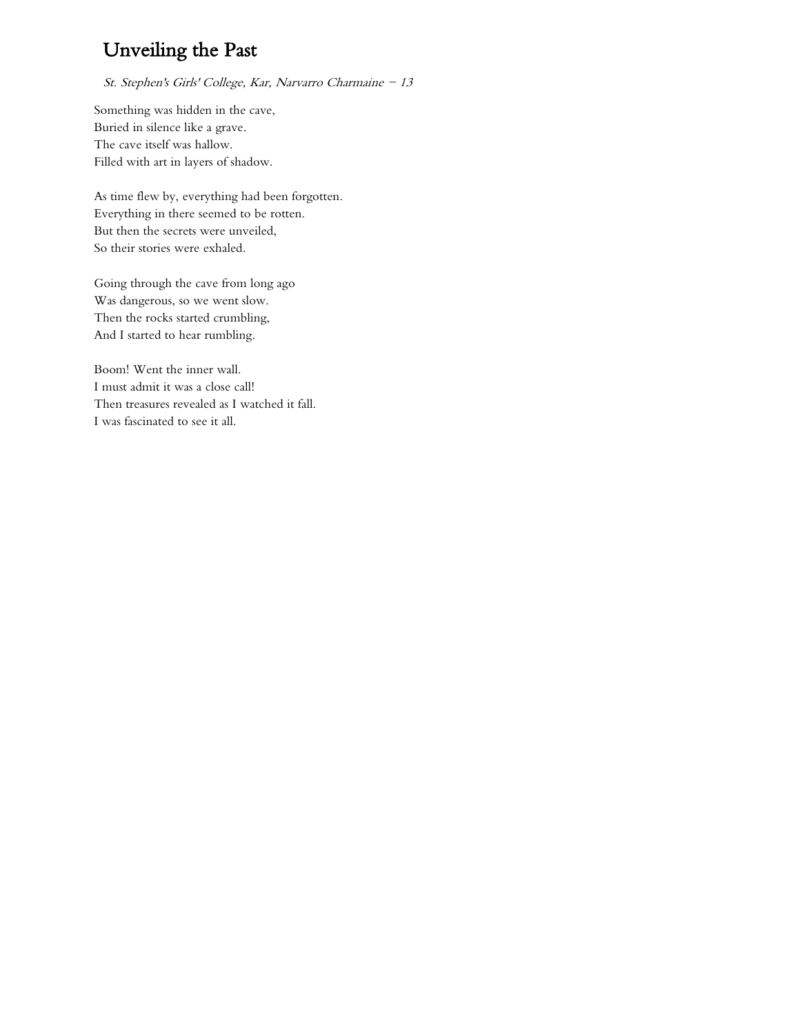# Unveiling the Past

*St. Stephen's Girls' College, Kar, Narvarro Charmaine – 13*

Something was hidden in the cave,  
Buried in silence like a grave.  
The cave itself was hallow.  
Filled with art in layers of shadow.

As time flew by, everything had been forgotten.  
Everything in there seemed to be rotten.  
But then the secrets were unveiled,  
So their stories were exhaled.

Going through the cave from long ago  
Was dangerous, so we went slow.  
Then the rocks started crumbling,  
And I started to hear rumbling.

Boom! Went the inner wall.  
I must admit it was a close call!  
Then treasures revealed as I watched it fall.  
I was fascinated to see it all.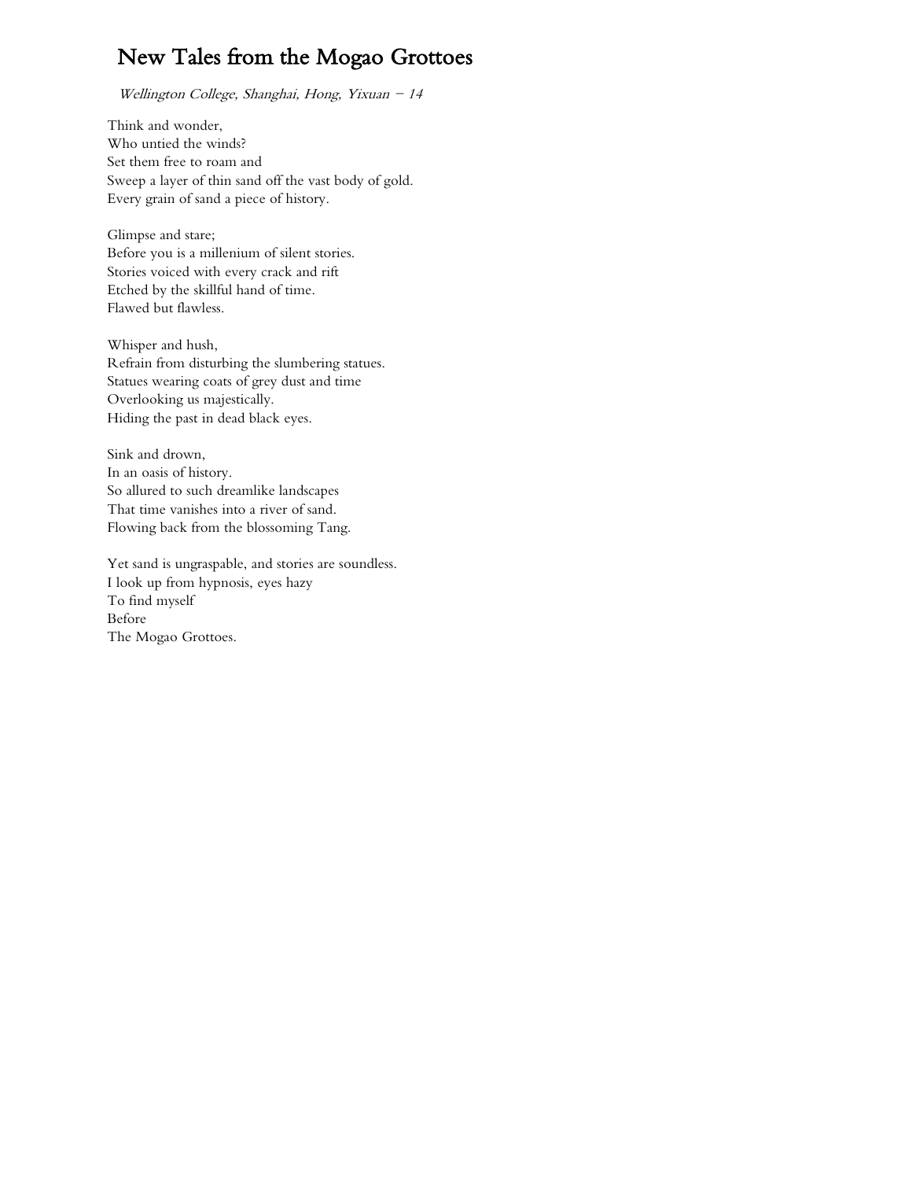# New Tales from the Mogao Grottoes

*Wellington College, Shanghai, Hong, Yixuan – 14*

Think and wonder,  
Who untied the winds?  
Set them free to roam and  
Sweep a layer of thin sand off the vast body of gold.  
Every grain of sand a piece of history.

Glimpse and stare;  
Before you is a millenium of silent stories.  
Stories voiced with every crack and rift  
Etched by the skillful hand of time.  
Flawed but flawless.

Whisper and hush,  
Refrain from disturbing the slumbering statues.  
Statues wearing coats of grey dust and time  
Overlooking us majestically.  
Hiding the past in dead black eyes.

Sink and drown,  
In an oasis of history.  
So allured to such dreamlike landscapes  
That time vanishes into a river of sand.  
Flowing back from the blossoming Tang.

Yet sand is ungraspable, and stories are soundless.  
I look up from hypnosis, eyes hazy  
To find myself  
Before  
The Mogao Grottoes.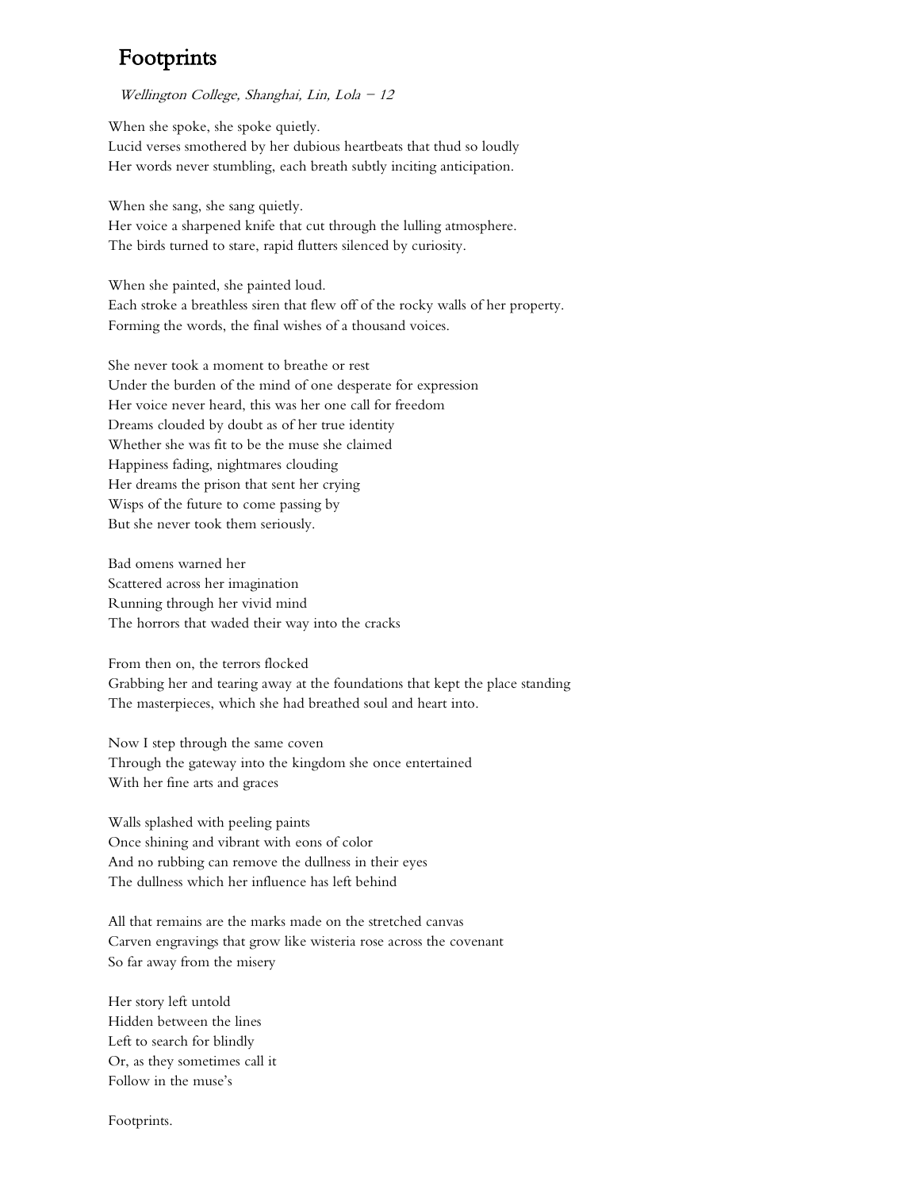# Footprints

*Wellington College, Shanghai, Lin, Lola – 12*

When she spoke, she spoke quietly.
Lucid verses smothered by her dubious heartbeats that thud so loudly
Her words never stumbling, each breath subtly inciting anticipation.

When she sang, she sang quietly.
Her voice a sharpened knife that cut through the lulling atmosphere.
The birds turned to stare, rapid flutters silenced by curiosity.

When she painted, she painted loud.
Each stroke a breathless siren that flew off of the rocky walls of her property.
Forming the words, the final wishes of a thousand voices.

She never took a moment to breathe or rest
Under the burden of the mind of one desperate for expression
Her voice never heard, this was her one call for freedom
Dreams clouded by doubt as of her true identity
Whether she was fit to be the muse she claimed
Happiness fading, nightmares clouding
Her dreams the prison that sent her crying
Wisps of the future to come passing by
But she never took them seriously.

Bad omens warned her
Scattered across her imagination
Running through her vivid mind
The horrors that waded their way into the cracks

From then on, the terrors flocked
Grabbing her and tearing away at the foundations that kept the place standing
The masterpieces, which she had breathed soul and heart into.

Now I step through the same coven
Through the gateway into the kingdom she once entertained
With her fine arts and graces

Walls splashed with peeling paints
Once shining and vibrant with eons of color
And no rubbing can remove the dullness in their eyes
The dullness which her influence has left behind

All that remains are the marks made on the stretched canvas
Carven engravings that grow like wisteria rose across the covenant
So far away from the misery

Her story left untold
Hidden between the lines
Left to search for blindly
Or, as they sometimes call it
Follow in the muse's

Footprints.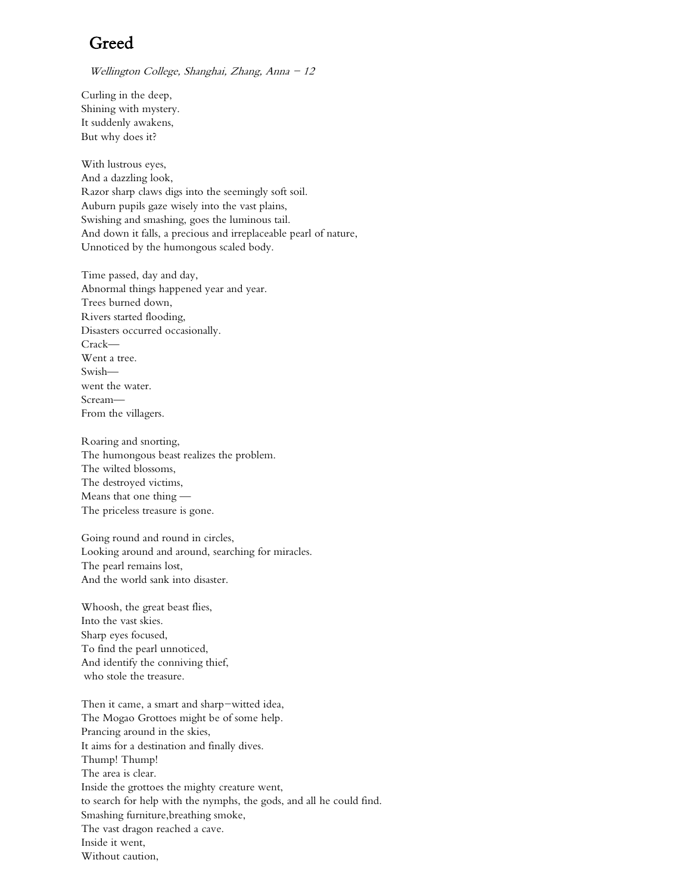# Greed

*Wellington College, Shanghai, Zhang, Anna – 12*

Curling in the deep,
Shining with mystery.
It suddenly awakens,
But why does it?

With lustrous eyes,
And a dazzling look,
Razor sharp claws digs into the seemingly soft soil.
Auburn pupils gaze wisely into the vast plains,
Swishing and smashing, goes the luminous tail.
And down it falls, a precious and irreplaceable pearl of nature,
Unnoticed by the humongous scaled body.

Time passed, day and day,
Abnormal things happened year and year.
Trees burned down,
Rivers started flooding,
Disasters occurred occasionally.
Crack—
Went a tree.
Swish—
went the water.
Scream—
From the villagers.

Roaring and snorting,
The humongous beast realizes the problem.
The wilted blossoms,
The destroyed victims,
Means that one thing —
The priceless treasure is gone.

Going round and round in circles,
Looking around and around, searching for miracles.
The pearl remains lost,
And the world sank into disaster.

Whoosh, the great beast flies,
Into the vast skies.
Sharp eyes focused,
To find the pearl unnoticed,
And identify the conniving thief,
who stole the treasure.

Then it came, a smart and sharp-witted idea,
The Mogao Grottoes might be of some help.
Prancing around in the skies,
It aims for a destination and finally dives.
Thump! Thump!
The area is clear.
Inside the grottoes the mighty creature went,
to search for help with the nymphs, the gods, and all he could find.
Smashing furniture,breathing smoke,
The vast dragon reached a cave.
Inside it went,
Without caution,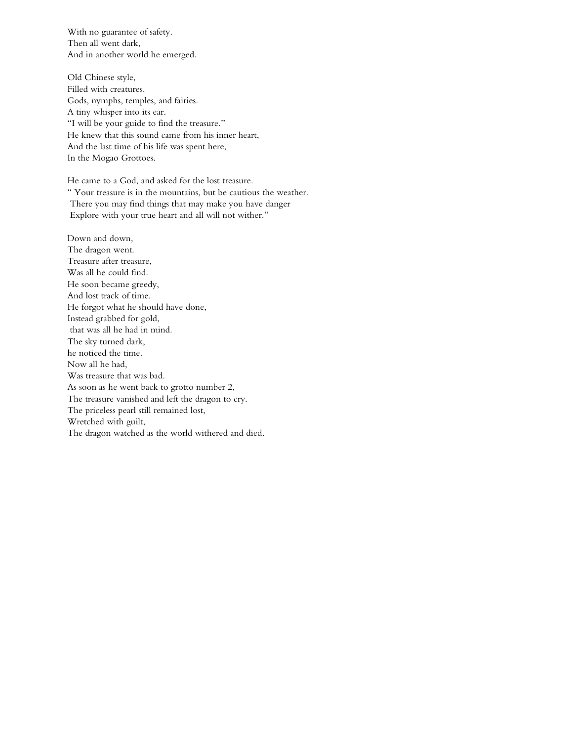With no guarantee of safety.
Then all went dark,
And in another world he emerged.

Old Chinese style,
Filled with creatures.
Gods, nymphs, temples, and fairies.
A tiny whisper into its ear.
"I will be your guide to find the treasure."
He knew that this sound came from his inner heart,
And the last time of his life was spent here,
In the Mogao Grottoes.

He came to a God, and asked for the lost treasure.
" Your treasure is in the mountains, but be cautious the weather.
There you may find things that may make you have danger
Explore with your true heart and all will not wither."

Down and down,
The dragon went.
Treasure after treasure,
Was all he could find.
He soon became greedy,
And lost track of time.
He forgot what he should have done,
Instead grabbed for gold,
that was all he had in mind.
The sky turned dark,
he noticed the time.
Now all he had,
Was treasure that was bad.
As soon as he went back to grotto number 2,
The treasure vanished and left the dragon to cry.
The priceless pearl still remained lost,
Wretched with guilt,
The dragon watched as the world withered and died.